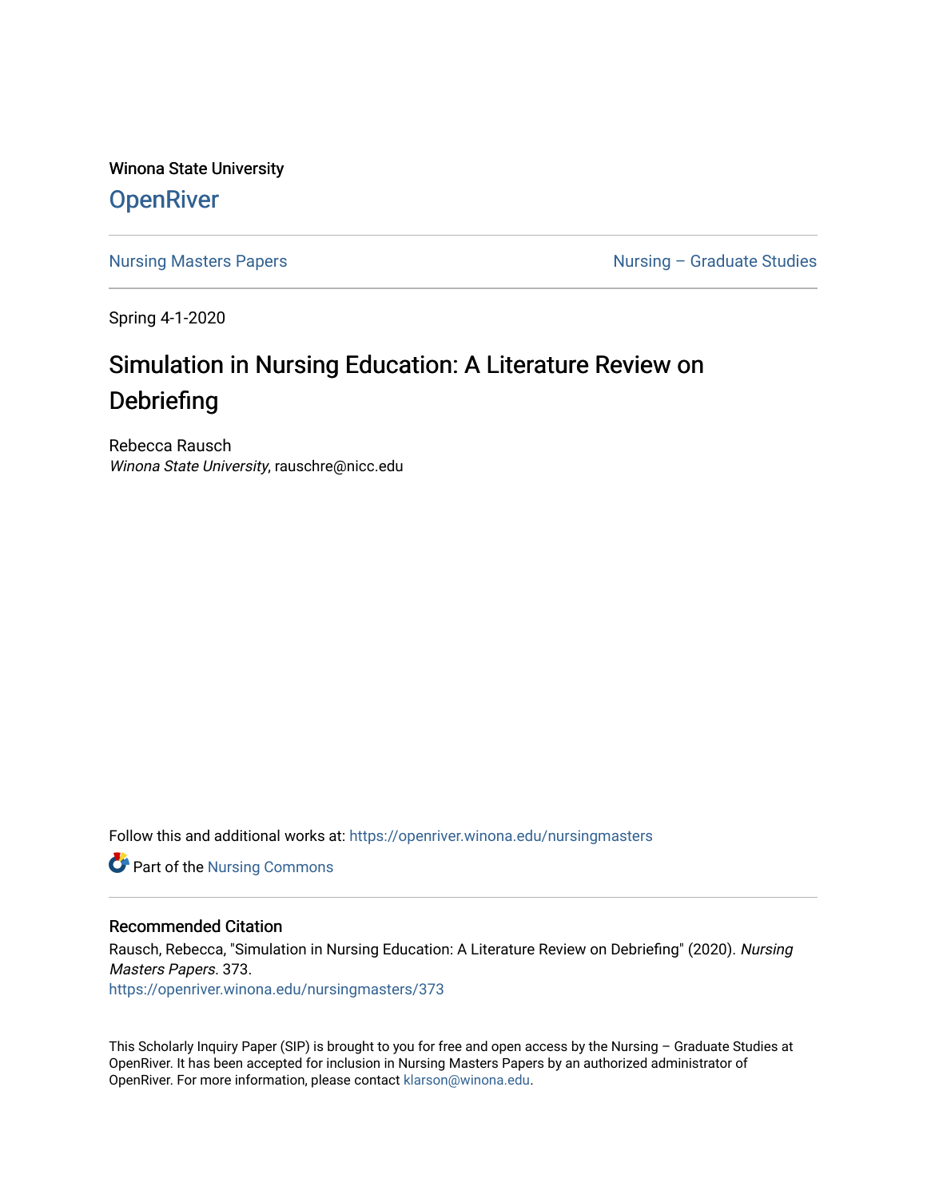Winona State University

# OpenRiver

Nursing Masters Papers

Nursing – Graduate Studies

Spring 4-1-2020

# Simulation in Nursing Education: A Literature Review on Debriefing

Rebecca Rausch
*Winona State University*, rauschre@nicc.edu

Follow this and additional works at: https://openriver.winona.edu/nursingmasters

Part of the Nursing Commons

## Recommended Citation

Rausch, Rebecca, "Simulation in Nursing Education: A Literature Review on Debriefing" (2020). *Nursing Masters Papers*. 373.
https://openriver.winona.edu/nursingmasters/373

This Scholarly Inquiry Paper (SIP) is brought to you for free and open access by the Nursing – Graduate Studies at OpenRiver. It has been accepted for inclusion in Nursing Masters Papers by an authorized administrator of OpenRiver. For more information, please contact klarson@winona.edu.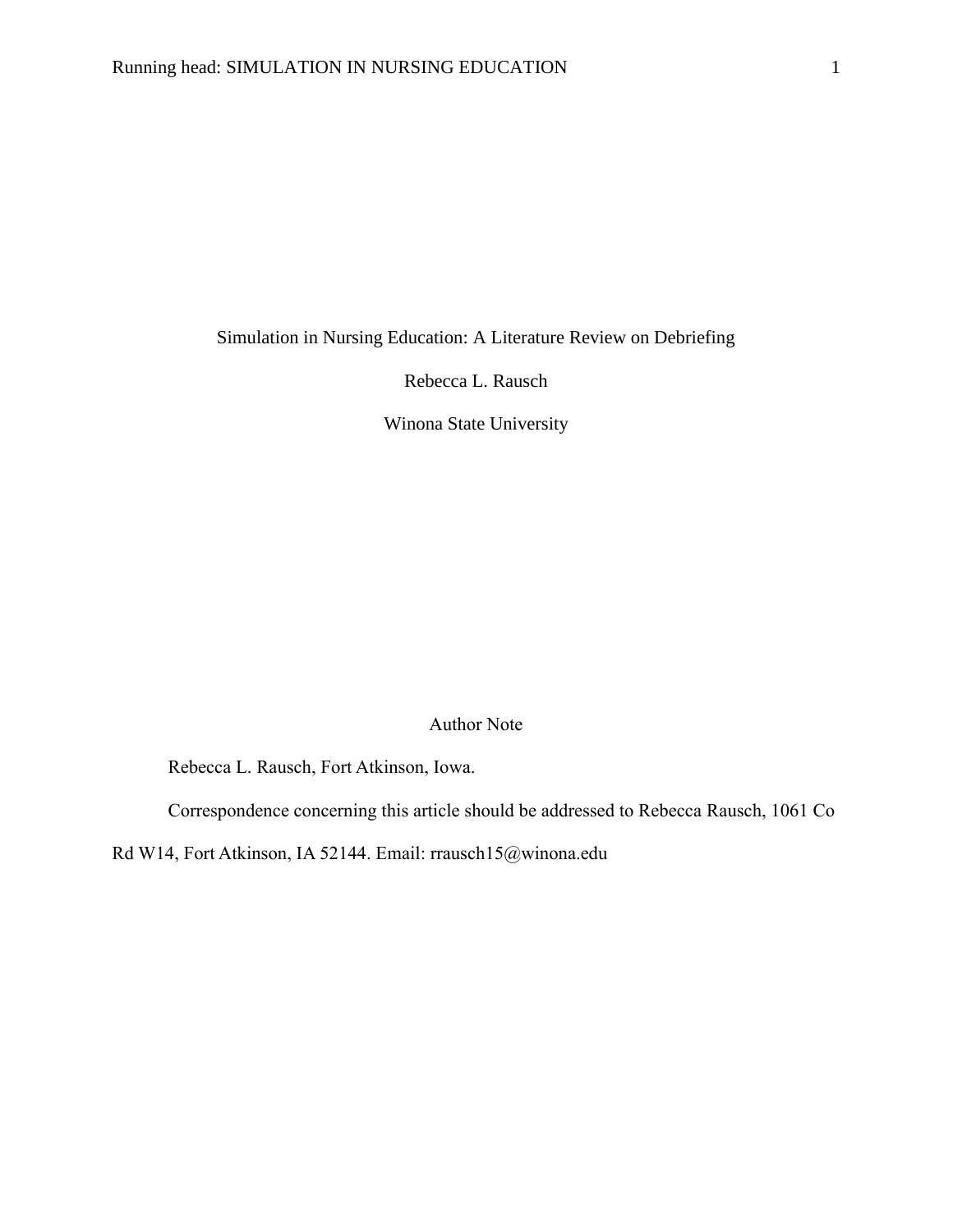Simulation in Nursing Education: A Literature Review on Debriefing

Rebecca L. Rausch

Winona State University

Author Note

Rebecca L. Rausch, Fort Atkinson, Iowa.

Correspondence concerning this article should be addressed to Rebecca Rausch, 1061 Co Rd W14, Fort Atkinson, IA 52144. Email: rrausch15@winona.edu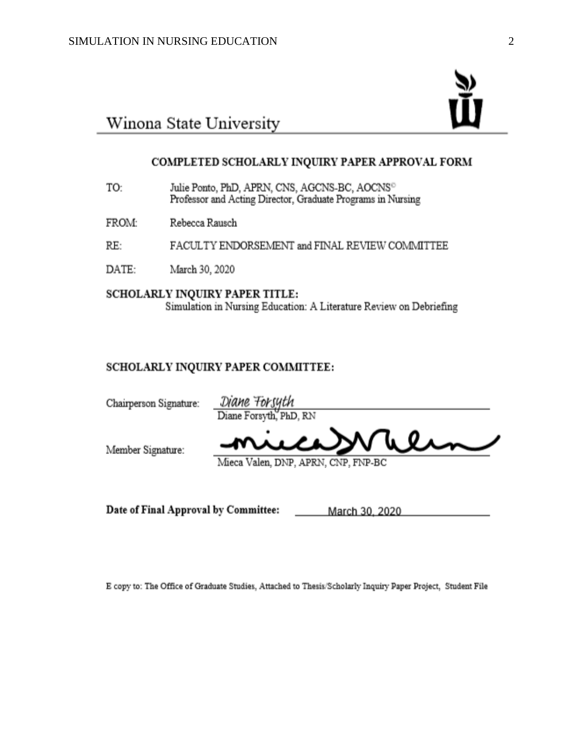Winona State University

## COMPLETED SCHOLARLY INQUIRY PAPER APPROVAL FORM

TO: Julie Ponto, PhD, APRN, CNS, AGCNS-BC, AOCNS©
Professor and Acting Director, Graduate Programs in Nursing

FROM: Rebecca Rausch

RE: FACULTY ENDORSEMENT and FINAL REVIEW COMMITTEE

DATE: March 30, 2020

**SCHOLARLY INQUIRY PAPER TITLE:**
Simulation in Nursing Education: A Literature Review on Debriefing

**SCHOLARLY INQUIRY PAPER COMMITTEE:**

Chairperson Signature: *Diane Forsyth*
Diane Forsyth, PhD, RN

Member Signature: *Mieca Valen*
Mieca Valen, DNP, APRN, CNP, FNP-BC

**Date of Final Approval by Committee:** March 30, 2020

E copy to: The Office of Graduate Studies, Attached to Thesis/Scholarly Inquiry Paper Project, Student File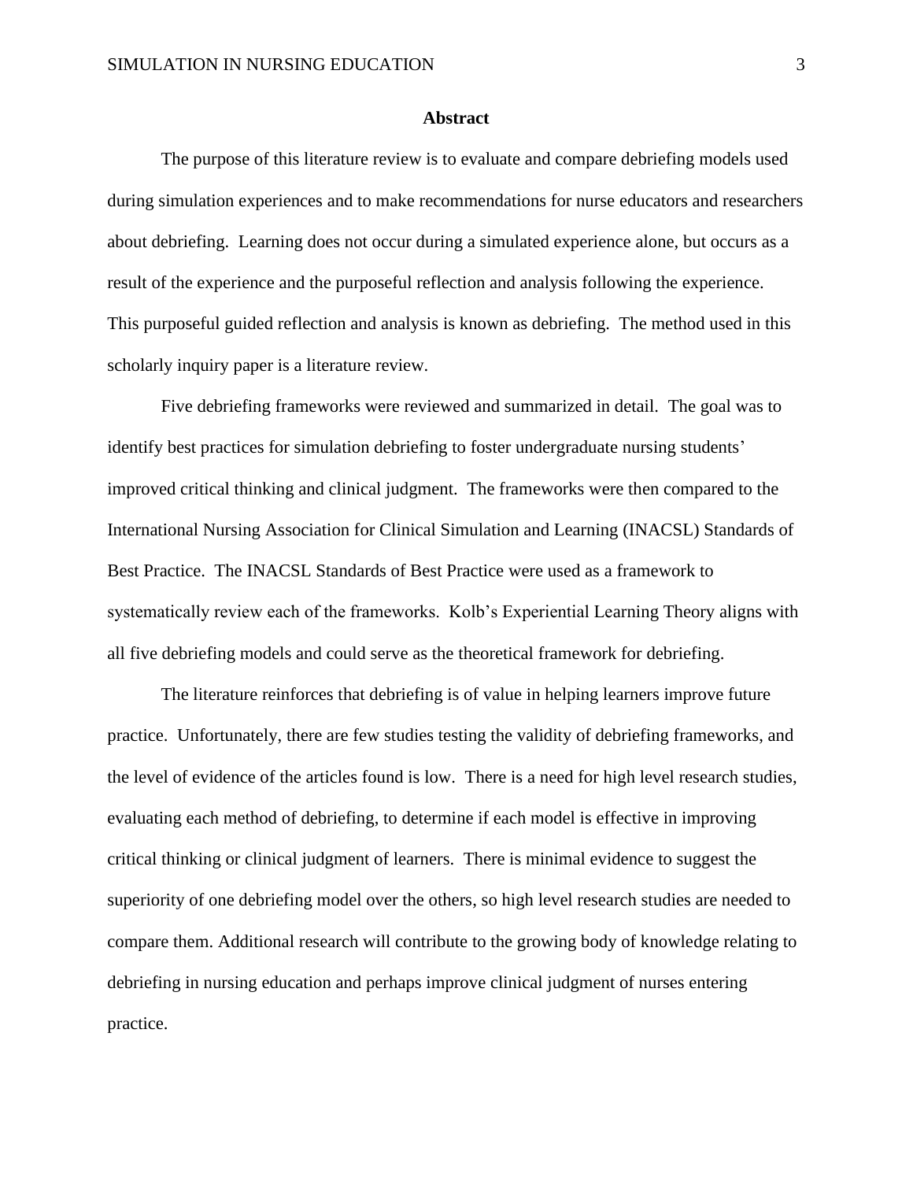# Abstract

The purpose of this literature review is to evaluate and compare debriefing models used during simulation experiences and to make recommendations for nurse educators and researchers about debriefing. Learning does not occur during a simulated experience alone, but occurs as a result of the experience and the purposeful reflection and analysis following the experience. This purposeful guided reflection and analysis is known as debriefing. The method used in this scholarly inquiry paper is a literature review.

Five debriefing frameworks were reviewed and summarized in detail. The goal was to identify best practices for simulation debriefing to foster undergraduate nursing students' improved critical thinking and clinical judgment. The frameworks were then compared to the International Nursing Association for Clinical Simulation and Learning (INACSL) Standards of Best Practice. The INACSL Standards of Best Practice were used as a framework to systematically review each of the frameworks. Kolb's Experiential Learning Theory aligns with all five debriefing models and could serve as the theoretical framework for debriefing.

The literature reinforces that debriefing is of value in helping learners improve future practice. Unfortunately, there are few studies testing the validity of debriefing frameworks, and the level of evidence of the articles found is low. There is a need for high level research studies, evaluating each method of debriefing, to determine if each model is effective in improving critical thinking or clinical judgment of learners. There is minimal evidence to suggest the superiority of one debriefing model over the others, so high level research studies are needed to compare them. Additional research will contribute to the growing body of knowledge relating to debriefing in nursing education and perhaps improve clinical judgment of nurses entering practice.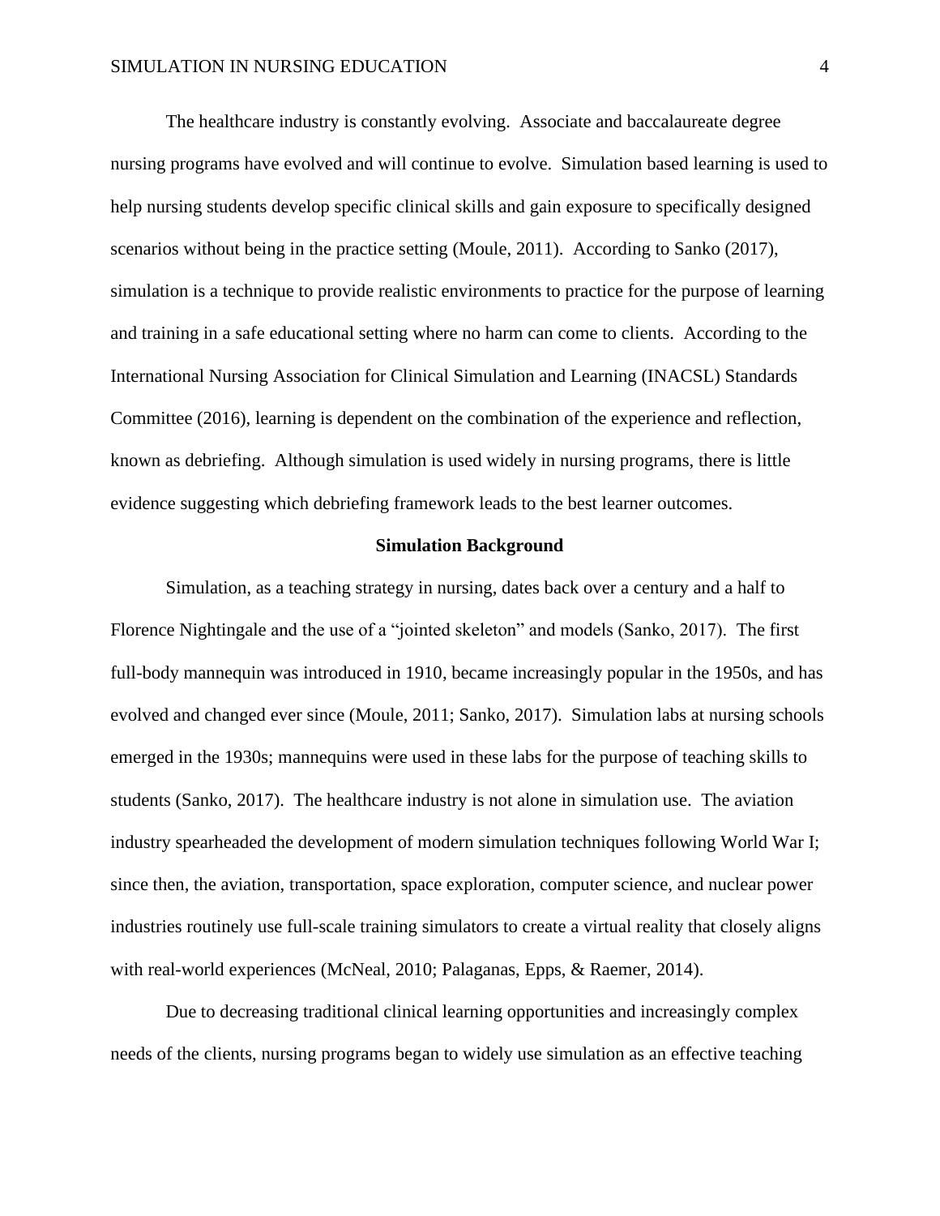The healthcare industry is constantly evolving. Associate and baccalaureate degree nursing programs have evolved and will continue to evolve. Simulation based learning is used to help nursing students develop specific clinical skills and gain exposure to specifically designed scenarios without being in the practice setting (Moule, 2011). According to Sanko (2017), simulation is a technique to provide realistic environments to practice for the purpose of learning and training in a safe educational setting where no harm can come to clients. According to the International Nursing Association for Clinical Simulation and Learning (INACSL) Standards Committee (2016), learning is dependent on the combination of the experience and reflection, known as debriefing. Although simulation is used widely in nursing programs, there is little evidence suggesting which debriefing framework leads to the best learner outcomes.

## Simulation Background

Simulation, as a teaching strategy in nursing, dates back over a century and a half to Florence Nightingale and the use of a "jointed skeleton" and models (Sanko, 2017). The first full-body mannequin was introduced in 1910, became increasingly popular in the 1950s, and has evolved and changed ever since (Moule, 2011; Sanko, 2017). Simulation labs at nursing schools emerged in the 1930s; mannequins were used in these labs for the purpose of teaching skills to students (Sanko, 2017). The healthcare industry is not alone in simulation use. The aviation industry spearheaded the development of modern simulation techniques following World War I; since then, the aviation, transportation, space exploration, computer science, and nuclear power industries routinely use full-scale training simulators to create a virtual reality that closely aligns with real-world experiences (McNeal, 2010; Palaganas, Epps, & Raemer, 2014).

Due to decreasing traditional clinical learning opportunities and increasingly complex needs of the clients, nursing programs began to widely use simulation as an effective teaching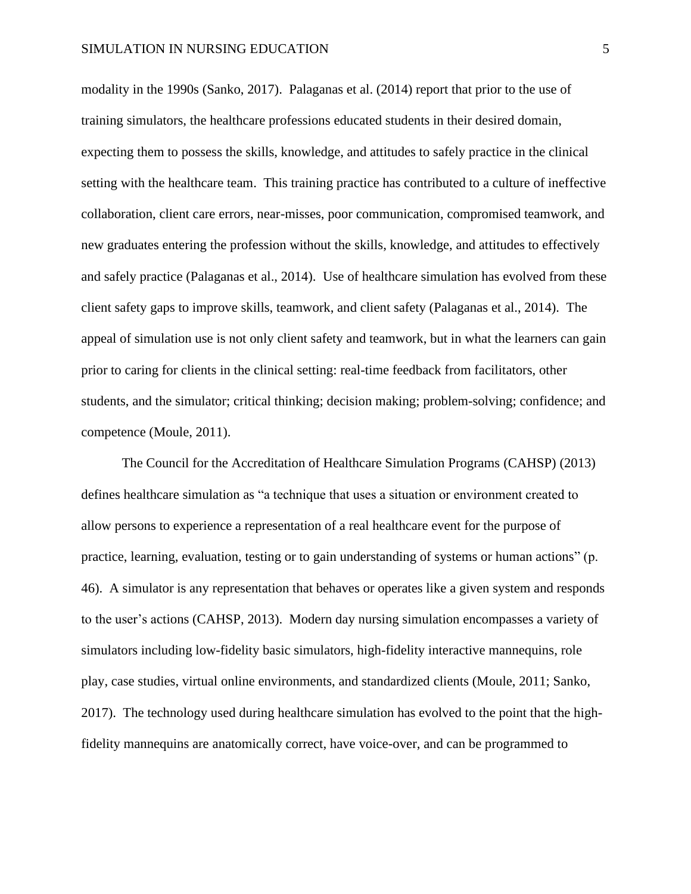modality in the 1990s (Sanko, 2017). Palaganas et al. (2014) report that prior to the use of training simulators, the healthcare professions educated students in their desired domain, expecting them to possess the skills, knowledge, and attitudes to safely practice in the clinical setting with the healthcare team. This training practice has contributed to a culture of ineffective collaboration, client care errors, near-misses, poor communication, compromised teamwork, and new graduates entering the profession without the skills, knowledge, and attitudes to effectively and safely practice (Palaganas et al., 2014). Use of healthcare simulation has evolved from these client safety gaps to improve skills, teamwork, and client safety (Palaganas et al., 2014). The appeal of simulation use is not only client safety and teamwork, but in what the learners can gain prior to caring for clients in the clinical setting: real-time feedback from facilitators, other students, and the simulator; critical thinking; decision making; problem-solving; confidence; and competence (Moule, 2011).

The Council for the Accreditation of Healthcare Simulation Programs (CAHSP) (2013) defines healthcare simulation as "a technique that uses a situation or environment created to allow persons to experience a representation of a real healthcare event for the purpose of practice, learning, evaluation, testing or to gain understanding of systems or human actions" (p. 46). A simulator is any representation that behaves or operates like a given system and responds to the user's actions (CAHSP, 2013). Modern day nursing simulation encompasses a variety of simulators including low-fidelity basic simulators, high-fidelity interactive mannequins, role play, case studies, virtual online environments, and standardized clients (Moule, 2011; Sanko, 2017). The technology used during healthcare simulation has evolved to the point that the high-fidelity mannequins are anatomically correct, have voice-over, and can be programmed to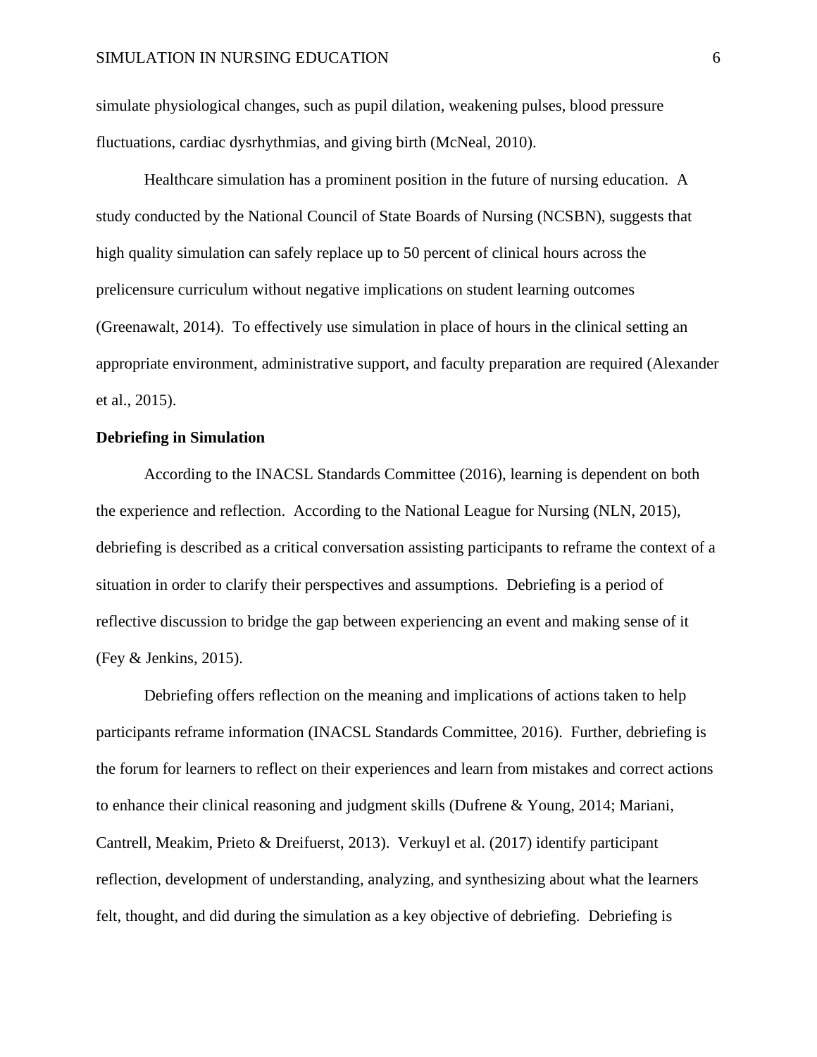simulate physiological changes, such as pupil dilation, weakening pulses, blood pressure fluctuations, cardiac dysrhythmias, and giving birth (McNeal, 2010).

Healthcare simulation has a prominent position in the future of nursing education. A study conducted by the National Council of State Boards of Nursing (NCSBN), suggests that high quality simulation can safely replace up to 50 percent of clinical hours across the prelicensure curriculum without negative implications on student learning outcomes (Greenawalt, 2014). To effectively use simulation in place of hours in the clinical setting an appropriate environment, administrative support, and faculty preparation are required (Alexander et al., 2015).

**Debriefing in Simulation**

According to the INACSL Standards Committee (2016), learning is dependent on both the experience and reflection. According to the National League for Nursing (NLN, 2015), debriefing is described as a critical conversation assisting participants to reframe the context of a situation in order to clarify their perspectives and assumptions. Debriefing is a period of reflective discussion to bridge the gap between experiencing an event and making sense of it (Fey & Jenkins, 2015).

Debriefing offers reflection on the meaning and implications of actions taken to help participants reframe information (INACSL Standards Committee, 2016). Further, debriefing is the forum for learners to reflect on their experiences and learn from mistakes and correct actions to enhance their clinical reasoning and judgment skills (Dufrene & Young, 2014; Mariani, Cantrell, Meakim, Prieto & Dreifuerst, 2013). Verkuyl et al. (2017) identify participant reflection, development of understanding, analyzing, and synthesizing about what the learners felt, thought, and did during the simulation as a key objective of debriefing. Debriefing is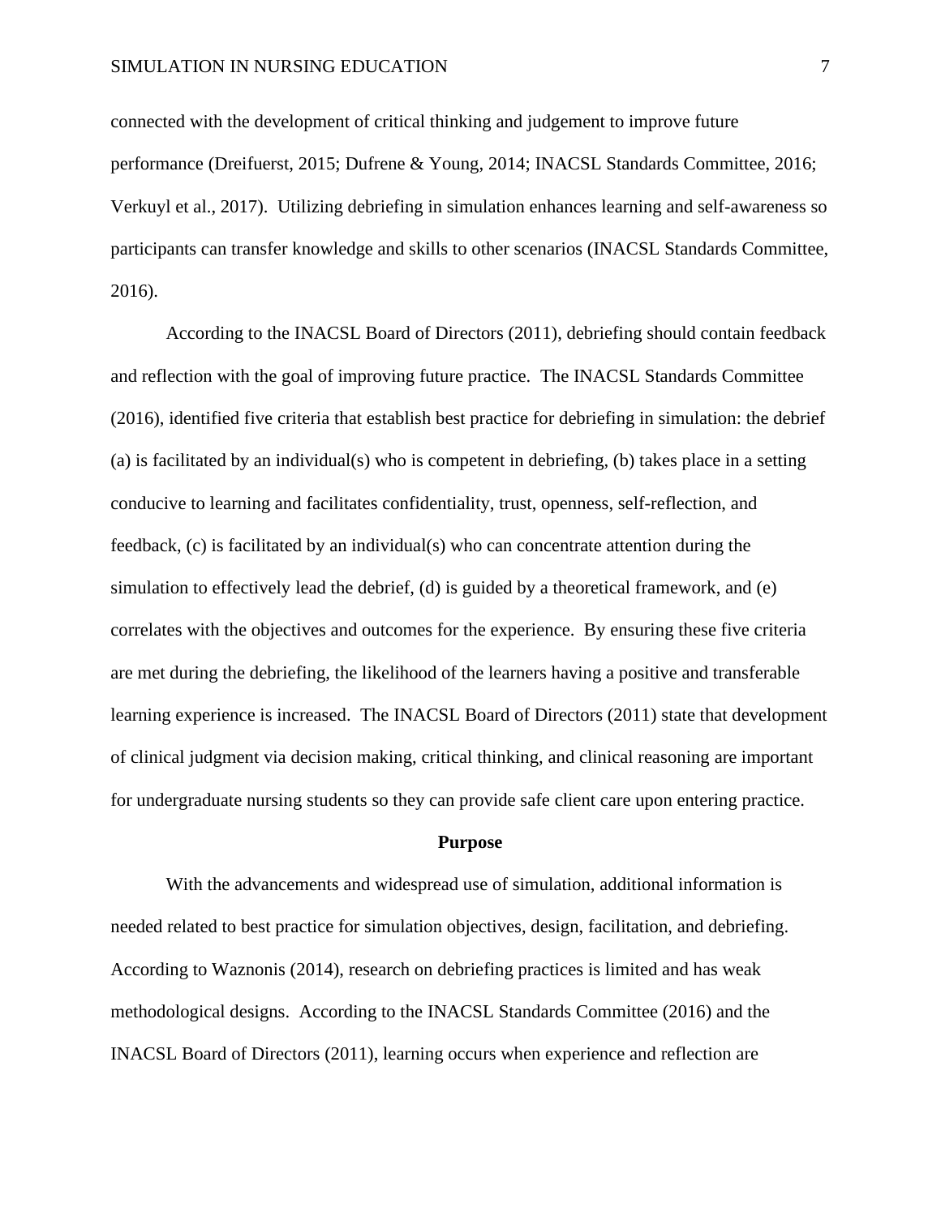connected with the development of critical thinking and judgement to improve future performance (Dreifuerst, 2015; Dufrene & Young, 2014; INACSL Standards Committee, 2016; Verkuyl et al., 2017). Utilizing debriefing in simulation enhances learning and self-awareness so participants can transfer knowledge and skills to other scenarios (INACSL Standards Committee, 2016).

According to the INACSL Board of Directors (2011), debriefing should contain feedback and reflection with the goal of improving future practice. The INACSL Standards Committee (2016), identified five criteria that establish best practice for debriefing in simulation: the debrief (a) is facilitated by an individual(s) who is competent in debriefing, (b) takes place in a setting conducive to learning and facilitates confidentiality, trust, openness, self-reflection, and feedback, (c) is facilitated by an individual(s) who can concentrate attention during the simulation to effectively lead the debrief, (d) is guided by a theoretical framework, and (e) correlates with the objectives and outcomes for the experience. By ensuring these five criteria are met during the debriefing, the likelihood of the learners having a positive and transferable learning experience is increased. The INACSL Board of Directors (2011) state that development of clinical judgment via decision making, critical thinking, and clinical reasoning are important for undergraduate nursing students so they can provide safe client care upon entering practice.

## Purpose

With the advancements and widespread use of simulation, additional information is needed related to best practice for simulation objectives, design, facilitation, and debriefing. According to Waznonis (2014), research on debriefing practices is limited and has weak methodological designs. According to the INACSL Standards Committee (2016) and the INACSL Board of Directors (2011), learning occurs when experience and reflection are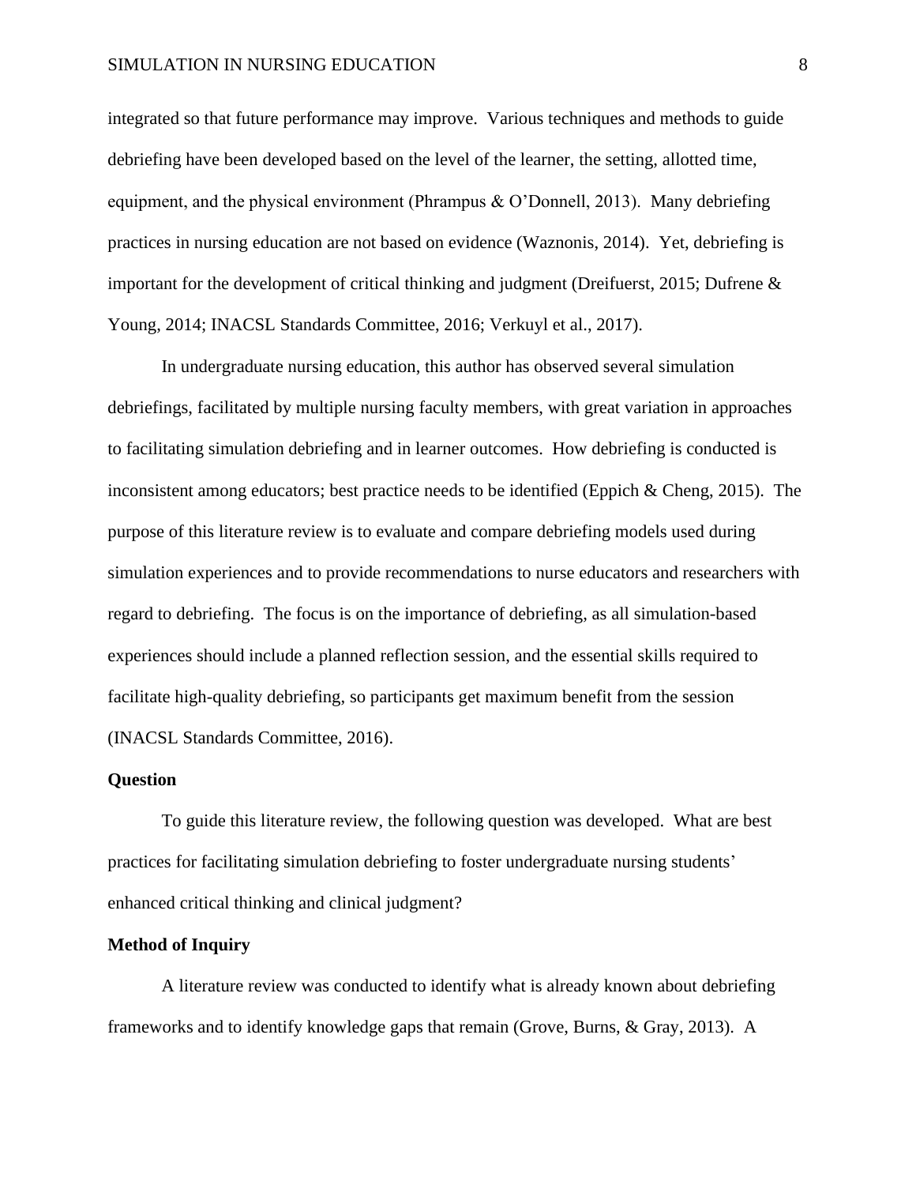integrated so that future performance may improve. Various techniques and methods to guide debriefing have been developed based on the level of the learner, the setting, allotted time, equipment, and the physical environment (Phrampus & O'Donnell, 2013). Many debriefing practices in nursing education are not based on evidence (Waznonis, 2014). Yet, debriefing is important for the development of critical thinking and judgment (Dreifuerst, 2015; Dufrene & Young, 2014; INACSL Standards Committee, 2016; Verkuyl et al., 2017).

In undergraduate nursing education, this author has observed several simulation debriefings, facilitated by multiple nursing faculty members, with great variation in approaches to facilitating simulation debriefing and in learner outcomes. How debriefing is conducted is inconsistent among educators; best practice needs to be identified (Eppich & Cheng, 2015). The purpose of this literature review is to evaluate and compare debriefing models used during simulation experiences and to provide recommendations to nurse educators and researchers with regard to debriefing. The focus is on the importance of debriefing, as all simulation-based experiences should include a planned reflection session, and the essential skills required to facilitate high-quality debriefing, so participants get maximum benefit from the session (INACSL Standards Committee, 2016).

**Question**

To guide this literature review, the following question was developed. What are best practices for facilitating simulation debriefing to foster undergraduate nursing students' enhanced critical thinking and clinical judgment?

**Method of Inquiry**

A literature review was conducted to identify what is already known about debriefing frameworks and to identify knowledge gaps that remain (Grove, Burns, & Gray, 2013). A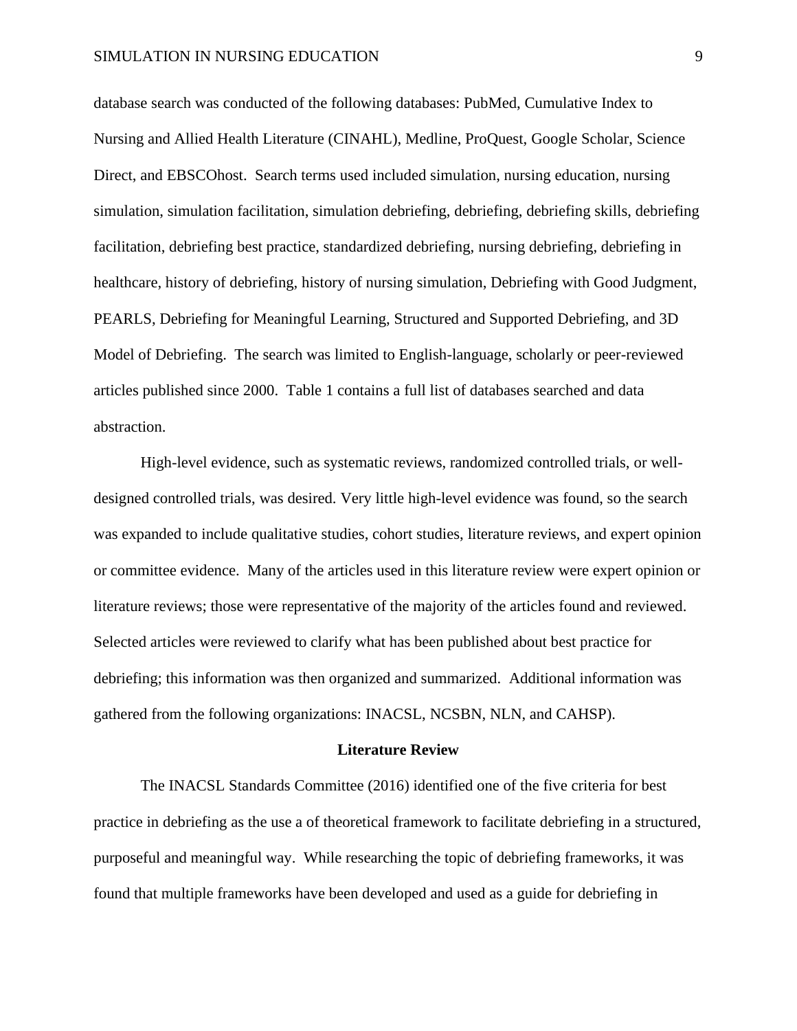database search was conducted of the following databases: PubMed, Cumulative Index to Nursing and Allied Health Literature (CINAHL), Medline, ProQuest, Google Scholar, Science Direct, and EBSCOhost. Search terms used included simulation, nursing education, nursing simulation, simulation facilitation, simulation debriefing, debriefing, debriefing skills, debriefing facilitation, debriefing best practice, standardized debriefing, nursing debriefing, debriefing in healthcare, history of debriefing, history of nursing simulation, Debriefing with Good Judgment, PEARLS, Debriefing for Meaningful Learning, Structured and Supported Debriefing, and 3D Model of Debriefing. The search was limited to English-language, scholarly or peer-reviewed articles published since 2000. Table 1 contains a full list of databases searched and data abstraction.

High-level evidence, such as systematic reviews, randomized controlled trials, or well-designed controlled trials, was desired. Very little high-level evidence was found, so the search was expanded to include qualitative studies, cohort studies, literature reviews, and expert opinion or committee evidence. Many of the articles used in this literature review were expert opinion or literature reviews; those were representative of the majority of the articles found and reviewed. Selected articles were reviewed to clarify what has been published about best practice for debriefing; this information was then organized and summarized. Additional information was gathered from the following organizations: INACSL, NCSBN, NLN, and CAHSP).

## Literature Review

The INACSL Standards Committee (2016) identified one of the five criteria for best practice in debriefing as the use a of theoretical framework to facilitate debriefing in a structured, purposeful and meaningful way. While researching the topic of debriefing frameworks, it was found that multiple frameworks have been developed and used as a guide for debriefing in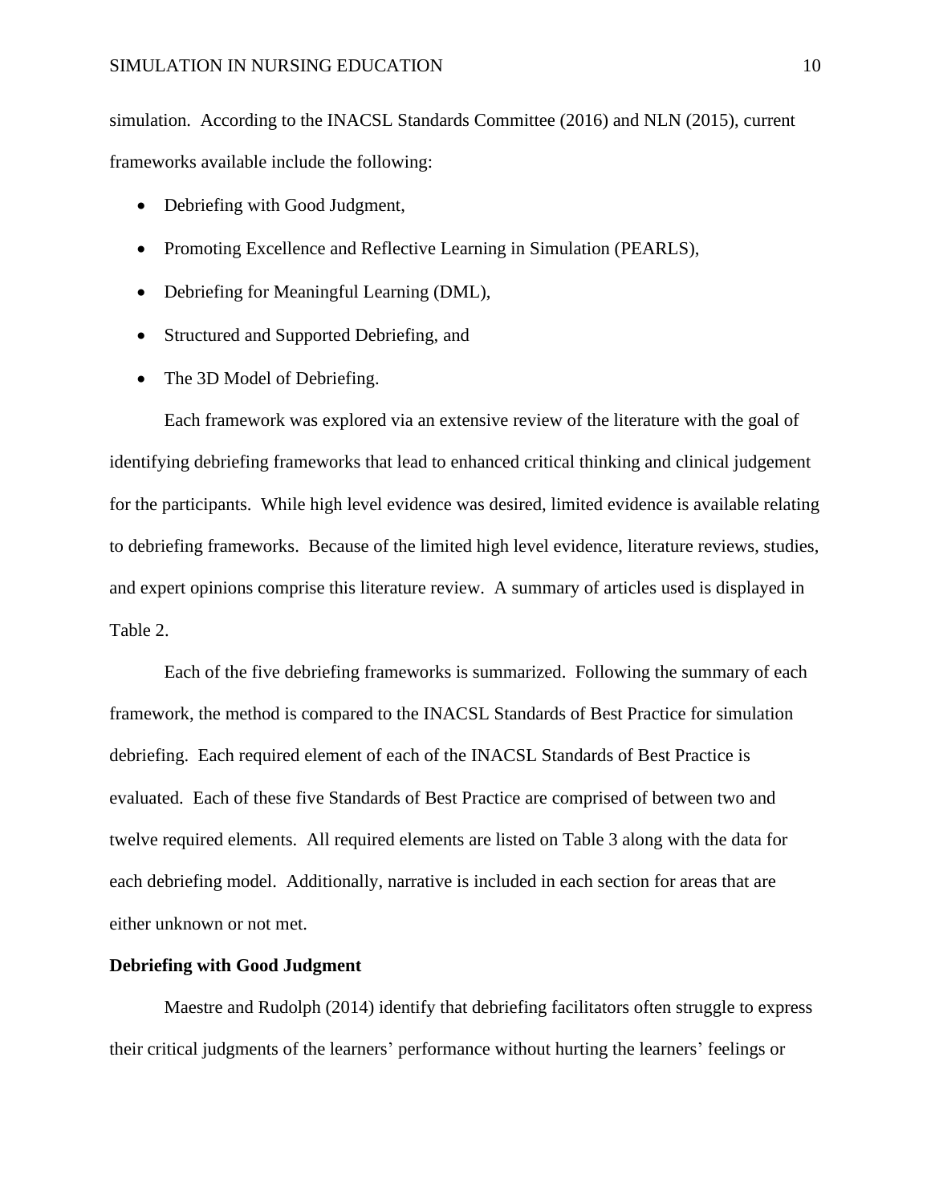simulation. According to the INACSL Standards Committee (2016) and NLN (2015), current frameworks available include the following:

- Debriefing with Good Judgment,
- Promoting Excellence and Reflective Learning in Simulation (PEARLS),
- Debriefing for Meaningful Learning (DML),
- Structured and Supported Debriefing, and
- The 3D Model of Debriefing.

Each framework was explored via an extensive review of the literature with the goal of identifying debriefing frameworks that lead to enhanced critical thinking and clinical judgement for the participants. While high level evidence was desired, limited evidence is available relating to debriefing frameworks. Because of the limited high level evidence, literature reviews, studies, and expert opinions comprise this literature review. A summary of articles used is displayed in Table 2.

Each of the five debriefing frameworks is summarized. Following the summary of each framework, the method is compared to the INACSL Standards of Best Practice for simulation debriefing. Each required element of each of the INACSL Standards of Best Practice is evaluated. Each of these five Standards of Best Practice are comprised of between two and twelve required elements. All required elements are listed on Table 3 along with the data for each debriefing model. Additionally, narrative is included in each section for areas that are either unknown or not met.

**Debriefing with Good Judgment**

Maestre and Rudolph (2014) identify that debriefing facilitators often struggle to express their critical judgments of the learners' performance without hurting the learners' feelings or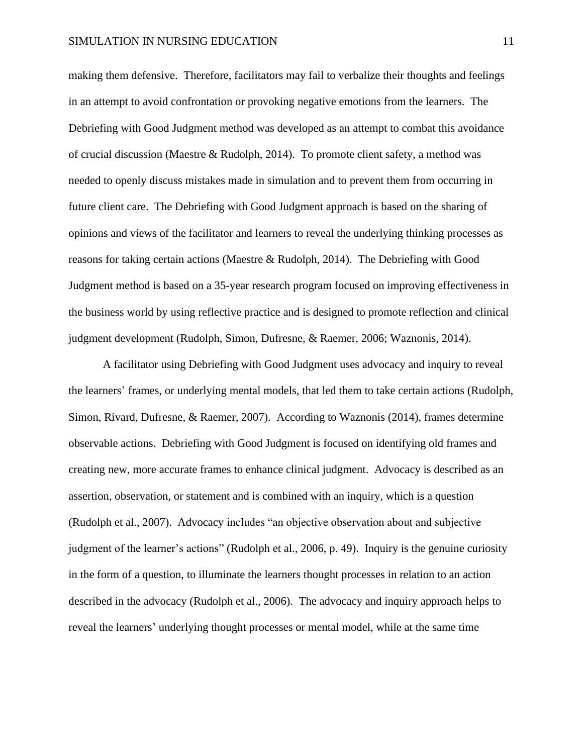making them defensive. Therefore, facilitators may fail to verbalize their thoughts and feelings in an attempt to avoid confrontation or provoking negative emotions from the learners. The Debriefing with Good Judgment method was developed as an attempt to combat this avoidance of crucial discussion (Maestre & Rudolph, 2014). To promote client safety, a method was needed to openly discuss mistakes made in simulation and to prevent them from occurring in future client care. The Debriefing with Good Judgment approach is based on the sharing of opinions and views of the facilitator and learners to reveal the underlying thinking processes as reasons for taking certain actions (Maestre & Rudolph, 2014). The Debriefing with Good Judgment method is based on a 35-year research program focused on improving effectiveness in the business world by using reflective practice and is designed to promote reflection and clinical judgment development (Rudolph, Simon, Dufresne, & Raemer, 2006; Waznonis, 2014).

A facilitator using Debriefing with Good Judgment uses advocacy and inquiry to reveal the learners' frames, or underlying mental models, that led them to take certain actions (Rudolph, Simon, Rivard, Dufresne, & Raemer, 2007). According to Waznonis (2014), frames determine observable actions. Debriefing with Good Judgment is focused on identifying old frames and creating new, more accurate frames to enhance clinical judgment. Advocacy is described as an assertion, observation, or statement and is combined with an inquiry, which is a question (Rudolph et al., 2007). Advocacy includes "an objective observation about and subjective judgment of the learner's actions" (Rudolph et al., 2006, p. 49). Inquiry is the genuine curiosity in the form of a question, to illuminate the learners thought processes in relation to an action described in the advocacy (Rudolph et al., 2006). The advocacy and inquiry approach helps to reveal the learners' underlying thought processes or mental model, while at the same time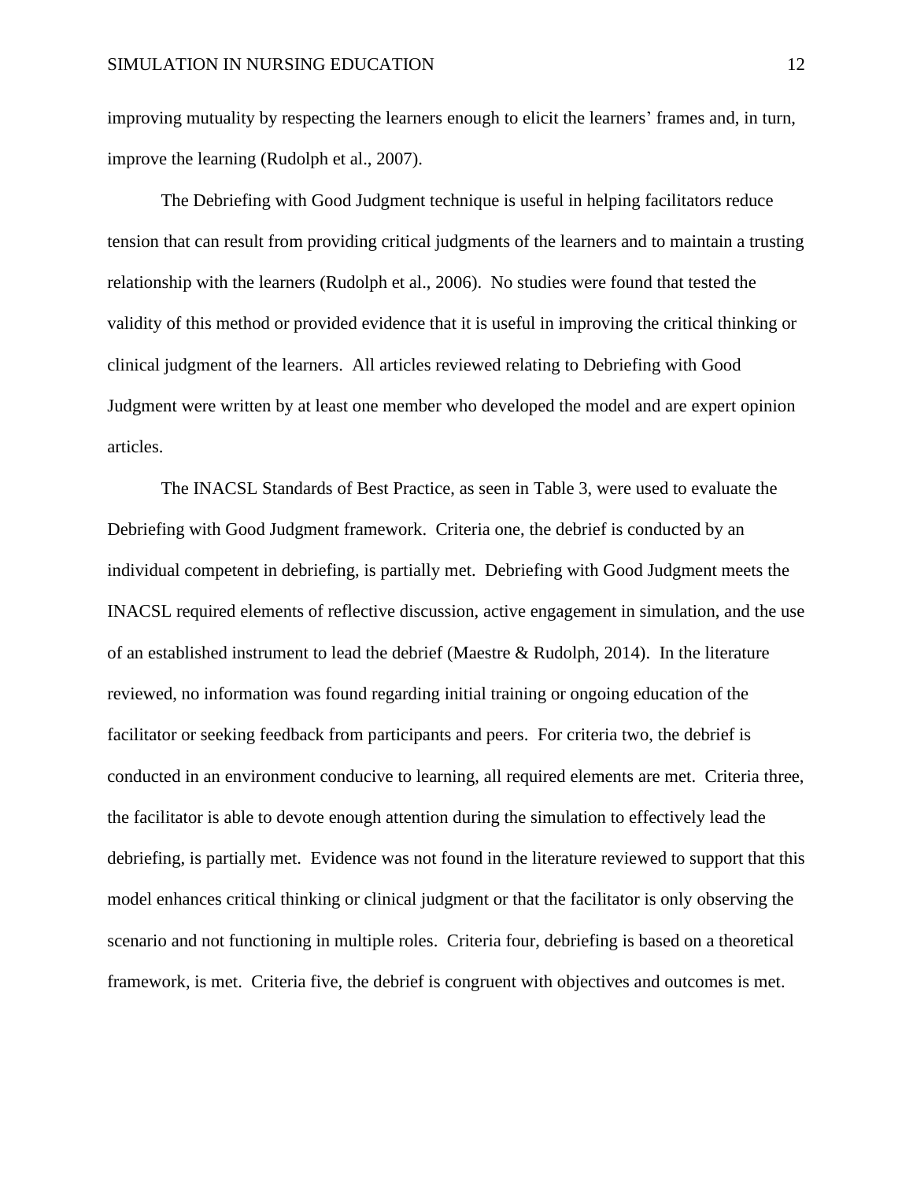improving mutuality by respecting the learners enough to elicit the learners' frames and, in turn, improve the learning (Rudolph et al., 2007).

The Debriefing with Good Judgment technique is useful in helping facilitators reduce tension that can result from providing critical judgments of the learners and to maintain a trusting relationship with the learners (Rudolph et al., 2006). No studies were found that tested the validity of this method or provided evidence that it is useful in improving the critical thinking or clinical judgment of the learners. All articles reviewed relating to Debriefing with Good Judgment were written by at least one member who developed the model and are expert opinion articles.

The INACSL Standards of Best Practice, as seen in Table 3, were used to evaluate the Debriefing with Good Judgment framework. Criteria one, the debrief is conducted by an individual competent in debriefing, is partially met. Debriefing with Good Judgment meets the INACSL required elements of reflective discussion, active engagement in simulation, and the use of an established instrument to lead the debrief (Maestre & Rudolph, 2014). In the literature reviewed, no information was found regarding initial training or ongoing education of the facilitator or seeking feedback from participants and peers. For criteria two, the debrief is conducted in an environment conducive to learning, all required elements are met. Criteria three, the facilitator is able to devote enough attention during the simulation to effectively lead the debriefing, is partially met. Evidence was not found in the literature reviewed to support that this model enhances critical thinking or clinical judgment or that the facilitator is only observing the scenario and not functioning in multiple roles. Criteria four, debriefing is based on a theoretical framework, is met. Criteria five, the debrief is congruent with objectives and outcomes is met.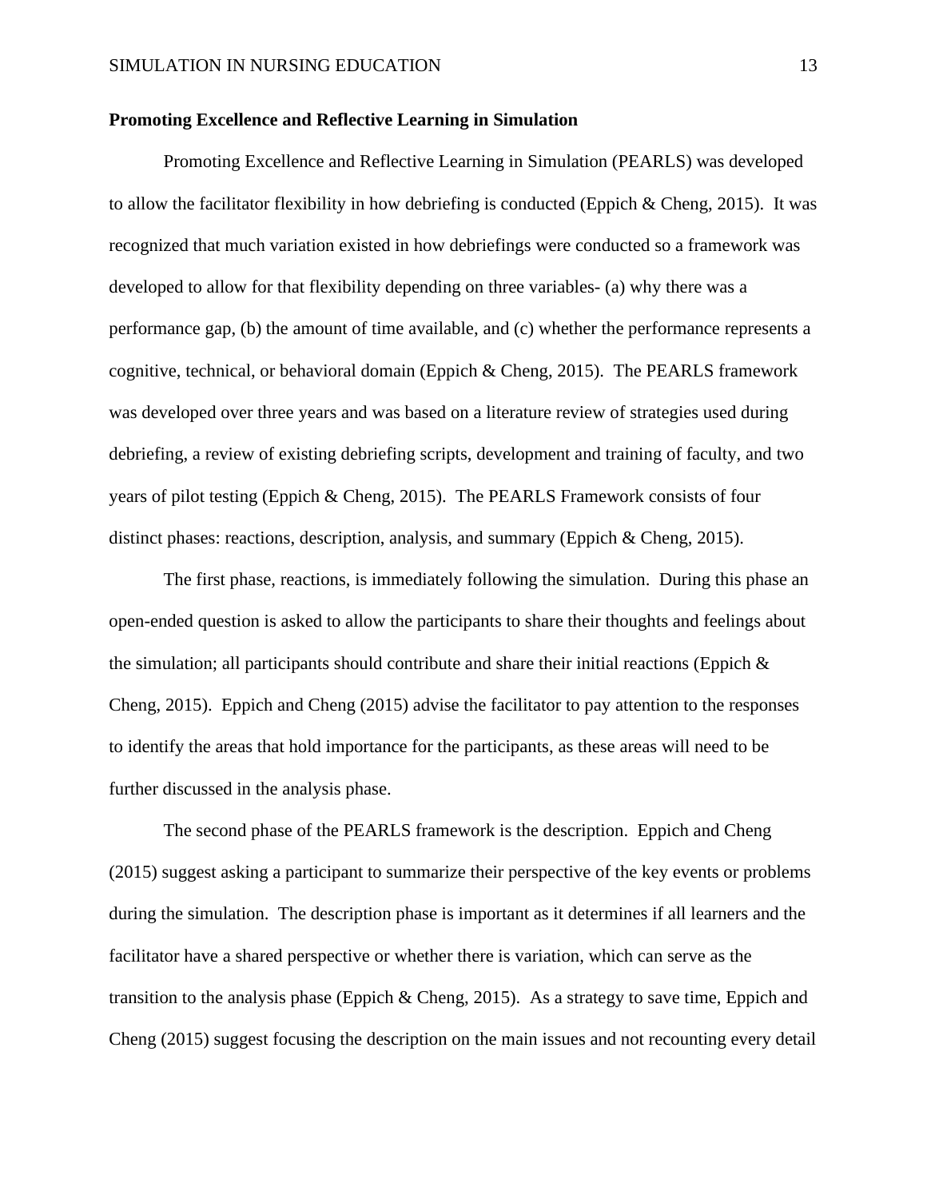**Promoting Excellence and Reflective Learning in Simulation**

Promoting Excellence and Reflective Learning in Simulation (PEARLS) was developed to allow the facilitator flexibility in how debriefing is conducted (Eppich & Cheng, 2015). It was recognized that much variation existed in how debriefings were conducted so a framework was developed to allow for that flexibility depending on three variables- (a) why there was a performance gap, (b) the amount of time available, and (c) whether the performance represents a cognitive, technical, or behavioral domain (Eppich & Cheng, 2015). The PEARLS framework was developed over three years and was based on a literature review of strategies used during debriefing, a review of existing debriefing scripts, development and training of faculty, and two years of pilot testing (Eppich & Cheng, 2015). The PEARLS Framework consists of four distinct phases: reactions, description, analysis, and summary (Eppich & Cheng, 2015).

The first phase, reactions, is immediately following the simulation. During this phase an open-ended question is asked to allow the participants to share their thoughts and feelings about the simulation; all participants should contribute and share their initial reactions (Eppich & Cheng, 2015). Eppich and Cheng (2015) advise the facilitator to pay attention to the responses to identify the areas that hold importance for the participants, as these areas will need to be further discussed in the analysis phase.

The second phase of the PEARLS framework is the description. Eppich and Cheng (2015) suggest asking a participant to summarize their perspective of the key events or problems during the simulation. The description phase is important as it determines if all learners and the facilitator have a shared perspective or whether there is variation, which can serve as the transition to the analysis phase (Eppich & Cheng, 2015). As a strategy to save time, Eppich and Cheng (2015) suggest focusing the description on the main issues and not recounting every detail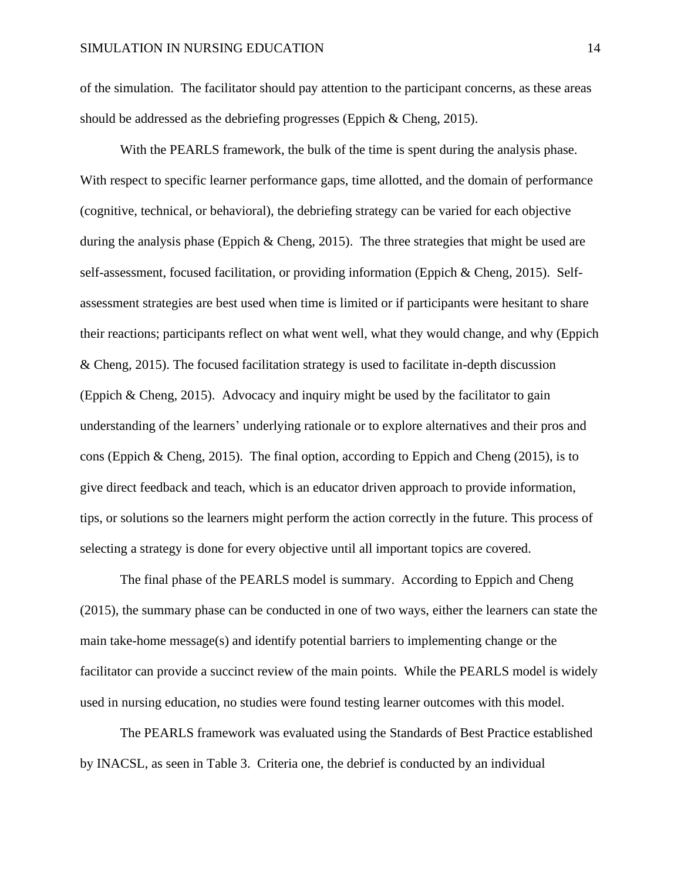of the simulation.  The facilitator should pay attention to the participant concerns, as these areas should be addressed as the debriefing progresses (Eppich & Cheng, 2015).

With the PEARLS framework, the bulk of the time is spent during the analysis phase. With respect to specific learner performance gaps, time allotted, and the domain of performance (cognitive, technical, or behavioral), the debriefing strategy can be varied for each objective during the analysis phase (Eppich & Cheng, 2015).  The three strategies that might be used are self-assessment, focused facilitation, or providing information (Eppich & Cheng, 2015).  Self-assessment strategies are best used when time is limited or if participants were hesitant to share their reactions; participants reflect on what went well, what they would change, and why (Eppich & Cheng, 2015). The focused facilitation strategy is used to facilitate in-depth discussion (Eppich & Cheng, 2015).  Advocacy and inquiry might be used by the facilitator to gain understanding of the learners' underlying rationale or to explore alternatives and their pros and cons (Eppich & Cheng, 2015).  The final option, according to Eppich and Cheng (2015), is to give direct feedback and teach, which is an educator driven approach to provide information, tips, or solutions so the learners might perform the action correctly in the future. This process of selecting a strategy is done for every objective until all important topics are covered.

The final phase of the PEARLS model is summary.  According to Eppich and Cheng (2015), the summary phase can be conducted in one of two ways, either the learners can state the main take-home message(s) and identify potential barriers to implementing change or the facilitator can provide a succinct review of the main points.  While the PEARLS model is widely used in nursing education, no studies were found testing learner outcomes with this model.

The PEARLS framework was evaluated using the Standards of Best Practice established by INACSL, as seen in Table 3.  Criteria one, the debrief is conducted by an individual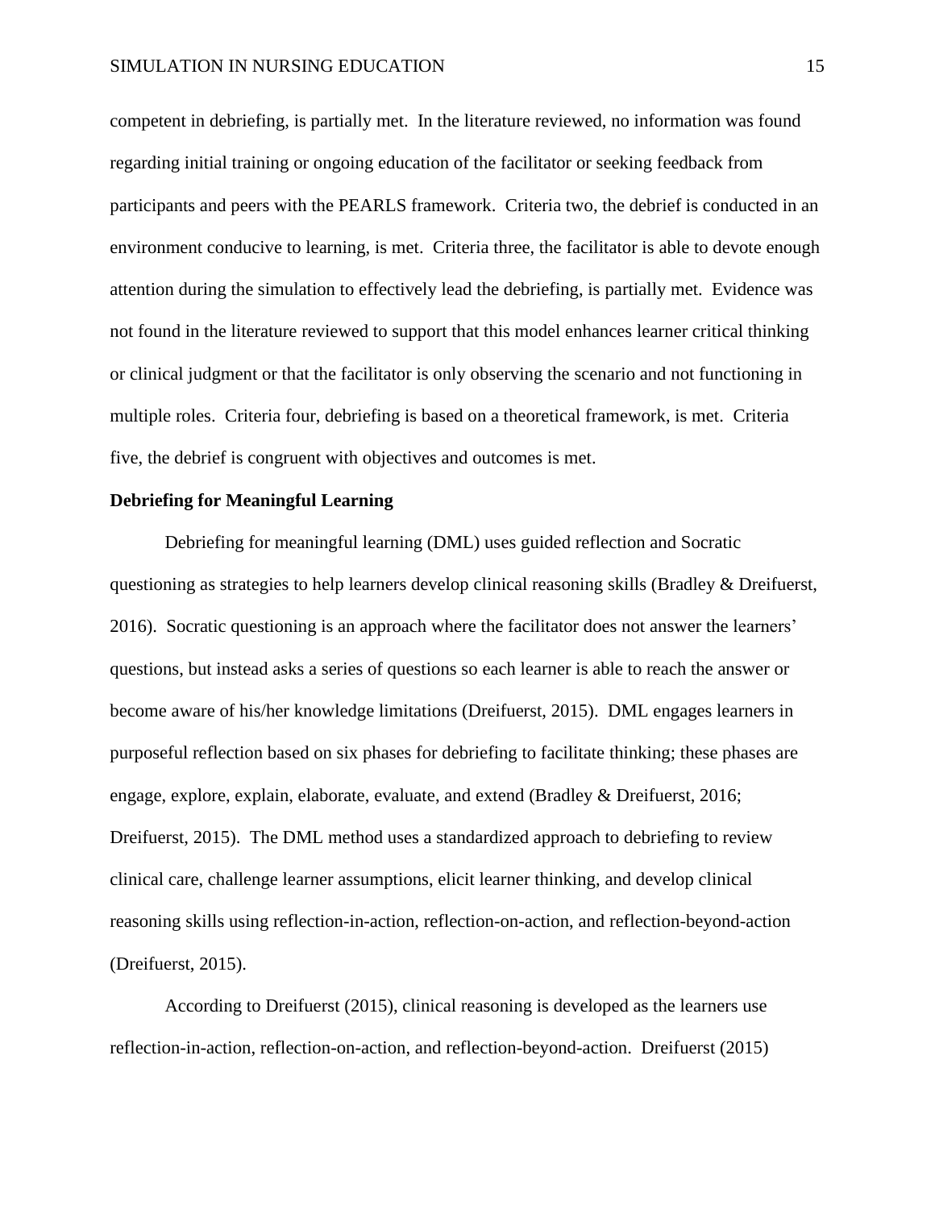competent in debriefing, is partially met. In the literature reviewed, no information was found regarding initial training or ongoing education of the facilitator or seeking feedback from participants and peers with the PEARLS framework. Criteria two, the debrief is conducted in an environment conducive to learning, is met. Criteria three, the facilitator is able to devote enough attention during the simulation to effectively lead the debriefing, is partially met. Evidence was not found in the literature reviewed to support that this model enhances learner critical thinking or clinical judgment or that the facilitator is only observing the scenario and not functioning in multiple roles. Criteria four, debriefing is based on a theoretical framework, is met. Criteria five, the debrief is congruent with objectives and outcomes is met.

### Debriefing for Meaningful Learning

Debriefing for meaningful learning (DML) uses guided reflection and Socratic questioning as strategies to help learners develop clinical reasoning skills (Bradley & Dreifuerst, 2016). Socratic questioning is an approach where the facilitator does not answer the learners' questions, but instead asks a series of questions so each learner is able to reach the answer or become aware of his/her knowledge limitations (Dreifuerst, 2015). DML engages learners in purposeful reflection based on six phases for debriefing to facilitate thinking; these phases are engage, explore, explain, elaborate, evaluate, and extend (Bradley & Dreifuerst, 2016; Dreifuerst, 2015). The DML method uses a standardized approach to debriefing to review clinical care, challenge learner assumptions, elicit learner thinking, and develop clinical reasoning skills using reflection-in-action, reflection-on-action, and reflection-beyond-action (Dreifuerst, 2015).

According to Dreifuerst (2015), clinical reasoning is developed as the learners use reflection-in-action, reflection-on-action, and reflection-beyond-action. Dreifuerst (2015)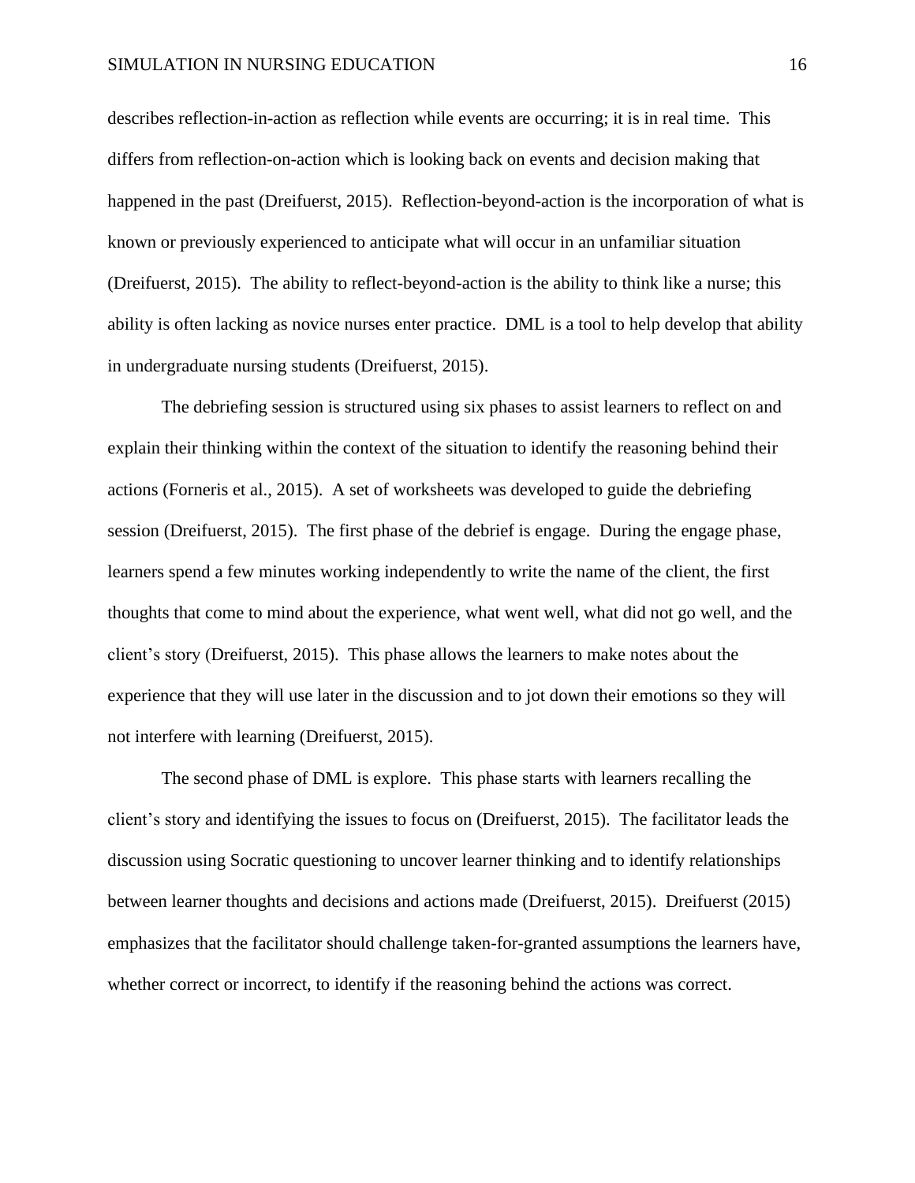describes reflection-in-action as reflection while events are occurring; it is in real time. This differs from reflection-on-action which is looking back on events and decision making that happened in the past (Dreifuerst, 2015). Reflection-beyond-action is the incorporation of what is known or previously experienced to anticipate what will occur in an unfamiliar situation (Dreifuerst, 2015). The ability to reflect-beyond-action is the ability to think like a nurse; this ability is often lacking as novice nurses enter practice. DML is a tool to help develop that ability in undergraduate nursing students (Dreifuerst, 2015).

The debriefing session is structured using six phases to assist learners to reflect on and explain their thinking within the context of the situation to identify the reasoning behind their actions (Forneris et al., 2015). A set of worksheets was developed to guide the debriefing session (Dreifuerst, 2015). The first phase of the debrief is engage. During the engage phase, learners spend a few minutes working independently to write the name of the client, the first thoughts that come to mind about the experience, what went well, what did not go well, and the client's story (Dreifuerst, 2015). This phase allows the learners to make notes about the experience that they will use later in the discussion and to jot down their emotions so they will not interfere with learning (Dreifuerst, 2015).

The second phase of DML is explore. This phase starts with learners recalling the client's story and identifying the issues to focus on (Dreifuerst, 2015). The facilitator leads the discussion using Socratic questioning to uncover learner thinking and to identify relationships between learner thoughts and decisions and actions made (Dreifuerst, 2015). Dreifuerst (2015) emphasizes that the facilitator should challenge taken-for-granted assumptions the learners have, whether correct or incorrect, to identify if the reasoning behind the actions was correct.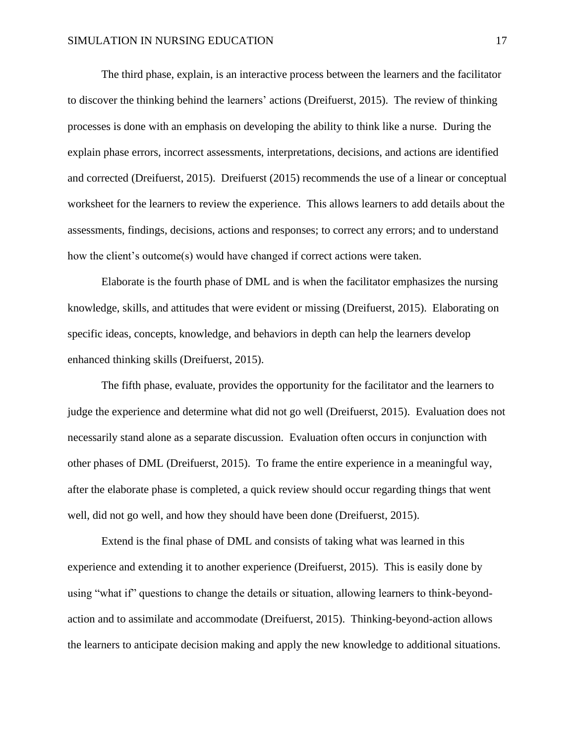The third phase, explain, is an interactive process between the learners and the facilitator to discover the thinking behind the learners' actions (Dreifuerst, 2015). The review of thinking processes is done with an emphasis on developing the ability to think like a nurse. During the explain phase errors, incorrect assessments, interpretations, decisions, and actions are identified and corrected (Dreifuerst, 2015). Dreifuerst (2015) recommends the use of a linear or conceptual worksheet for the learners to review the experience. This allows learners to add details about the assessments, findings, decisions, actions and responses; to correct any errors; and to understand how the client's outcome(s) would have changed if correct actions were taken.

Elaborate is the fourth phase of DML and is when the facilitator emphasizes the nursing knowledge, skills, and attitudes that were evident or missing (Dreifuerst, 2015). Elaborating on specific ideas, concepts, knowledge, and behaviors in depth can help the learners develop enhanced thinking skills (Dreifuerst, 2015).

The fifth phase, evaluate, provides the opportunity for the facilitator and the learners to judge the experience and determine what did not go well (Dreifuerst, 2015). Evaluation does not necessarily stand alone as a separate discussion. Evaluation often occurs in conjunction with other phases of DML (Dreifuerst, 2015). To frame the entire experience in a meaningful way, after the elaborate phase is completed, a quick review should occur regarding things that went well, did not go well, and how they should have been done (Dreifuerst, 2015).

Extend is the final phase of DML and consists of taking what was learned in this experience and extending it to another experience (Dreifuerst, 2015). This is easily done by using "what if" questions to change the details or situation, allowing learners to think-beyond-action and to assimilate and accommodate (Dreifuerst, 2015). Thinking-beyond-action allows the learners to anticipate decision making and apply the new knowledge to additional situations.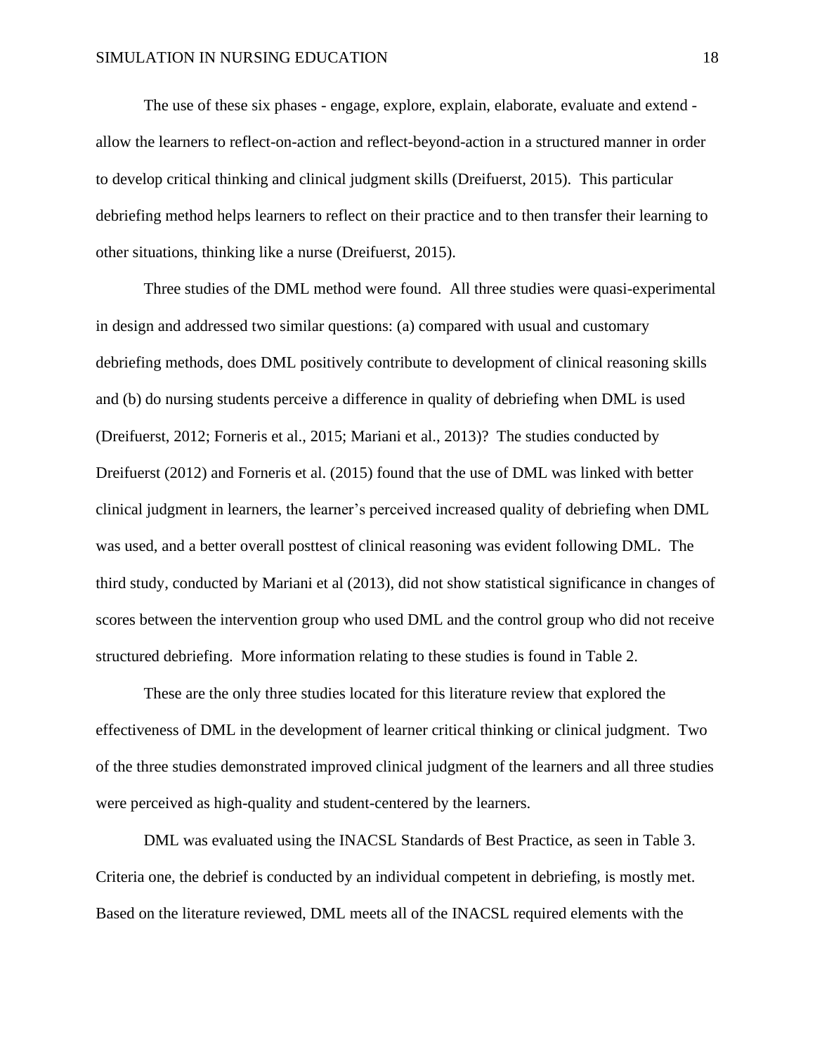The use of these six phases - engage, explore, explain, elaborate, evaluate and extend - allow the learners to reflect-on-action and reflect-beyond-action in a structured manner in order to develop critical thinking and clinical judgment skills (Dreifuerst, 2015). This particular debriefing method helps learners to reflect on their practice and to then transfer their learning to other situations, thinking like a nurse (Dreifuerst, 2015).

Three studies of the DML method were found. All three studies were quasi-experimental in design and addressed two similar questions: (a) compared with usual and customary debriefing methods, does DML positively contribute to development of clinical reasoning skills and (b) do nursing students perceive a difference in quality of debriefing when DML is used (Dreifuerst, 2012; Forneris et al., 2015; Mariani et al., 2013)? The studies conducted by Dreifuerst (2012) and Forneris et al. (2015) found that the use of DML was linked with better clinical judgment in learners, the learner's perceived increased quality of debriefing when DML was used, and a better overall posttest of clinical reasoning was evident following DML. The third study, conducted by Mariani et al (2013), did not show statistical significance in changes of scores between the intervention group who used DML and the control group who did not receive structured debriefing. More information relating to these studies is found in Table 2.

These are the only three studies located for this literature review that explored the effectiveness of DML in the development of learner critical thinking or clinical judgment. Two of the three studies demonstrated improved clinical judgment of the learners and all three studies were perceived as high-quality and student-centered by the learners.

DML was evaluated using the INACSL Standards of Best Practice, as seen in Table 3. Criteria one, the debrief is conducted by an individual competent in debriefing, is mostly met. Based on the literature reviewed, DML meets all of the INACSL required elements with the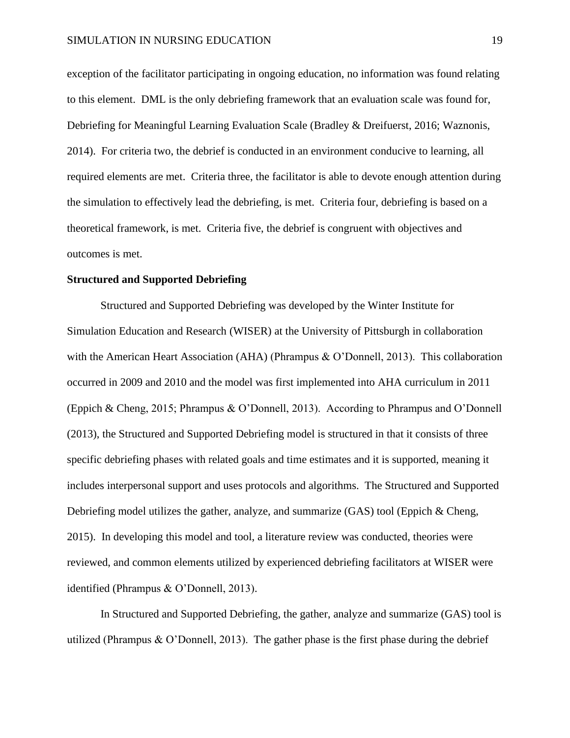exception of the facilitator participating in ongoing education, no information was found relating to this element.  DML is the only debriefing framework that an evaluation scale was found for, Debriefing for Meaningful Learning Evaluation Scale (Bradley & Dreifuerst, 2016; Waznonis, 2014).  For criteria two, the debrief is conducted in an environment conducive to learning, all required elements are met.  Criteria three, the facilitator is able to devote enough attention during the simulation to effectively lead the debriefing, is met.  Criteria four, debriefing is based on a theoretical framework, is met.  Criteria five, the debrief is congruent with objectives and outcomes is met.

**Structured and Supported Debriefing**

Structured and Supported Debriefing was developed by the Winter Institute for Simulation Education and Research (WISER) at the University of Pittsburgh in collaboration with the American Heart Association (AHA) (Phrampus & O'Donnell, 2013).  This collaboration occurred in 2009 and 2010 and the model was first implemented into AHA curriculum in 2011 (Eppich & Cheng, 2015; Phrampus & O'Donnell, 2013).  According to Phrampus and O'Donnell (2013), the Structured and Supported Debriefing model is structured in that it consists of three specific debriefing phases with related goals and time estimates and it is supported, meaning it includes interpersonal support and uses protocols and algorithms.  The Structured and Supported Debriefing model utilizes the gather, analyze, and summarize (GAS) tool (Eppich & Cheng, 2015).  In developing this model and tool, a literature review was conducted, theories were reviewed, and common elements utilized by experienced debriefing facilitators at WISER were identified (Phrampus & O'Donnell, 2013).

In Structured and Supported Debriefing, the gather, analyze and summarize (GAS) tool is utilized (Phrampus & O'Donnell, 2013).  The gather phase is the first phase during the debrief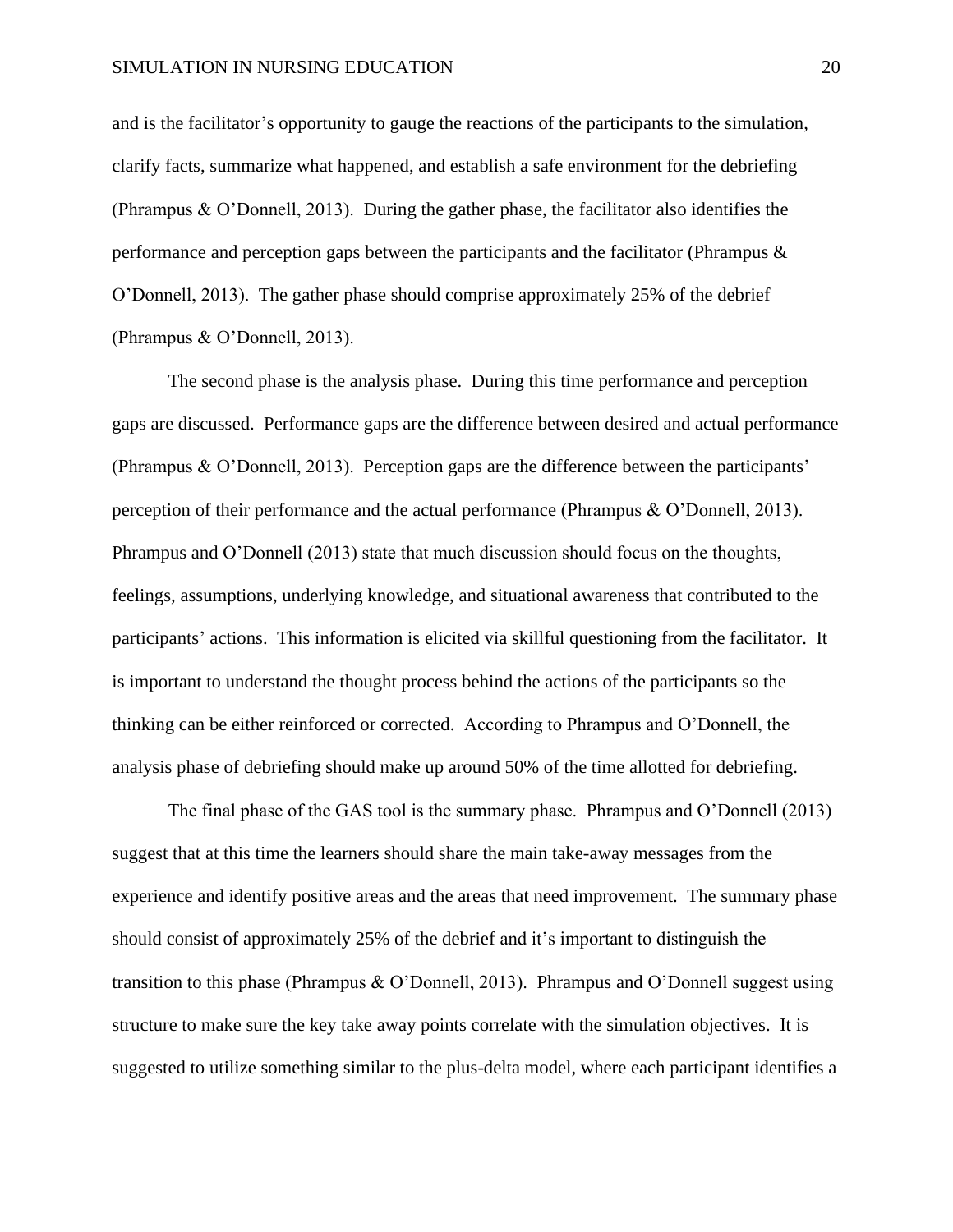and is the facilitator's opportunity to gauge the reactions of the participants to the simulation, clarify facts, summarize what happened, and establish a safe environment for the debriefing (Phrampus & O'Donnell, 2013). During the gather phase, the facilitator also identifies the performance and perception gaps between the participants and the facilitator (Phrampus & O'Donnell, 2013). The gather phase should comprise approximately 25% of the debrief (Phrampus & O'Donnell, 2013).

The second phase is the analysis phase. During this time performance and perception gaps are discussed. Performance gaps are the difference between desired and actual performance (Phrampus & O'Donnell, 2013). Perception gaps are the difference between the participants' perception of their performance and the actual performance (Phrampus & O'Donnell, 2013). Phrampus and O'Donnell (2013) state that much discussion should focus on the thoughts, feelings, assumptions, underlying knowledge, and situational awareness that contributed to the participants' actions. This information is elicited via skillful questioning from the facilitator. It is important to understand the thought process behind the actions of the participants so the thinking can be either reinforced or corrected. According to Phrampus and O'Donnell, the analysis phase of debriefing should make up around 50% of the time allotted for debriefing.

The final phase of the GAS tool is the summary phase. Phrampus and O'Donnell (2013) suggest that at this time the learners should share the main take-away messages from the experience and identify positive areas and the areas that need improvement. The summary phase should consist of approximately 25% of the debrief and it's important to distinguish the transition to this phase (Phrampus & O'Donnell, 2013). Phrampus and O'Donnell suggest using structure to make sure the key take away points correlate with the simulation objectives. It is suggested to utilize something similar to the plus-delta model, where each participant identifies a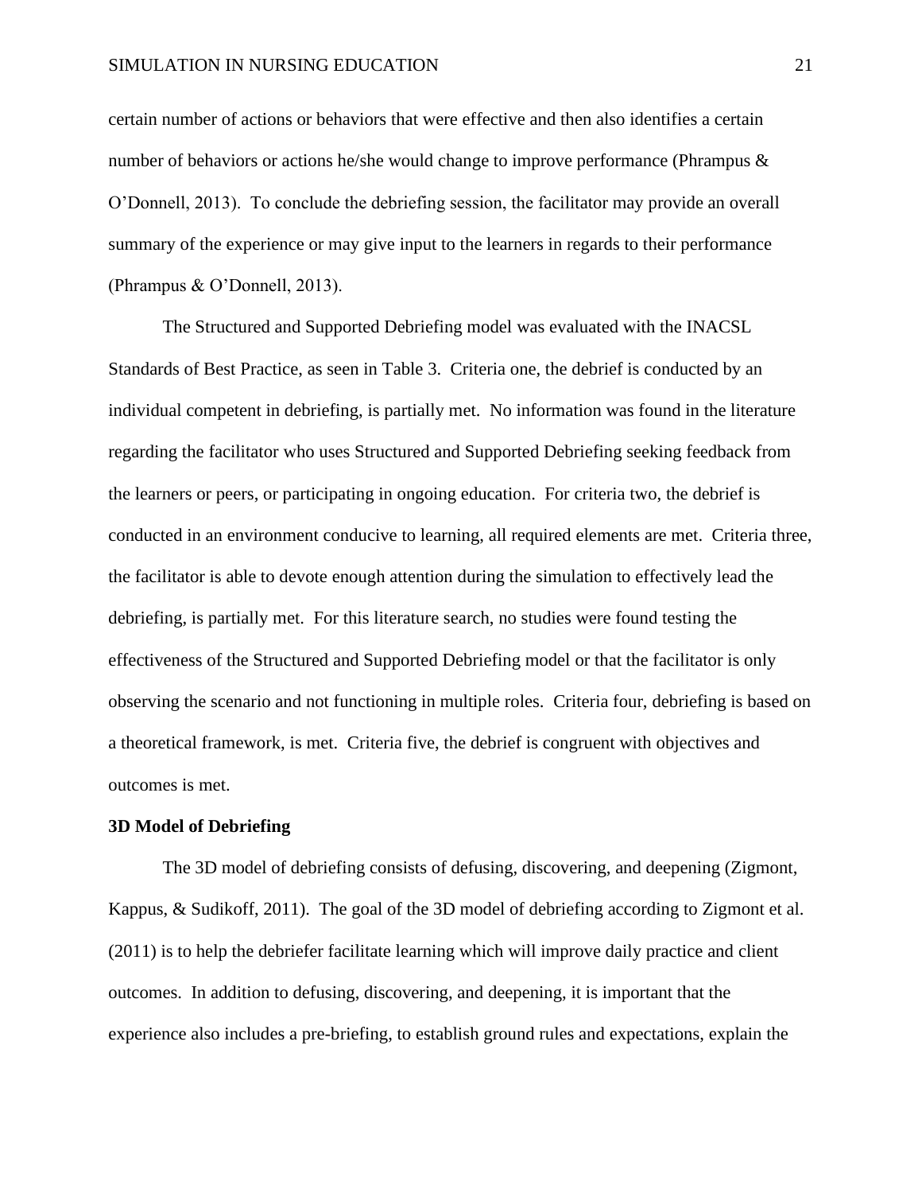certain number of actions or behaviors that were effective and then also identifies a certain number of behaviors or actions he/she would change to improve performance (Phrampus & O'Donnell, 2013). To conclude the debriefing session, the facilitator may provide an overall summary of the experience or may give input to the learners in regards to their performance (Phrampus & O'Donnell, 2013).

The Structured and Supported Debriefing model was evaluated with the INACSL Standards of Best Practice, as seen in Table 3. Criteria one, the debrief is conducted by an individual competent in debriefing, is partially met. No information was found in the literature regarding the facilitator who uses Structured and Supported Debriefing seeking feedback from the learners or peers, or participating in ongoing education. For criteria two, the debrief is conducted in an environment conducive to learning, all required elements are met. Criteria three, the facilitator is able to devote enough attention during the simulation to effectively lead the debriefing, is partially met. For this literature search, no studies were found testing the effectiveness of the Structured and Supported Debriefing model or that the facilitator is only observing the scenario and not functioning in multiple roles. Criteria four, debriefing is based on a theoretical framework, is met. Criteria five, the debrief is congruent with objectives and outcomes is met.

**3D Model of Debriefing**

The 3D model of debriefing consists of defusing, discovering, and deepening (Zigmont, Kappus, & Sudikoff, 2011). The goal of the 3D model of debriefing according to Zigmont et al. (2011) is to help the debriefer facilitate learning which will improve daily practice and client outcomes. In addition to defusing, discovering, and deepening, it is important that the experience also includes a pre-briefing, to establish ground rules and expectations, explain the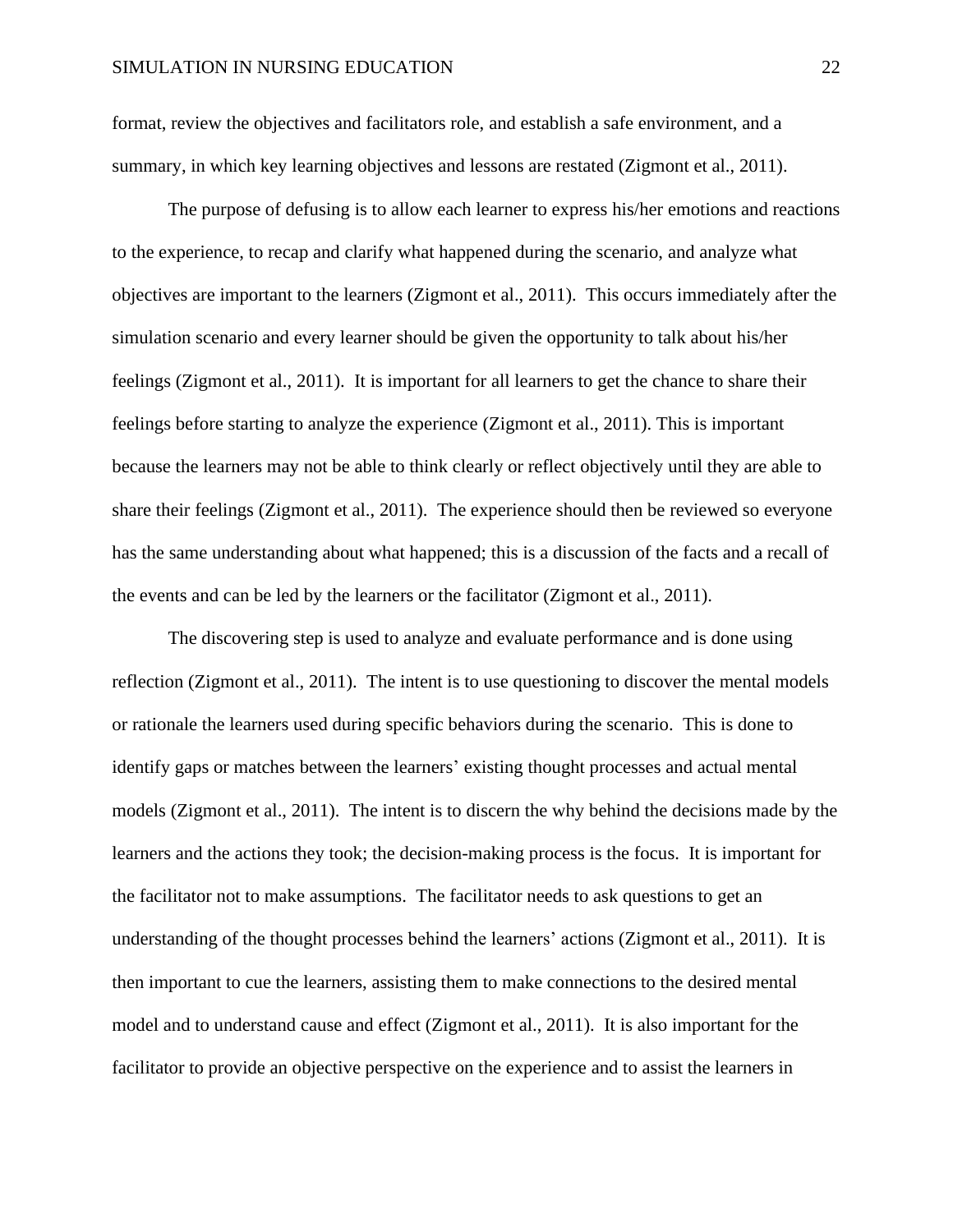format, review the objectives and facilitators role, and establish a safe environment, and a summary, in which key learning objectives and lessons are restated (Zigmont et al., 2011).

The purpose of defusing is to allow each learner to express his/her emotions and reactions to the experience, to recap and clarify what happened during the scenario, and analyze what objectives are important to the learners (Zigmont et al., 2011). This occurs immediately after the simulation scenario and every learner should be given the opportunity to talk about his/her feelings (Zigmont et al., 2011). It is important for all learners to get the chance to share their feelings before starting to analyze the experience (Zigmont et al., 2011). This is important because the learners may not be able to think clearly or reflect objectively until they are able to share their feelings (Zigmont et al., 2011). The experience should then be reviewed so everyone has the same understanding about what happened; this is a discussion of the facts and a recall of the events and can be led by the learners or the facilitator (Zigmont et al., 2011).

The discovering step is used to analyze and evaluate performance and is done using reflection (Zigmont et al., 2011). The intent is to use questioning to discover the mental models or rationale the learners used during specific behaviors during the scenario. This is done to identify gaps or matches between the learners' existing thought processes and actual mental models (Zigmont et al., 2011). The intent is to discern the why behind the decisions made by the learners and the actions they took; the decision-making process is the focus. It is important for the facilitator not to make assumptions. The facilitator needs to ask questions to get an understanding of the thought processes behind the learners' actions (Zigmont et al., 2011). It is then important to cue the learners, assisting them to make connections to the desired mental model and to understand cause and effect (Zigmont et al., 2011). It is also important for the facilitator to provide an objective perspective on the experience and to assist the learners in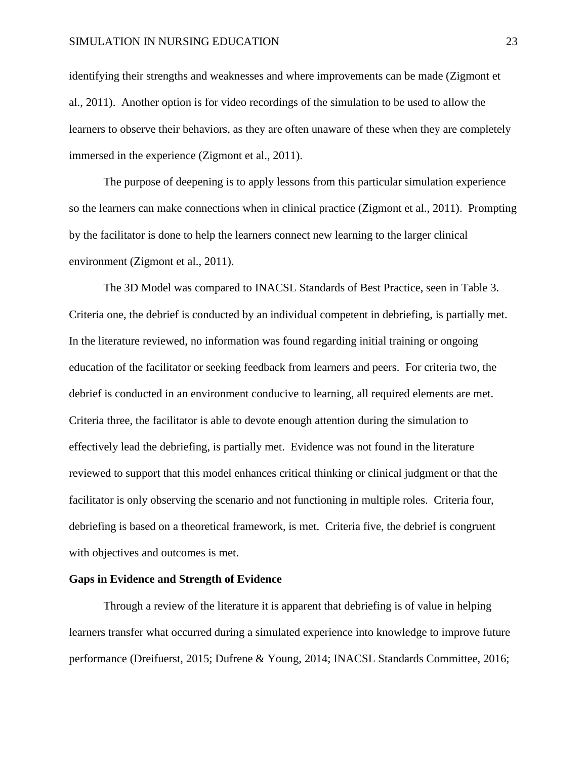identifying their strengths and weaknesses and where improvements can be made (Zigmont et al., 2011). Another option is for video recordings of the simulation to be used to allow the learners to observe their behaviors, as they are often unaware of these when they are completely immersed in the experience (Zigmont et al., 2011).

The purpose of deepening is to apply lessons from this particular simulation experience so the learners can make connections when in clinical practice (Zigmont et al., 2011). Prompting by the facilitator is done to help the learners connect new learning to the larger clinical environment (Zigmont et al., 2011).

The 3D Model was compared to INACSL Standards of Best Practice, seen in Table 3. Criteria one, the debrief is conducted by an individual competent in debriefing, is partially met. In the literature reviewed, no information was found regarding initial training or ongoing education of the facilitator or seeking feedback from learners and peers. For criteria two, the debrief is conducted in an environment conducive to learning, all required elements are met. Criteria three, the facilitator is able to devote enough attention during the simulation to effectively lead the debriefing, is partially met. Evidence was not found in the literature reviewed to support that this model enhances critical thinking or clinical judgment or that the facilitator is only observing the scenario and not functioning in multiple roles. Criteria four, debriefing is based on a theoretical framework, is met. Criteria five, the debrief is congruent with objectives and outcomes is met.

**Gaps in Evidence and Strength of Evidence**

Through a review of the literature it is apparent that debriefing is of value in helping learners transfer what occurred during a simulated experience into knowledge to improve future performance (Dreifuerst, 2015; Dufrene & Young, 2014; INACSL Standards Committee, 2016;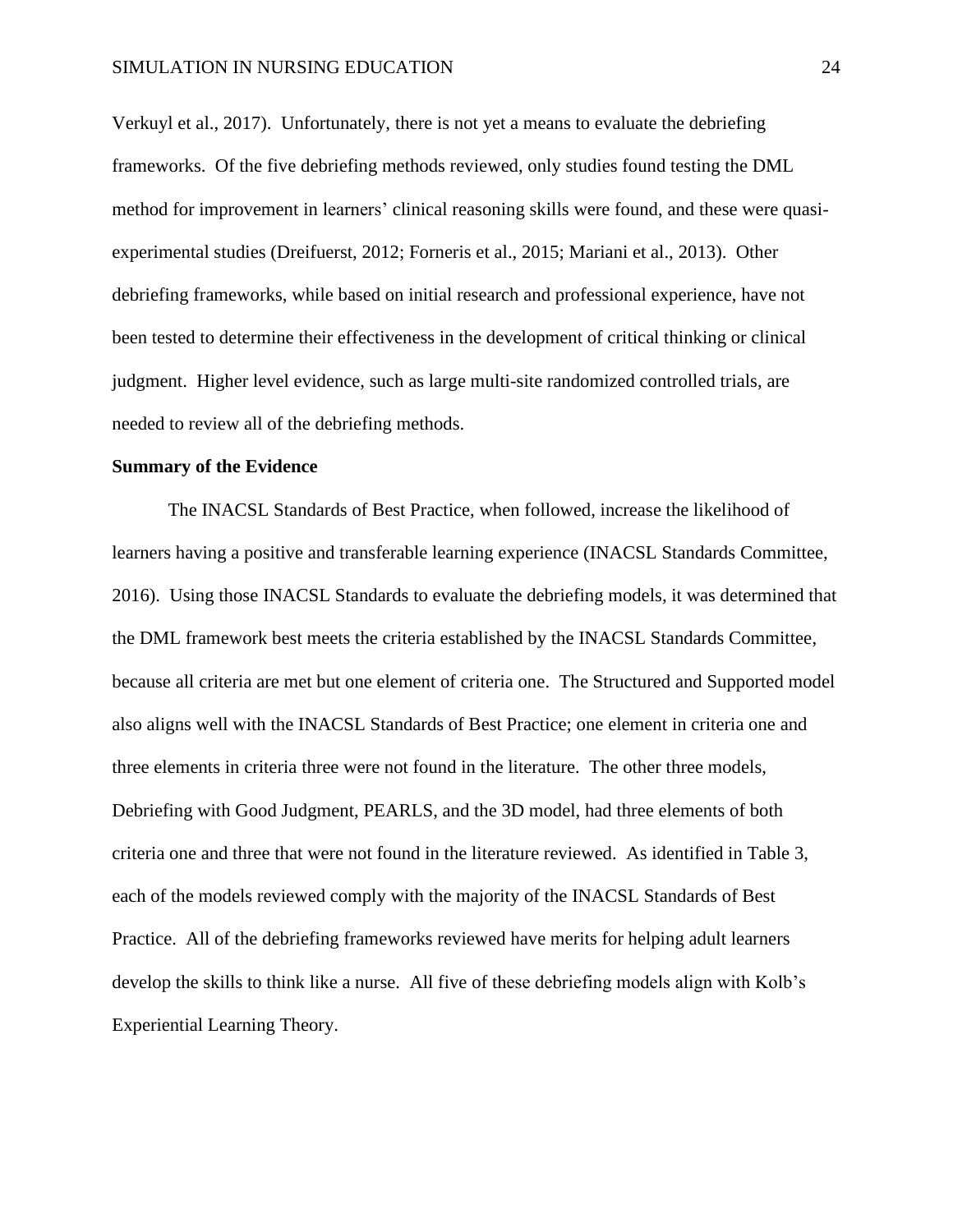Verkuyl et al., 2017). Unfortunately, there is not yet a means to evaluate the debriefing frameworks. Of the five debriefing methods reviewed, only studies found testing the DML method for improvement in learners' clinical reasoning skills were found, and these were quasi-experimental studies (Dreifuerst, 2012; Forneris et al., 2015; Mariani et al., 2013). Other debriefing frameworks, while based on initial research and professional experience, have not been tested to determine their effectiveness in the development of critical thinking or clinical judgment. Higher level evidence, such as large multi-site randomized controlled trials, are needed to review all of the debriefing methods.

**Summary of the Evidence**

The INACSL Standards of Best Practice, when followed, increase the likelihood of learners having a positive and transferable learning experience (INACSL Standards Committee, 2016). Using those INACSL Standards to evaluate the debriefing models, it was determined that the DML framework best meets the criteria established by the INACSL Standards Committee, because all criteria are met but one element of criteria one. The Structured and Supported model also aligns well with the INACSL Standards of Best Practice; one element in criteria one and three elements in criteria three were not found in the literature. The other three models, Debriefing with Good Judgment, PEARLS, and the 3D model, had three elements of both criteria one and three that were not found in the literature reviewed. As identified in Table 3, each of the models reviewed comply with the majority of the INACSL Standards of Best Practice. All of the debriefing frameworks reviewed have merits for helping adult learners develop the skills to think like a nurse. All five of these debriefing models align with Kolb's Experiential Learning Theory.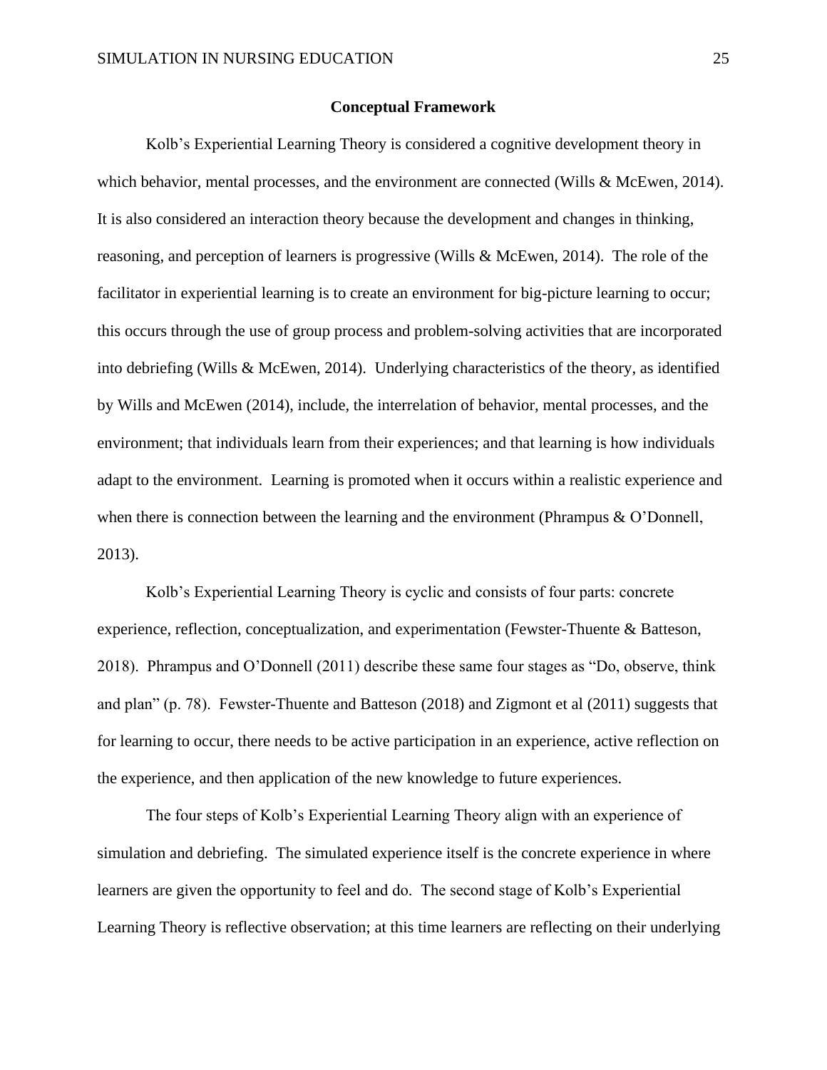## Conceptual Framework

Kolb's Experiential Learning Theory is considered a cognitive development theory in which behavior, mental processes, and the environment are connected (Wills & McEwen, 2014). It is also considered an interaction theory because the development and changes in thinking, reasoning, and perception of learners is progressive (Wills & McEwen, 2014). The role of the facilitator in experiential learning is to create an environment for big-picture learning to occur; this occurs through the use of group process and problem-solving activities that are incorporated into debriefing (Wills & McEwen, 2014). Underlying characteristics of the theory, as identified by Wills and McEwen (2014), include, the interrelation of behavior, mental processes, and the environment; that individuals learn from their experiences; and that learning is how individuals adapt to the environment. Learning is promoted when it occurs within a realistic experience and when there is connection between the learning and the environment (Phrampus & O'Donnell, 2013).

Kolb's Experiential Learning Theory is cyclic and consists of four parts: concrete experience, reflection, conceptualization, and experimentation (Fewster-Thuente & Batteson, 2018). Phrampus and O'Donnell (2011) describe these same four stages as "Do, observe, think and plan" (p. 78). Fewster-Thuente and Batteson (2018) and Zigmont et al (2011) suggests that for learning to occur, there needs to be active participation in an experience, active reflection on the experience, and then application of the new knowledge to future experiences.

The four steps of Kolb's Experiential Learning Theory align with an experience of simulation and debriefing. The simulated experience itself is the concrete experience in where learners are given the opportunity to feel and do. The second stage of Kolb's Experiential Learning Theory is reflective observation; at this time learners are reflecting on their underlying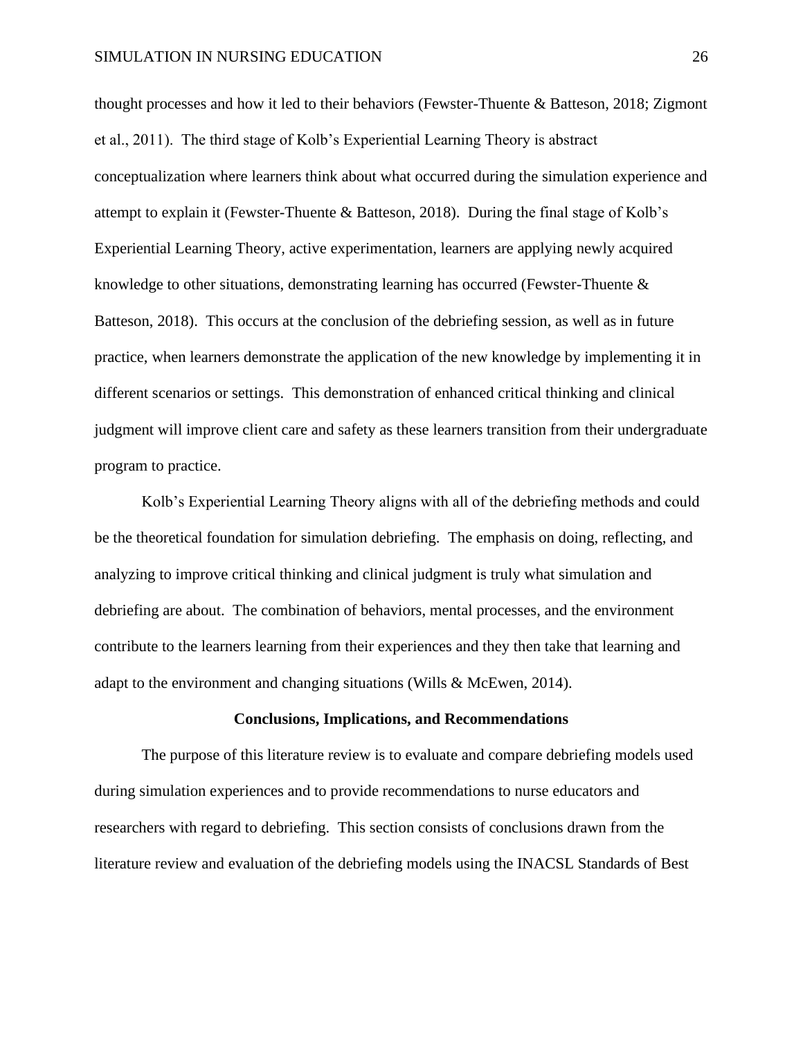thought processes and how it led to their behaviors (Fewster-Thuente & Batteson, 2018; Zigmont et al., 2011). The third stage of Kolb's Experiential Learning Theory is abstract conceptualization where learners think about what occurred during the simulation experience and attempt to explain it (Fewster-Thuente & Batteson, 2018). During the final stage of Kolb's Experiential Learning Theory, active experimentation, learners are applying newly acquired knowledge to other situations, demonstrating learning has occurred (Fewster-Thuente & Batteson, 2018). This occurs at the conclusion of the debriefing session, as well as in future practice, when learners demonstrate the application of the new knowledge by implementing it in different scenarios or settings. This demonstration of enhanced critical thinking and clinical judgment will improve client care and safety as these learners transition from their undergraduate program to practice.

Kolb's Experiential Learning Theory aligns with all of the debriefing methods and could be the theoretical foundation for simulation debriefing. The emphasis on doing, reflecting, and analyzing to improve critical thinking and clinical judgment is truly what simulation and debriefing are about. The combination of behaviors, mental processes, and the environment contribute to the learners learning from their experiences and they then take that learning and adapt to the environment and changing situations (Wills & McEwen, 2014).

## Conclusions, Implications, and Recommendations

The purpose of this literature review is to evaluate and compare debriefing models used during simulation experiences and to provide recommendations to nurse educators and researchers with regard to debriefing. This section consists of conclusions drawn from the literature review and evaluation of the debriefing models using the INACSL Standards of Best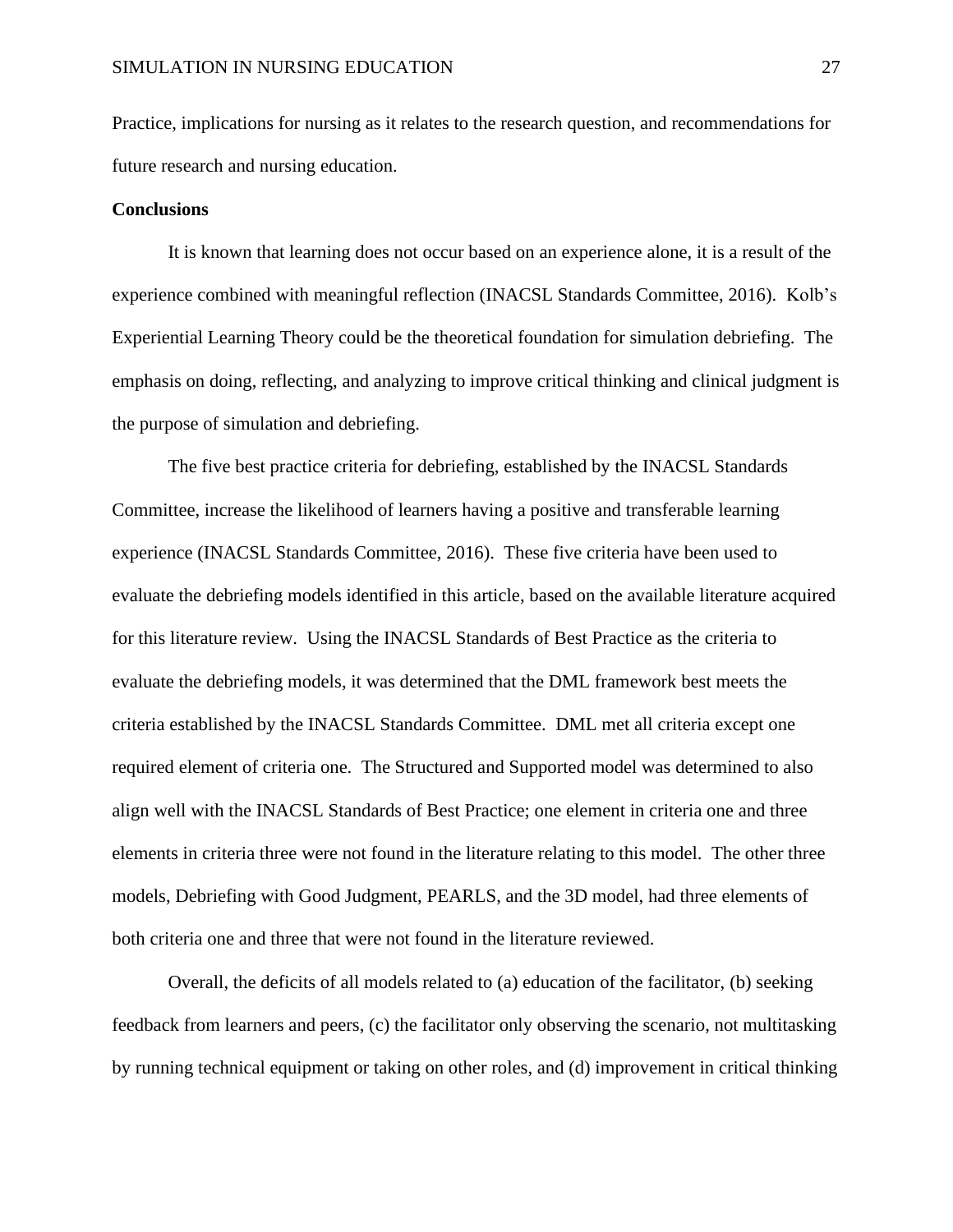Practice, implications for nursing as it relates to the research question, and recommendations for future research and nursing education.

**Conclusions**

It is known that learning does not occur based on an experience alone, it is a result of the experience combined with meaningful reflection (INACSL Standards Committee, 2016). Kolb's Experiential Learning Theory could be the theoretical foundation for simulation debriefing. The emphasis on doing, reflecting, and analyzing to improve critical thinking and clinical judgment is the purpose of simulation and debriefing.

The five best practice criteria for debriefing, established by the INACSL Standards Committee, increase the likelihood of learners having a positive and transferable learning experience (INACSL Standards Committee, 2016). These five criteria have been used to evaluate the debriefing models identified in this article, based on the available literature acquired for this literature review. Using the INACSL Standards of Best Practice as the criteria to evaluate the debriefing models, it was determined that the DML framework best meets the criteria established by the INACSL Standards Committee. DML met all criteria except one required element of criteria one. The Structured and Supported model was determined to also align well with the INACSL Standards of Best Practice; one element in criteria one and three elements in criteria three were not found in the literature relating to this model. The other three models, Debriefing with Good Judgment, PEARLS, and the 3D model, had three elements of both criteria one and three that were not found in the literature reviewed.

Overall, the deficits of all models related to (a) education of the facilitator, (b) seeking feedback from learners and peers, (c) the facilitator only observing the scenario, not multitasking by running technical equipment or taking on other roles, and (d) improvement in critical thinking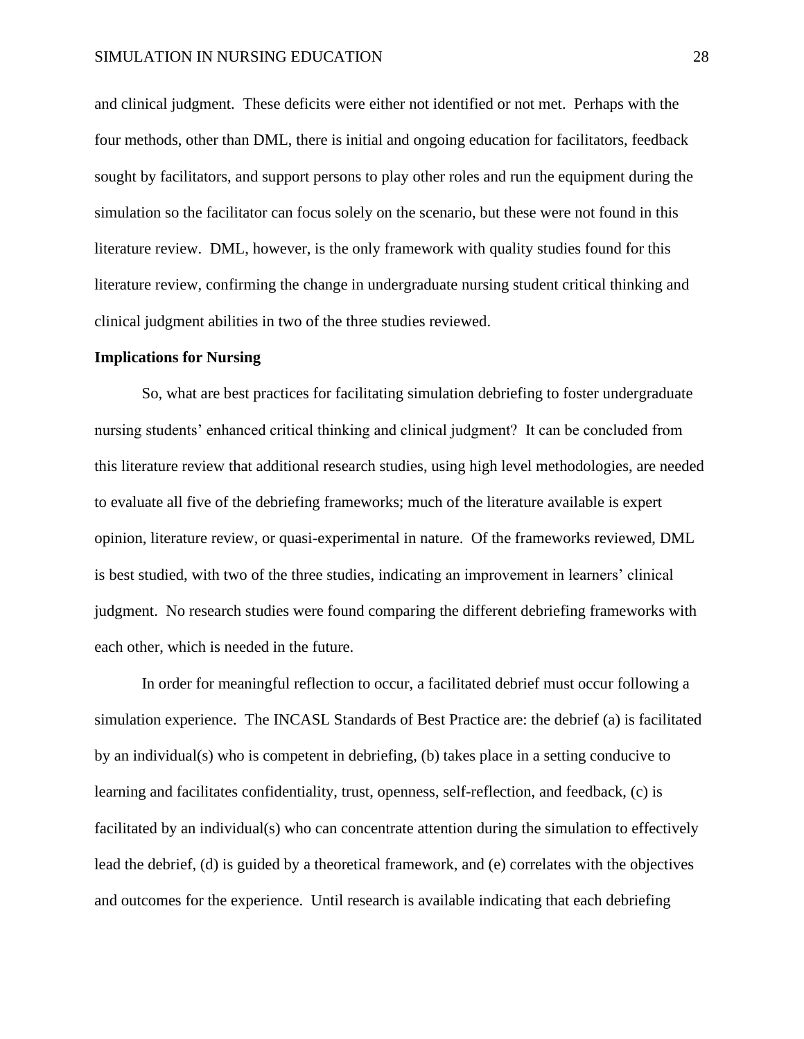and clinical judgment. These deficits were either not identified or not met. Perhaps with the four methods, other than DML, there is initial and ongoing education for facilitators, feedback sought by facilitators, and support persons to play other roles and run the equipment during the simulation so the facilitator can focus solely on the scenario, but these were not found in this literature review. DML, however, is the only framework with quality studies found for this literature review, confirming the change in undergraduate nursing student critical thinking and clinical judgment abilities in two of the three studies reviewed.

**Implications for Nursing**

So, what are best practices for facilitating simulation debriefing to foster undergraduate nursing students' enhanced critical thinking and clinical judgment? It can be concluded from this literature review that additional research studies, using high level methodologies, are needed to evaluate all five of the debriefing frameworks; much of the literature available is expert opinion, literature review, or quasi-experimental in nature. Of the frameworks reviewed, DML is best studied, with two of the three studies, indicating an improvement in learners' clinical judgment. No research studies were found comparing the different debriefing frameworks with each other, which is needed in the future.

In order for meaningful reflection to occur, a facilitated debrief must occur following a simulation experience. The INCASL Standards of Best Practice are: the debrief (a) is facilitated by an individual(s) who is competent in debriefing, (b) takes place in a setting conducive to learning and facilitates confidentiality, trust, openness, self-reflection, and feedback, (c) is facilitated by an individual(s) who can concentrate attention during the simulation to effectively lead the debrief, (d) is guided by a theoretical framework, and (e) correlates with the objectives and outcomes for the experience. Until research is available indicating that each debriefing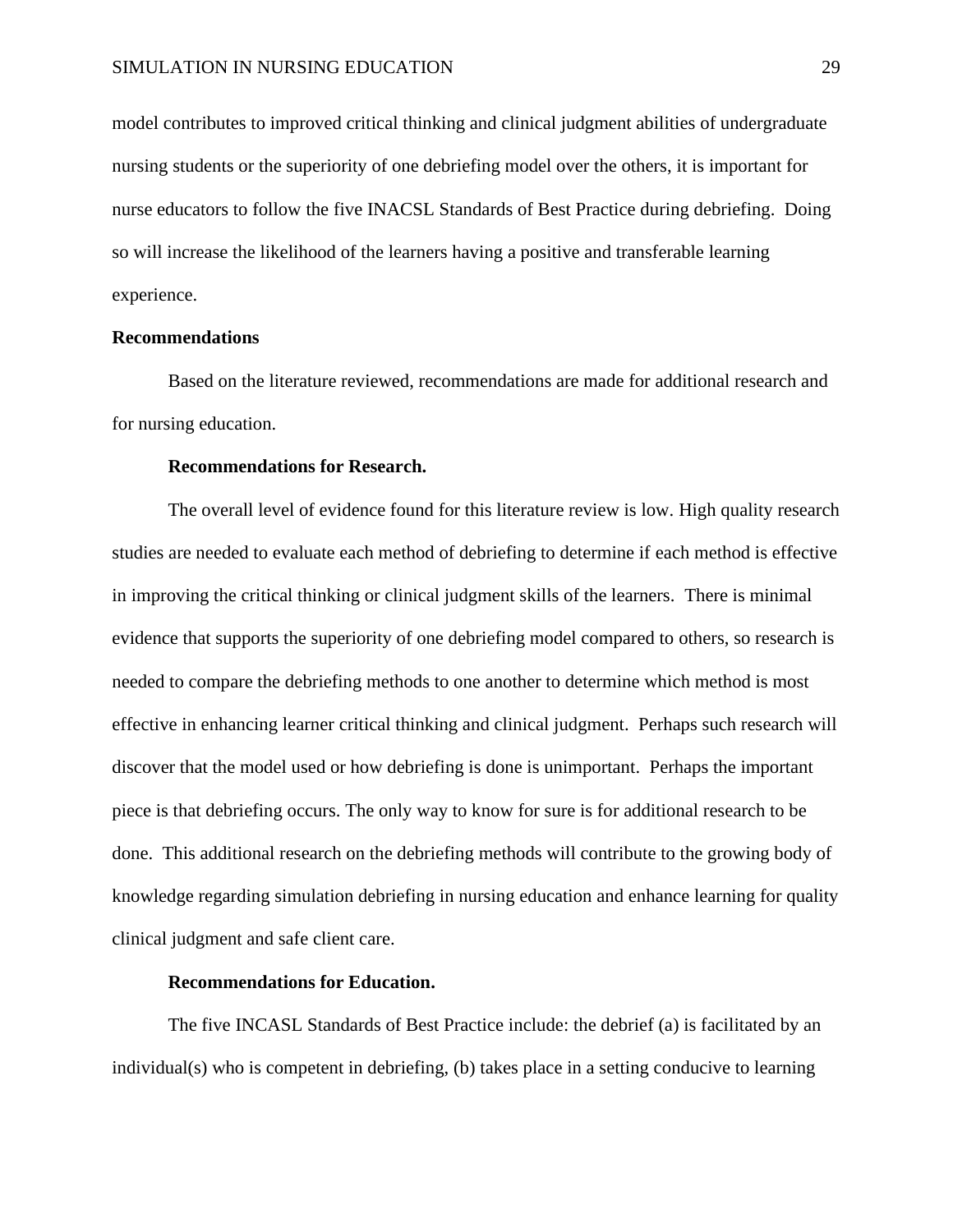model contributes to improved critical thinking and clinical judgment abilities of undergraduate nursing students or the superiority of one debriefing model over the others, it is important for nurse educators to follow the five INACSL Standards of Best Practice during debriefing. Doing so will increase the likelihood of the learners having a positive and transferable learning experience.

## Recommendations

Based on the literature reviewed, recommendations are made for additional research and for nursing education.

### Recommendations for Research.

The overall level of evidence found for this literature review is low. High quality research studies are needed to evaluate each method of debriefing to determine if each method is effective in improving the critical thinking or clinical judgment skills of the learners. There is minimal evidence that supports the superiority of one debriefing model compared to others, so research is needed to compare the debriefing methods to one another to determine which method is most effective in enhancing learner critical thinking and clinical judgment. Perhaps such research will discover that the model used or how debriefing is done is unimportant. Perhaps the important piece is that debriefing occurs. The only way to know for sure is for additional research to be done. This additional research on the debriefing methods will contribute to the growing body of knowledge regarding simulation debriefing in nursing education and enhance learning for quality clinical judgment and safe client care.

### Recommendations for Education.

The five INCASL Standards of Best Practice include: the debrief (a) is facilitated by an individual(s) who is competent in debriefing, (b) takes place in a setting conducive to learning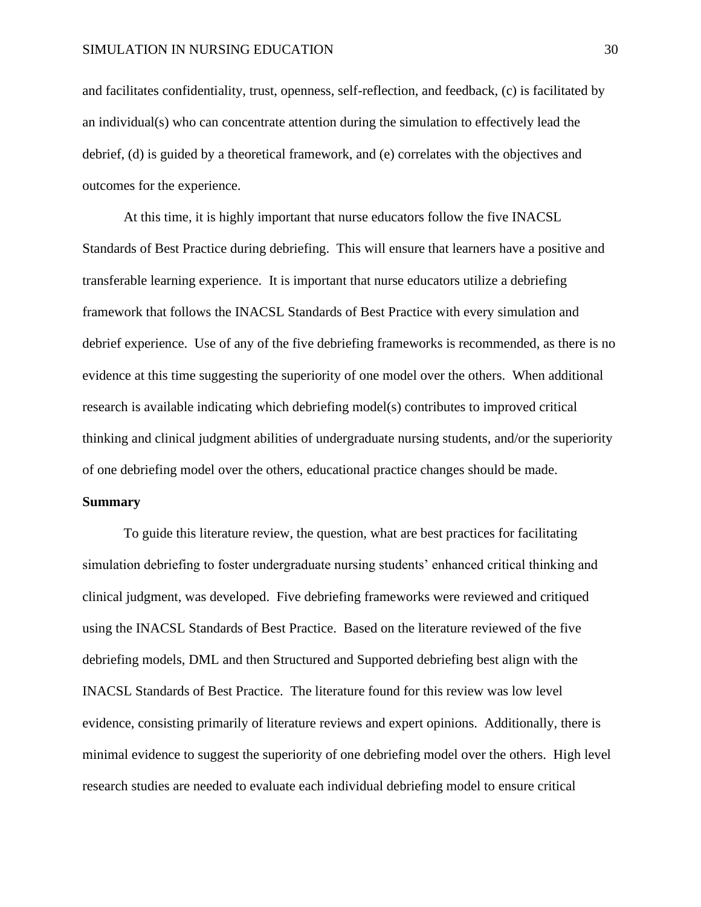and facilitates confidentiality, trust, openness, self-reflection, and feedback, (c) is facilitated by an individual(s) who can concentrate attention during the simulation to effectively lead the debrief, (d) is guided by a theoretical framework, and (e) correlates with the objectives and outcomes for the experience.

At this time, it is highly important that nurse educators follow the five INACSL Standards of Best Practice during debriefing. This will ensure that learners have a positive and transferable learning experience. It is important that nurse educators utilize a debriefing framework that follows the INACSL Standards of Best Practice with every simulation and debrief experience. Use of any of the five debriefing frameworks is recommended, as there is no evidence at this time suggesting the superiority of one model over the others. When additional research is available indicating which debriefing model(s) contributes to improved critical thinking and clinical judgment abilities of undergraduate nursing students, and/or the superiority of one debriefing model over the others, educational practice changes should be made.

**Summary**

To guide this literature review, the question, what are best practices for facilitating simulation debriefing to foster undergraduate nursing students' enhanced critical thinking and clinical judgment, was developed. Five debriefing frameworks were reviewed and critiqued using the INACSL Standards of Best Practice. Based on the literature reviewed of the five debriefing models, DML and then Structured and Supported debriefing best align with the INACSL Standards of Best Practice. The literature found for this review was low level evidence, consisting primarily of literature reviews and expert opinions. Additionally, there is minimal evidence to suggest the superiority of one debriefing model over the others. High level research studies are needed to evaluate each individual debriefing model to ensure critical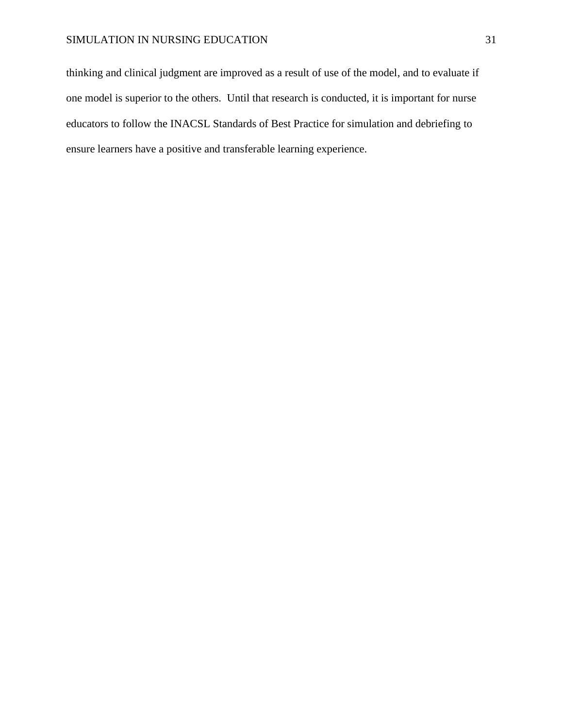thinking and clinical judgment are improved as a result of use of the model, and to evaluate if one model is superior to the others. Until that research is conducted, it is important for nurse educators to follow the INACSL Standards of Best Practice for simulation and debriefing to ensure learners have a positive and transferable learning experience.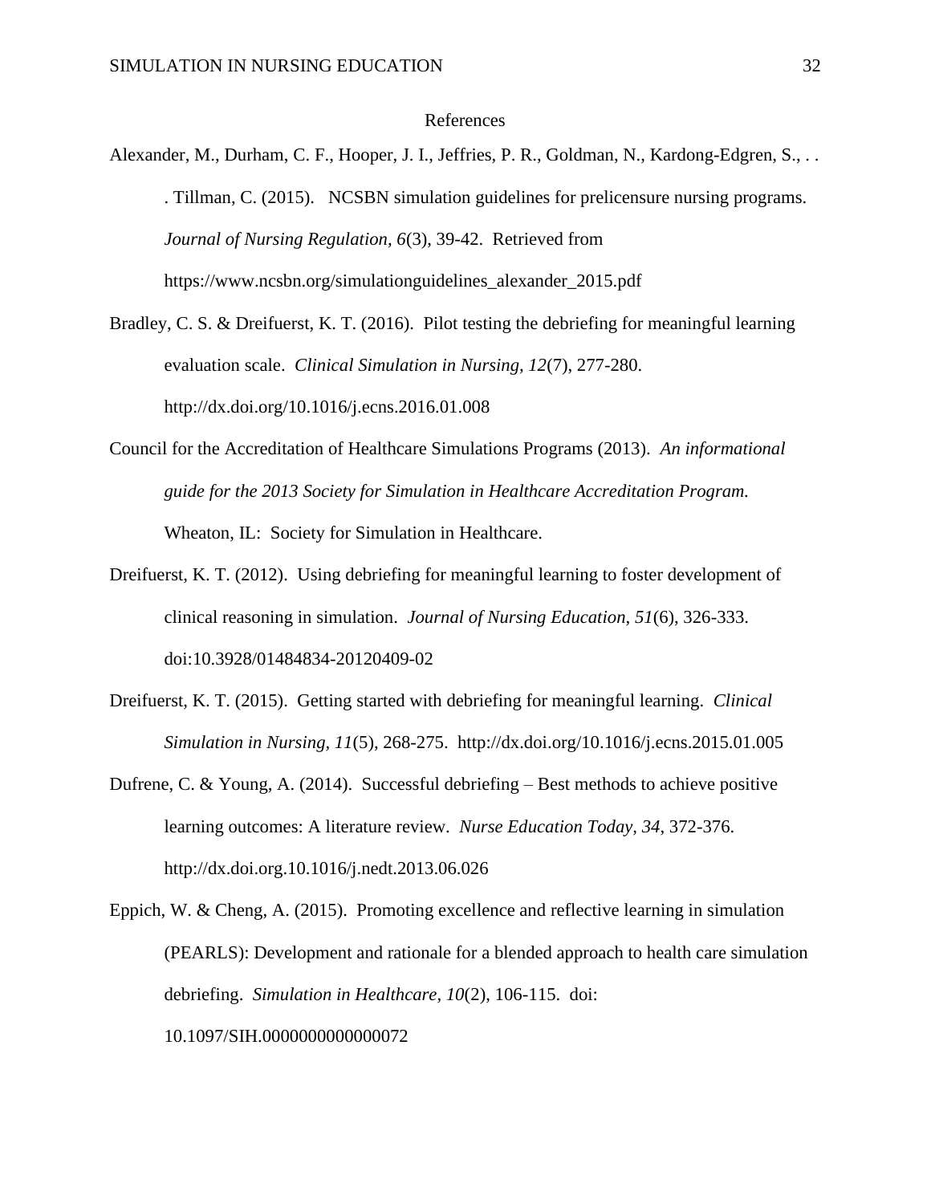# References

Alexander, M., Durham, C. F., Hooper, J. I., Jeffries, P. R., Goldman, N., Kardong-Edgren, S., . . . Tillman, C. (2015). NCSBN simulation guidelines for prelicensure nursing programs. *Journal of Nursing Regulation, 6*(3), 39-42. Retrieved from https://www.ncsbn.org/simulationguidelines_alexander_2015.pdf

Bradley, C. S. & Dreifuerst, K. T. (2016). Pilot testing the debriefing for meaningful learning evaluation scale. *Clinical Simulation in Nursing, 12*(7), 277-280. http://dx.doi.org/10.1016/j.ecns.2016.01.008

Council for the Accreditation of Healthcare Simulations Programs (2013). *An informational guide for the 2013 Society for Simulation in Healthcare Accreditation Program.* Wheaton, IL: Society for Simulation in Healthcare.

Dreifuerst, K. T. (2012). Using debriefing for meaningful learning to foster development of clinical reasoning in simulation. *Journal of Nursing Education, 51*(6), 326-333. doi:10.3928/01484834-20120409-02

Dreifuerst, K. T. (2015). Getting started with debriefing for meaningful learning. *Clinical Simulation in Nursing, 11*(5), 268-275. http://dx.doi.org/10.1016/j.ecns.2015.01.005

Dufrene, C. & Young, A. (2014). Successful debriefing – Best methods to achieve positive learning outcomes: A literature review. *Nurse Education Today, 34*, 372-376. http://dx.doi.org.10.1016/j.nedt.2013.06.026

Eppich, W. & Cheng, A. (2015). Promoting excellence and reflective learning in simulation (PEARLS): Development and rationale for a blended approach to health care simulation debriefing. *Simulation in Healthcare, 10*(2), 106-115. doi: 10.1097/SIH.0000000000000072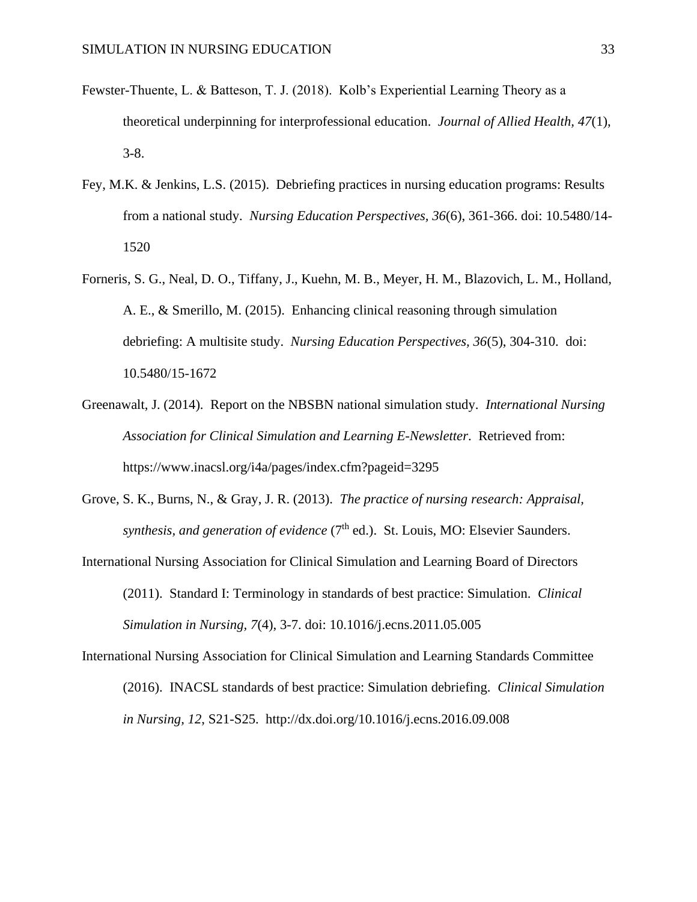Fewster-Thuente, L. & Batteson, T. J. (2018). Kolb's Experiential Learning Theory as a theoretical underpinning for interprofessional education. *Journal of Allied Health, 47*(1), 3-8.

Fey, M.K. & Jenkins, L.S. (2015). Debriefing practices in nursing education programs: Results from a national study. *Nursing Education Perspectives, 36*(6), 361-366. doi: 10.5480/14-1520

Forneris, S. G., Neal, D. O., Tiffany, J., Kuehn, M. B., Meyer, H. M., Blazovich, L. M., Holland, A. E., & Smerillo, M. (2015). Enhancing clinical reasoning through simulation debriefing: A multisite study. *Nursing Education Perspectives, 36*(5), 304-310. doi: 10.5480/15-1672

Greenawalt, J. (2014). Report on the NBSBN national simulation study. *International Nursing Association for Clinical Simulation and Learning E-Newsletter*. Retrieved from: https://www.inacsl.org/i4a/pages/index.cfm?pageid=3295

Grove, S. K., Burns, N., & Gray, J. R. (2013). *The practice of nursing research: Appraisal, synthesis, and generation of evidence* (7th ed.). St. Louis, MO: Elsevier Saunders.

International Nursing Association for Clinical Simulation and Learning Board of Directors (2011). Standard I: Terminology in standards of best practice: Simulation. *Clinical Simulation in Nursing, 7*(4), 3-7. doi: 10.1016/j.ecns.2011.05.005

International Nursing Association for Clinical Simulation and Learning Standards Committee (2016). INACSL standards of best practice: Simulation debriefing. *Clinical Simulation in Nursing, 12*, S21-S25. http://dx.doi.org/10.1016/j.ecns.2016.09.008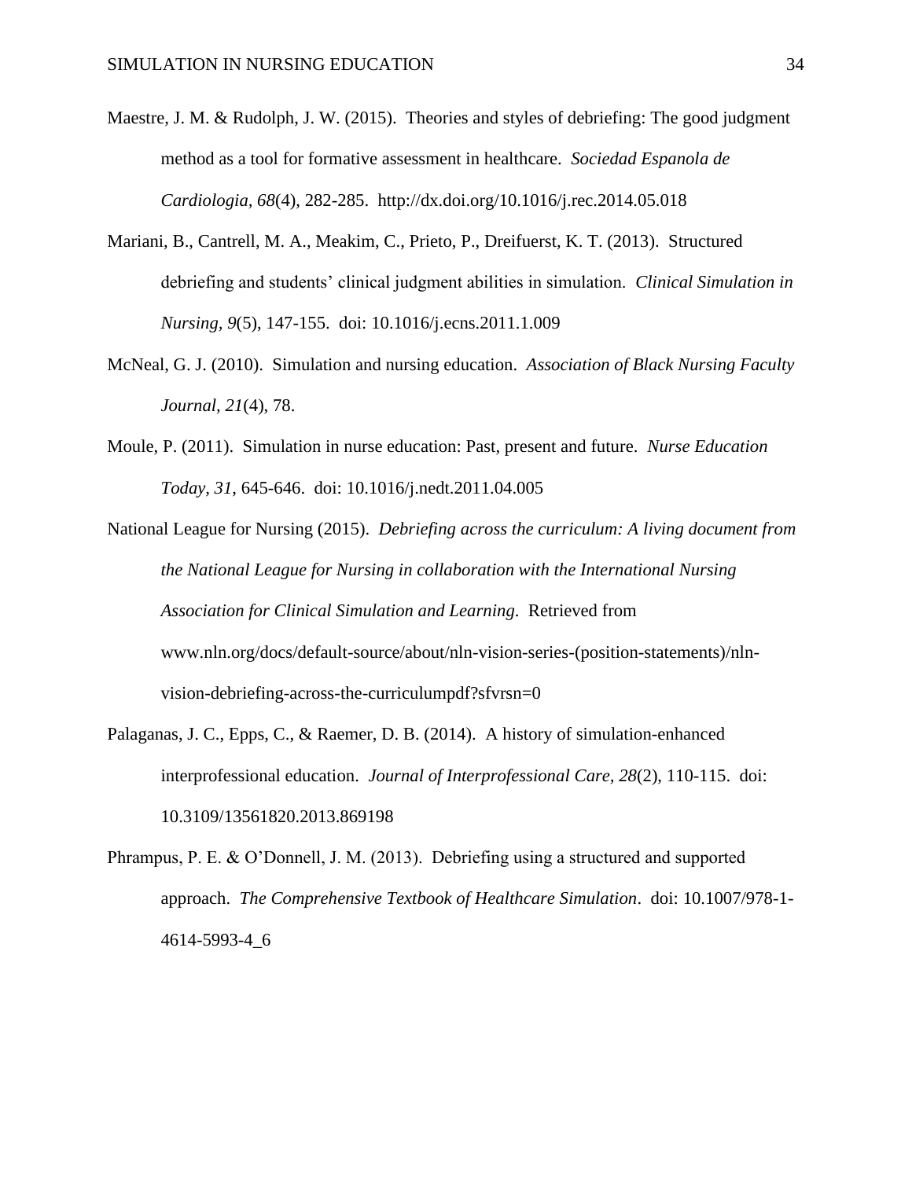Maestre, J. M. & Rudolph, J. W. (2015). Theories and styles of debriefing: The good judgment method as a tool for formative assessment in healthcare. *Sociedad Espanola de Cardiologia, 68*(4), 282-285. http://dx.doi.org/10.1016/j.rec.2014.05.018

Mariani, B., Cantrell, M. A., Meakim, C., Prieto, P., Dreifuerst, K. T. (2013). Structured debriefing and students' clinical judgment abilities in simulation. *Clinical Simulation in Nursing, 9*(5), 147-155. doi: 10.1016/j.ecns.2011.1.009

McNeal, G. J. (2010). Simulation and nursing education. *Association of Black Nursing Faculty Journal, 21*(4), 78.

Moule, P. (2011). Simulation in nurse education: Past, present and future. *Nurse Education Today, 31*, 645-646. doi: 10.1016/j.nedt.2011.04.005

National League for Nursing (2015). *Debriefing across the curriculum: A living document from the National League for Nursing in collaboration with the International Nursing Association for Clinical Simulation and Learning*. Retrieved from www.nln.org/docs/default-source/about/nln-vision-series-(position-statements)/nln-vision-debriefing-across-the-curriculumpdf?sfvrsn=0

Palaganas, J. C., Epps, C., & Raemer, D. B. (2014). A history of simulation-enhanced interprofessional education. *Journal of Interprofessional Care, 28*(2), 110-115. doi: 10.3109/13561820.2013.869198

Phrampus, P. E. & O'Donnell, J. M. (2013). Debriefing using a structured and supported approach. *The Comprehensive Textbook of Healthcare Simulation*. doi: 10.1007/978-1-4614-5993-4_6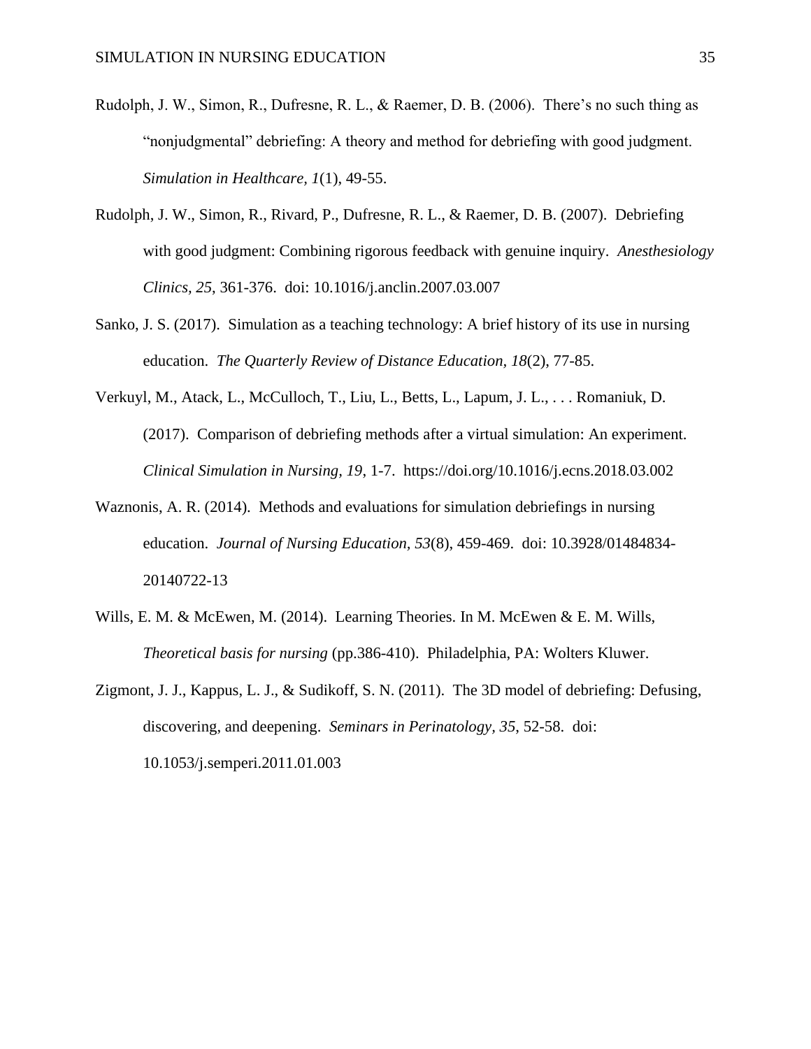Rudolph, J. W., Simon, R., Dufresne, R. L., & Raemer, D. B. (2006). There's no such thing as "nonjudgmental" debriefing: A theory and method for debriefing with good judgment. *Simulation in Healthcare, 1*(1), 49-55.

Rudolph, J. W., Simon, R., Rivard, P., Dufresne, R. L., & Raemer, D. B. (2007). Debriefing with good judgment: Combining rigorous feedback with genuine inquiry. *Anesthesiology Clinics, 25*, 361-376. doi: 10.1016/j.anclin.2007.03.007

Sanko, J. S. (2017). Simulation as a teaching technology: A brief history of its use in nursing education. *The Quarterly Review of Distance Education, 18*(2), 77-85.

Verkuyl, M., Atack, L., McCulloch, T., Liu, L., Betts, L., Lapum, J. L., . . . Romaniuk, D. (2017). Comparison of debriefing methods after a virtual simulation: An experiment. *Clinical Simulation in Nursing, 19*, 1-7. https://doi.org/10.1016/j.ecns.2018.03.002

Waznonis, A. R. (2014). Methods and evaluations for simulation debriefings in nursing education. *Journal of Nursing Education, 53*(8), 459-469. doi: 10.3928/01484834-20140722-13

Wills, E. M. & McEwen, M. (2014). Learning Theories. In M. McEwen & E. M. Wills, *Theoretical basis for nursing* (pp.386-410). Philadelphia, PA: Wolters Kluwer.

Zigmont, J. J., Kappus, L. J., & Sudikoff, S. N. (2011). The 3D model of debriefing: Defusing, discovering, and deepening. *Seminars in Perinatology, 35*, 52-58. doi: 10.1053/j.semperi.2011.01.003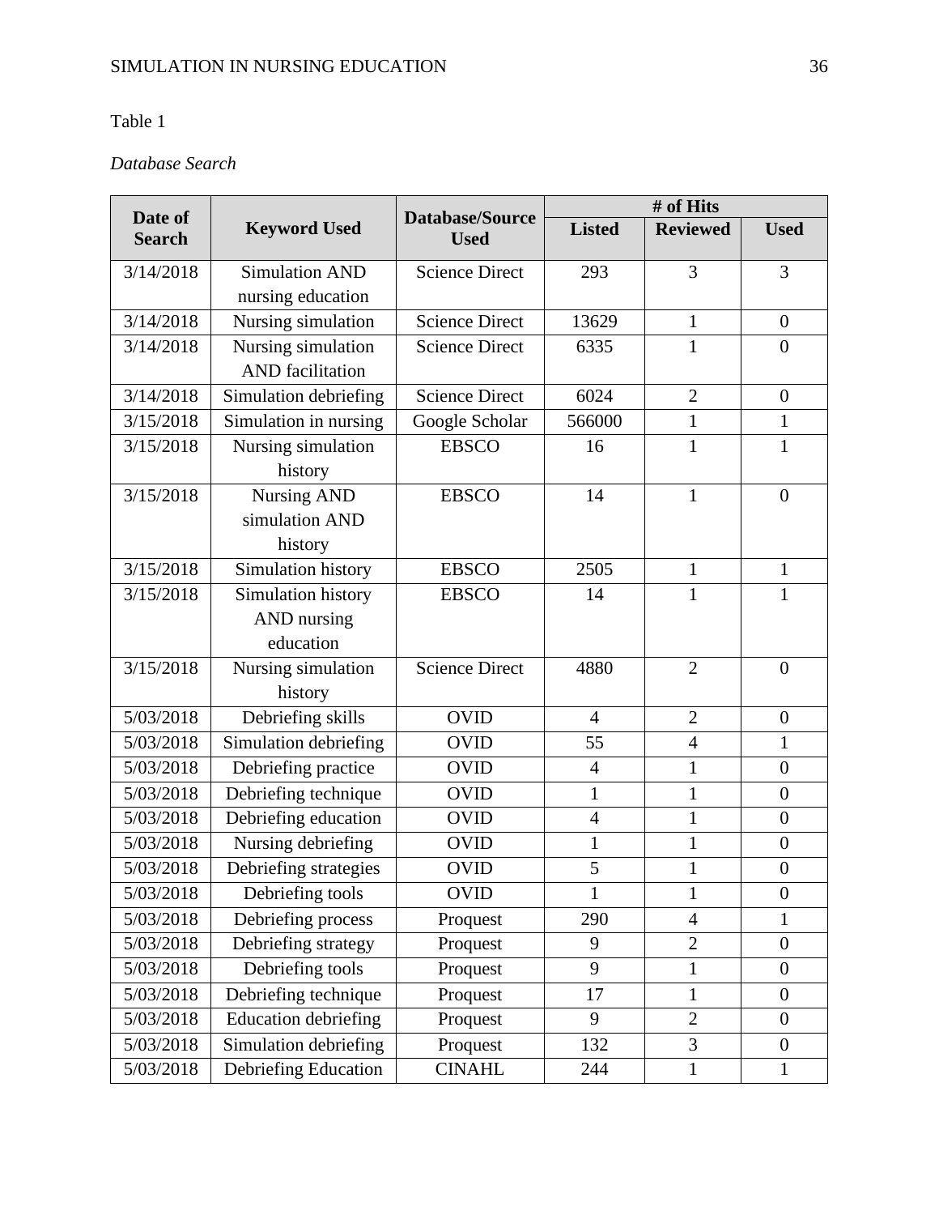Table 1

*Database Search*

| Date of Search | Keyword Used | Database/Source Used | # of Hits | | |
|---|---|---|---|---|---|
| | | | Listed | Reviewed | Used |
| 3/14/2018 | Simulation AND nursing education | Science Direct | 293 | 3 | 3 |
| 3/14/2018 | Nursing simulation | Science Direct | 13629 | 1 | 0 |
| 3/14/2018 | Nursing simulation AND facilitation | Science Direct | 6335 | 1 | 0 |
| 3/14/2018 | Simulation debriefing | Science Direct | 6024 | 2 | 0 |
| 3/15/2018 | Simulation in nursing | Google Scholar | 566000 | 1 | 1 |
| 3/15/2018 | Nursing simulation history | EBSCO | 16 | 1 | 1 |
| 3/15/2018 | Nursing AND simulation AND history | EBSCO | 14 | 1 | 0 |
| 3/15/2018 | Simulation history | EBSCO | 2505 | 1 | 1 |
| 3/15/2018 | Simulation history AND nursing education | EBSCO | 14 | 1 | 1 |
| 3/15/2018 | Nursing simulation history | Science Direct | 4880 | 2 | 0 |
| 5/03/2018 | Debriefing skills | OVID | 4 | 2 | 0 |
| 5/03/2018 | Simulation debriefing | OVID | 55 | 4 | 1 |
| 5/03/2018 | Debriefing practice | OVID | 4 | 1 | 0 |
| 5/03/2018 | Debriefing technique | OVID | 1 | 1 | 0 |
| 5/03/2018 | Debriefing education | OVID | 4 | 1 | 0 |
| 5/03/2018 | Nursing debriefing | OVID | 1 | 1 | 0 |
| 5/03/2018 | Debriefing strategies | OVID | 5 | 1 | 0 |
| 5/03/2018 | Debriefing tools | OVID | 1 | 1 | 0 |
| 5/03/2018 | Debriefing process | Proquest | 290 | 4 | 1 |
| 5/03/2018 | Debriefing strategy | Proquest | 9 | 2 | 0 |
| 5/03/2018 | Debriefing tools | Proquest | 9 | 1 | 0 |
| 5/03/2018 | Debriefing technique | Proquest | 17 | 1 | 0 |
| 5/03/2018 | Education debriefing | Proquest | 9 | 2 | 0 |
| 5/03/2018 | Simulation debriefing | Proquest | 132 | 3 | 0 |
| 5/03/2018 | Debriefing Education | CINAHL | 244 | 1 | 1 |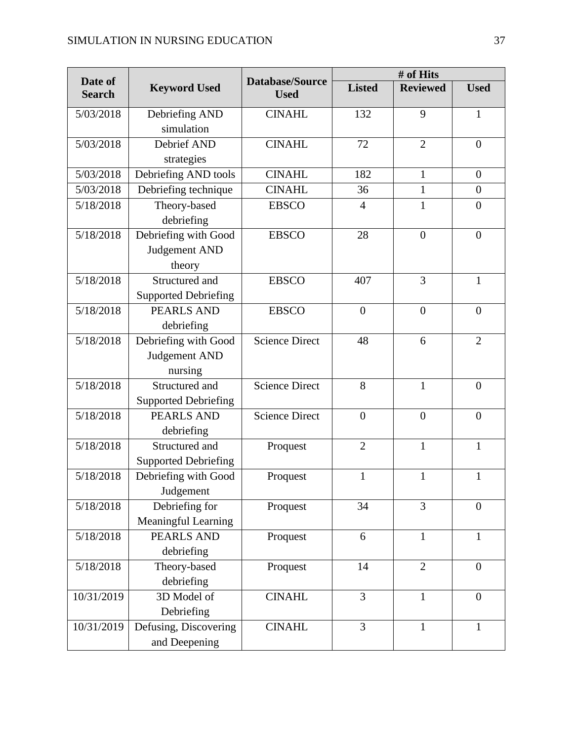| Date of Search | Keyword Used | Database/Source Used | # of Hits | | |
|---|---|---|---|---|---|
| | | | Listed | Reviewed | Used |
| 5/03/2018 | Debriefing AND simulation | CINAHL | 132 | 9 | 1 |
| 5/03/2018 | Debrief AND strategies | CINAHL | 72 | 2 | 0 |
| 5/03/2018 | Debriefing AND tools | CINAHL | 182 | 1 | 0 |
| 5/03/2018 | Debriefing technique | CINAHL | 36 | 1 | 0 |
| 5/18/2018 | Theory-based debriefing | EBSCO | 4 | 1 | 0 |
| 5/18/2018 | Debriefing with Good Judgement AND theory | EBSCO | 28 | 0 | 0 |
| 5/18/2018 | Structured and Supported Debriefing | EBSCO | 407 | 3 | 1 |
| 5/18/2018 | PEARLS AND debriefing | EBSCO | 0 | 0 | 0 |
| 5/18/2018 | Debriefing with Good Judgement AND nursing | Science Direct | 48 | 6 | 2 |
| 5/18/2018 | Structured and Supported Debriefing | Science Direct | 8 | 1 | 0 |
| 5/18/2018 | PEARLS AND debriefing | Science Direct | 0 | 0 | 0 |
| 5/18/2018 | Structured and Supported Debriefing | Proquest | 2 | 1 | 1 |
| 5/18/2018 | Debriefing with Good Judgement | Proquest | 1 | 1 | 1 |
| 5/18/2018 | Debriefing for Meaningful Learning | Proquest | 34 | 3 | 0 |
| 5/18/2018 | PEARLS AND debriefing | Proquest | 6 | 1 | 1 |
| 5/18/2018 | Theory-based debriefing | Proquest | 14 | 2 | 0 |
| 10/31/2019 | 3D Model of Debriefing | CINAHL | 3 | 1 | 0 |
| 10/31/2019 | Defusing, Discovering and Deepening | CINAHL | 3 | 1 | 1 |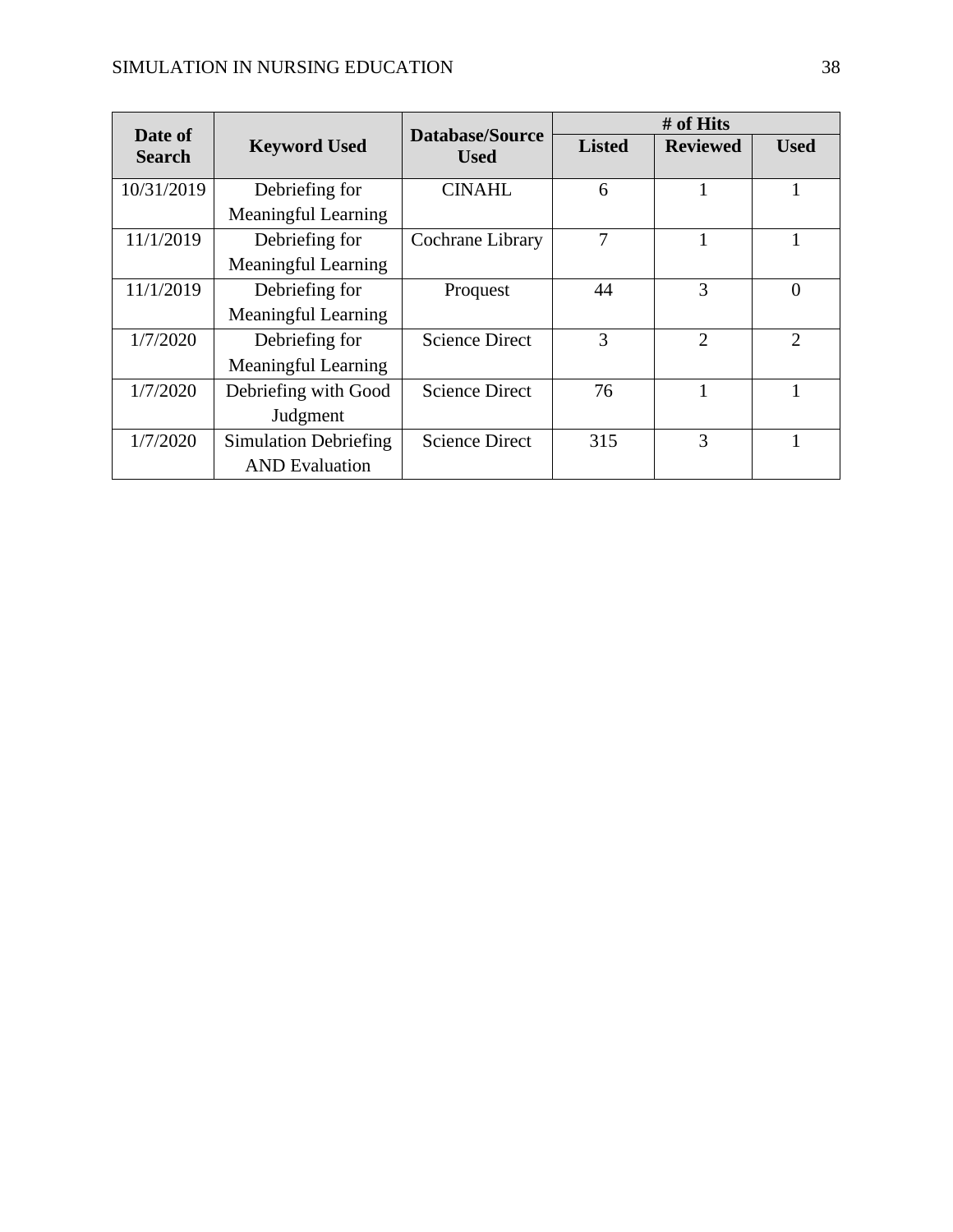| Date of Search | Keyword Used | Database/Source Used | # of Hits | | |
|---|---|---|---|---|---|
| | | | Listed | Reviewed | Used |
| 10/31/2019 | Debriefing for Meaningful Learning | CINAHL | 6 | 1 | 1 |
| 11/1/2019 | Debriefing for Meaningful Learning | Cochrane Library | 7 | 1 | 1 |
| 11/1/2019 | Debriefing for Meaningful Learning | Proquest | 44 | 3 | 0 |
| 1/7/2020 | Debriefing for Meaningful Learning | Science Direct | 3 | 2 | 2 |
| 1/7/2020 | Debriefing with Good Judgment | Science Direct | 76 | 1 | 1 |
| 1/7/2020 | Simulation Debriefing AND Evaluation | Science Direct | 315 | 3 | 1 |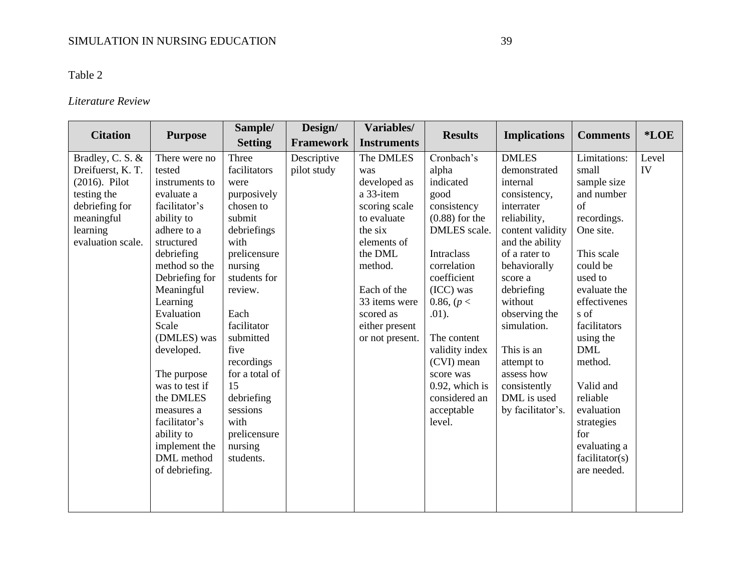Table 2

*Literature Review*

| Citation | Purpose | Sample/ Setting | Design/ Framework | Variables/ Instruments | Results | Implications | Comments | *LOE |
|---|---|---|---|---|---|---|---|---|
| Bradley, C. S. & Dreifuerst, K. T. (2016). Pilot testing the debriefing for meaningful learning evaluation scale. | There were no tested instruments to evaluate a facilitator's ability to adhere to a structured debriefing method so the Debriefing for Meaningful Learning Evaluation Scale (DMLES) was developed.<br><br>The purpose was to test if the DMLES measures a facilitator's ability to implement the DML method of debriefing. | Three facilitators were purposively chosen to submit debriefings with prelicensure nursing students for review.<br><br>Each facilitator submitted five recordings for a total of 15 debriefing sessions with prelicensure nursing students. | Descriptive pilot study | The DMLES was developed as a 33-item scoring scale to evaluate the six elements of the DML method.<br><br>Each of the 33 items were scored as either present or not present. | Cronbach's alpha indicated good consistency (0.88) for the DMLES scale.<br><br>Intraclass correlation coefficient (ICC) was 0.86, ($p <$ .01).<br><br>The content validity index (CVI) mean score was 0.92, which is considered an acceptable level. | DMLES demonstrated internal consistency, interrater reliability, content validity and the ability of a rater to behaviorally score a debriefing without observing the simulation.<br><br>This is an attempt to assess how consistently DML is used by facilitator's. | Limitations: small sample size and number of recordings. One site.<br><br>This scale could be used to evaluate the effectiveness of facilitators using the DML method.<br><br>Valid and reliable evaluation strategies for evaluating a facilitator(s) are needed. | Level IV |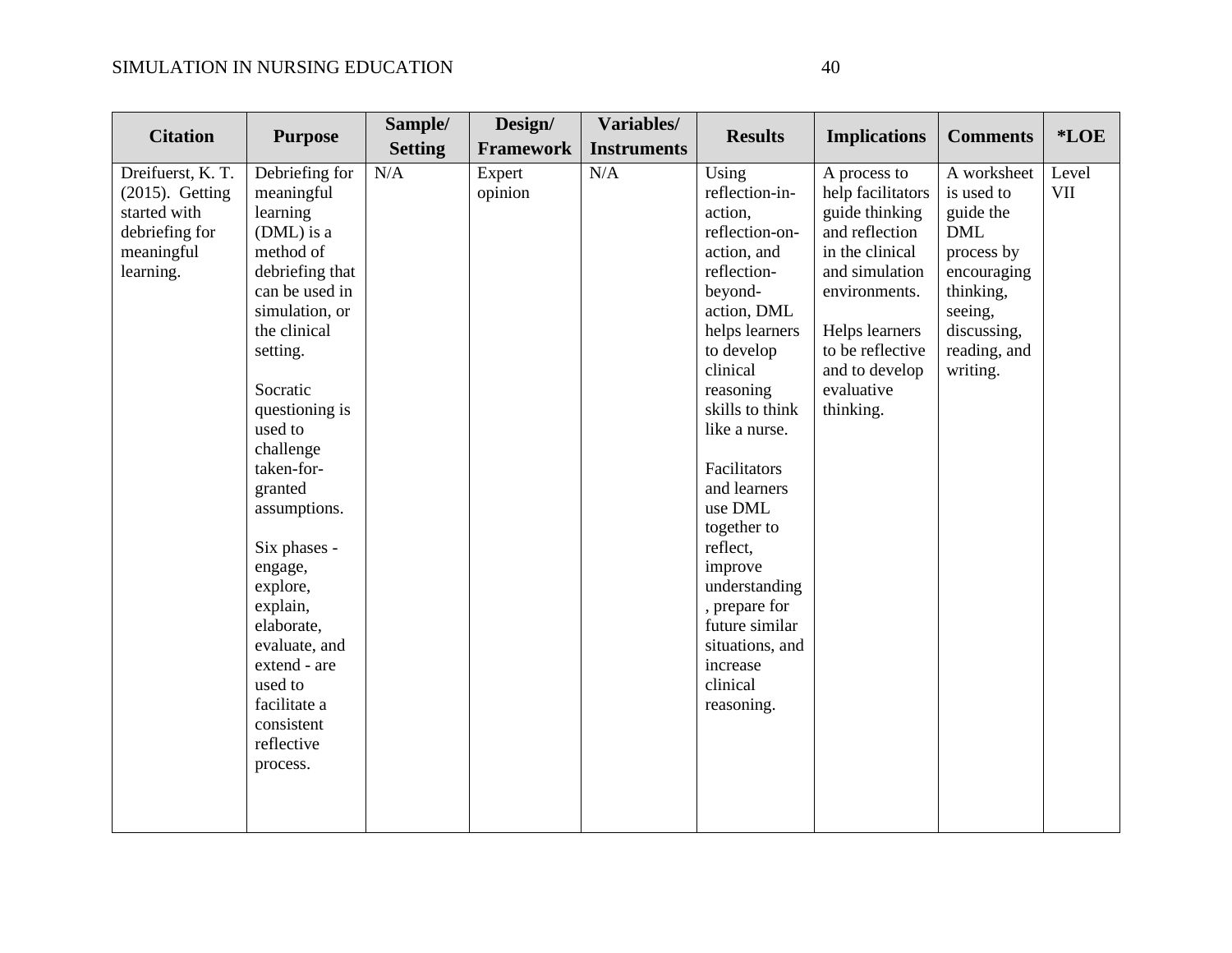| Citation | Purpose | Sample/ Setting | Design/ Framework | Variables/ Instruments | Results | Implications | Comments | *LOE |
|---|---|---|---|---|---|---|---|---|
| Dreifuerst, K. T. (2015). Getting started with debriefing for meaningful learning. | Debriefing for meaningful learning (DML) is a method of debriefing that can be used in simulation, or the clinical setting.<br><br>Socratic questioning is used to challenge taken-for-granted assumptions.<br><br>Six phases - engage, explore, explain, elaborate, evaluate, and extend - are used to facilitate a consistent reflective process. | N/A | Expert opinion | N/A | Using reflection-in-action, reflection-on-action, and reflection-beyond-action, DML helps learners to develop clinical reasoning skills to think like a nurse.<br><br>Facilitators and learners use DML together to reflect, improve understanding, prepare for future similar situations, and increase clinical reasoning. | A process to help facilitators guide thinking and reflection in the clinical and simulation environments.<br><br>Helps learners to be reflective and to develop evaluative thinking. | A worksheet is used to guide the DML process by encouraging thinking, seeing, discussing, reading, and writing. | Level VII |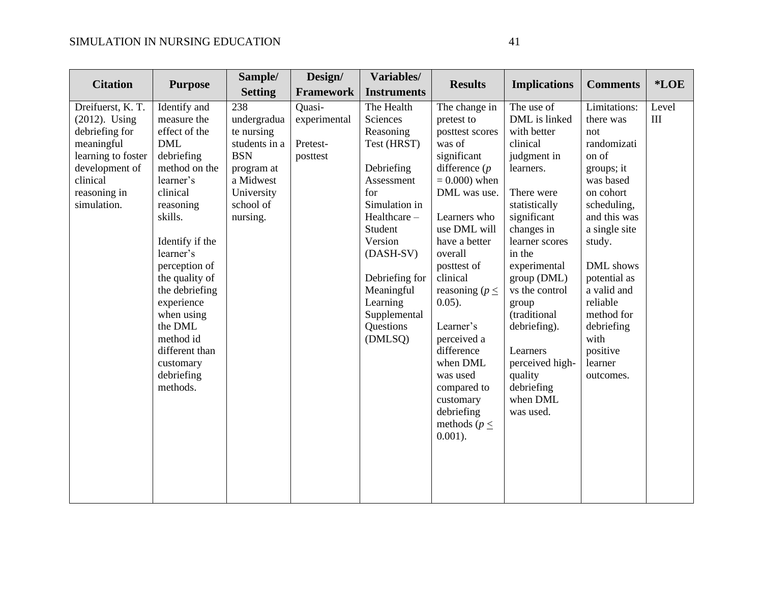| Citation | Purpose | Sample/ Setting | Design/ Framework | Variables/ Instruments | Results | Implications | Comments | *LOE |
|---|---|---|---|---|---|---|---|---|
| Dreifuerst, K. T. (2012). Using debriefing for meaningful learning to foster development of clinical reasoning in simulation. | Identify and measure the effect of the DML debriefing method on the learner's clinical reasoning skills.<br><br>Identify if the learner's perception of the quality of the debriefing experience when using the DML method id different than customary debriefing methods. | 238 undergraduate nursing students in a BSN program at a Midwest University school of nursing. | Quasi-experimental<br><br>Pretest-posttest | The Health Sciences Reasoning Test (HRST)<br><br>Debriefing Assessment for Simulation in Healthcare – Student Version (DASH-SV)<br><br>Debriefing for Meaningful Learning Supplemental Questions (DMLSQ) | The change in pretest to posttest scores was of significant difference ($p = 0.000$) when DML was use.<br><br>Learners who use DML will have a better overall posttest of clinical reasoning ($p \leq 0.05$).<br><br>Learner's perceived a difference when DML was used compared to customary debriefing methods ($p \leq 0.001$). | The use of DML is linked with better clinical judgment in learners.<br><br>There were statistically significant changes in learner scores in the experimental group (DML) vs the control group (traditional debriefing).<br><br>Learners perceived high-quality debriefing when DML was used. | Limitations: there was not randomization of groups; it was based on cohort scheduling, and this was a single site study.<br><br>DML shows potential as a valid and reliable method for debriefing with positive learner outcomes. | Level III |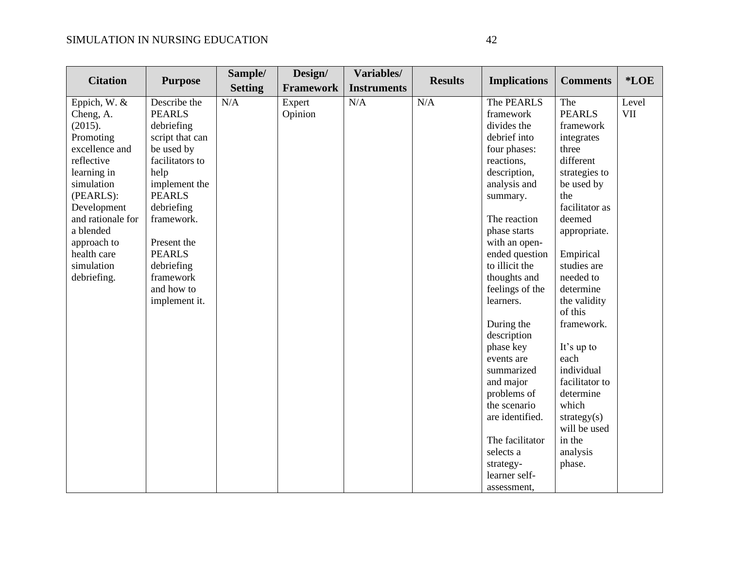| Citation | Purpose | Sample/ Setting | Design/ Framework | Variables/ Instruments | Results | Implications | Comments | *LOE |
|---|---|---|---|---|---|---|---|---|
| Eppich, W. & Cheng, A. (2015). Promoting excellence and reflective learning in simulation (PEARLS): Development and rationale for a blended approach to health care simulation debriefing. | Describe the PEARLS debriefing script that can be used by facilitators to help implement the PEARLS debriefing framework. <br><br> Present the PEARLS debriefing framework and how to implement it. | N/A | Expert Opinion | N/A | N/A | The PEARLS framework divides the debrief into four phases: reactions, description, analysis and summary. <br><br> The reaction phase starts with an open-ended question to illicit the thoughts and feelings of the learners. <br><br> During the description phase key events are summarized and major problems of the scenario are identified. <br><br> The facilitator selects a strategy- learner self-assessment, | The PEARLS framework integrates three different strategies to be used by the facilitator as deemed appropriate. <br><br> Empirical studies are needed to determine the validity of this framework. <br><br> It's up to each individual facilitator to determine which strategy(s) will be used in the analysis phase. | Level VII |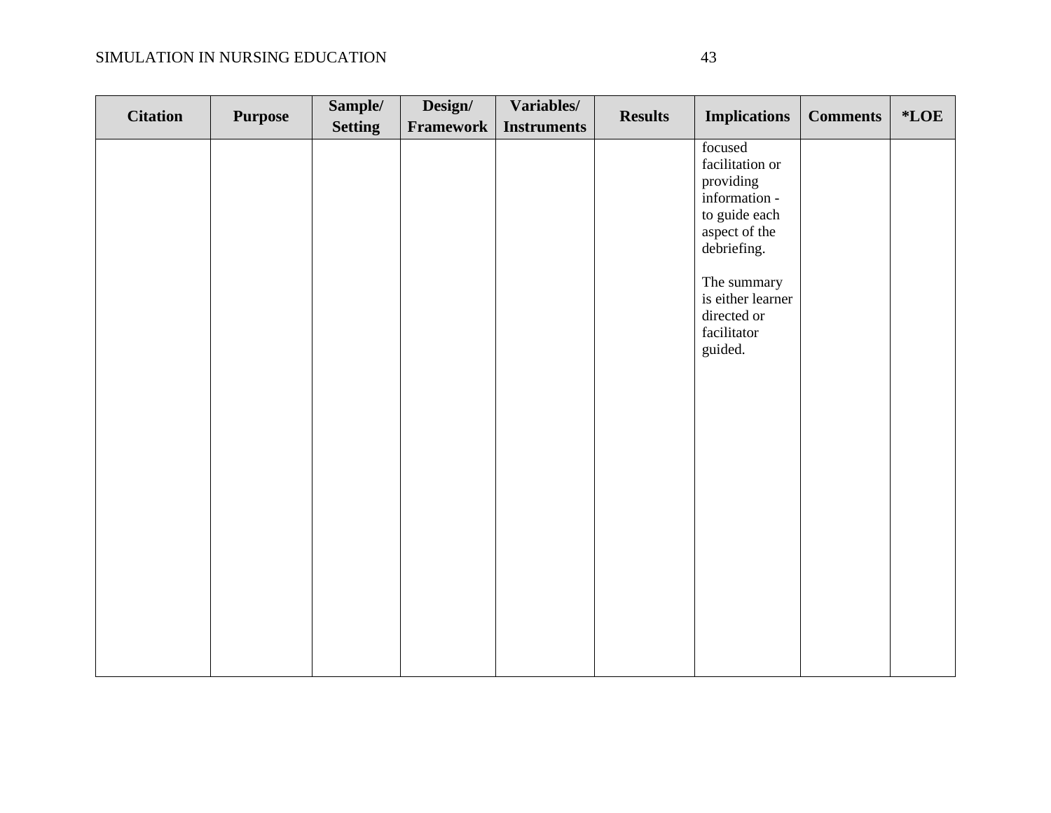| Citation | Purpose | Sample/ Setting | Design/ Framework | Variables/ Instruments | Results | Implications | Comments | *LOE |
| --- | --- | --- | --- | --- | --- | --- | --- | --- |
|  |  |  |  |  |  | focused facilitation or providing information - to guide each aspect of the debriefing.<br><br>The summary is either learner directed or facilitator guided. |  |  |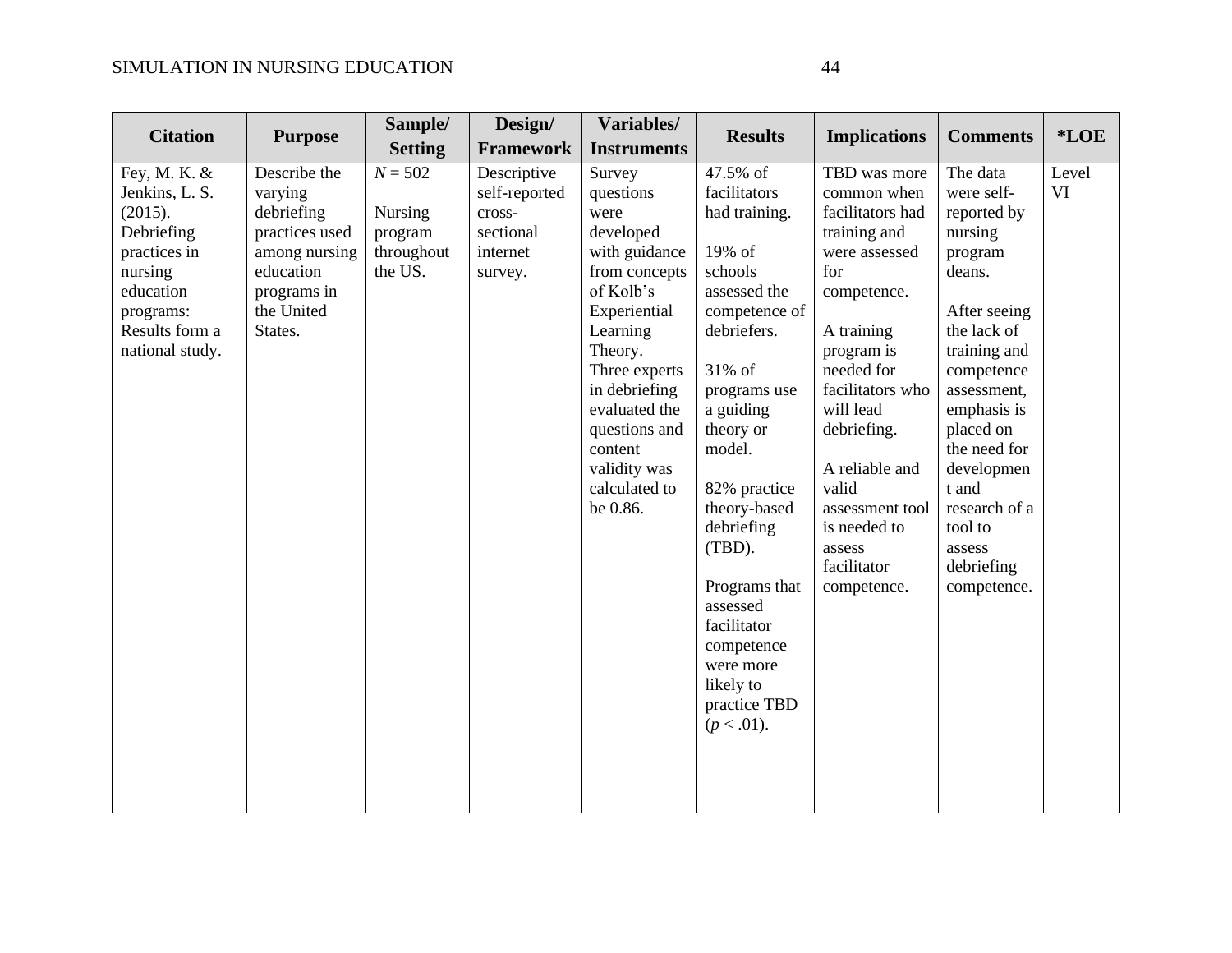| Citation | Purpose | Sample/ Setting | Design/ Framework | Variables/ Instruments | Results | Implications | Comments | *LOE |
| --- | --- | --- | --- | --- | --- | --- | --- | --- |
| Fey, M. K. & Jenkins, L. S. (2015). Debriefing practices in nursing education programs: Results form a national study. | Describe the varying debriefing practices used among nursing education programs in the United States. | *N* = 502<br><br>Nursing program throughout the US. | Descriptive self-reported cross-sectional internet survey. | Survey questions were developed with guidance from concepts of Kolb's Experiential Learning Theory. Three experts in debriefing evaluated the questions and content validity was calculated to be 0.86. | 47.5% of facilitators had training.<br><br>19% of schools assessed the competence of debriefers.<br><br>31% of programs use a guiding theory or model.<br><br>82% practice theory-based debriefing (TBD).<br><br>Programs that assessed facilitator competence were more likely to practice TBD ($p < .01$). | TBD was more common when facilitators had training and were assessed for competence.<br><br>A training program is needed for facilitators who will lead debriefing.<br><br>A reliable and valid assessment tool is needed to assess facilitator competence. | The data were self-reported by nursing program deans.<br><br>After seeing the lack of training and competence assessment, emphasis is placed on the need for development and research of a tool to assess debriefing competence. | Level VI |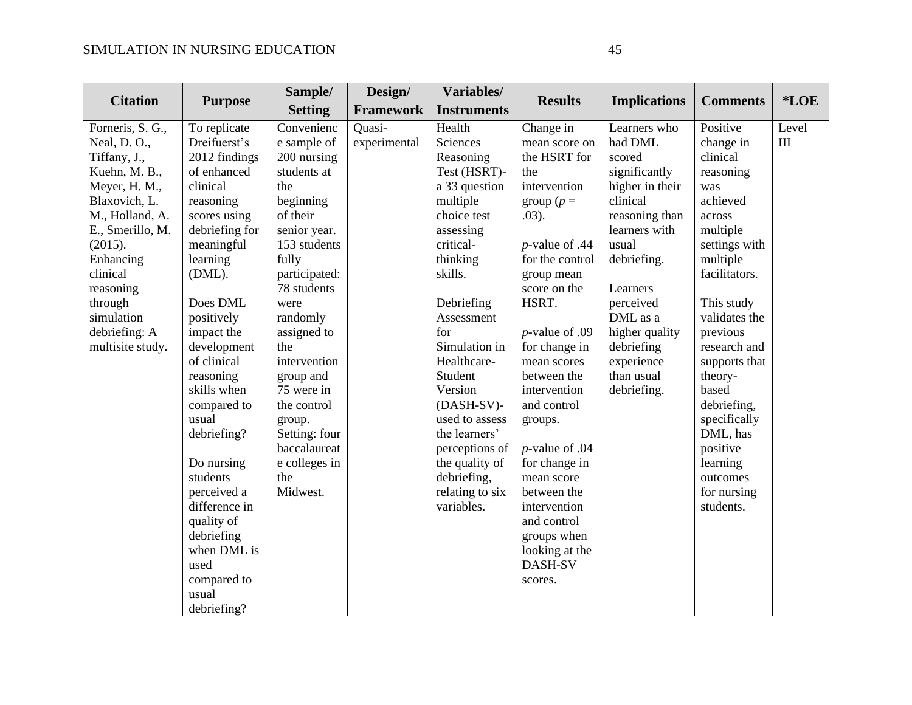| Citation | Purpose | Sample/ Setting | Design/ Framework | Variables/ Instruments | Results | Implications | Comments | *LOE |
|---|---|---|---|---|---|---|---|---|
| Forneris, S. G., Neal, D. O., Tiffany, J., Kuehn, M. B., Meyer, H. M., Blaxovich, L. M., Holland, A. E., Smerillo, M. (2015). Enhancing clinical reasoning through simulation debriefing: A multisite study. | To replicate Dreifuerst's 2012 findings of enhanced clinical reasoning scores using debriefing for meaningful learning (DML).<br><br>Does DML positively impact the development of clinical reasoning skills when compared to usual debriefing?<br><br>Do nursing students perceived a difference in quality of debriefing when DML is used compared to usual debriefing? | Convenience sample of 200 nursing students at the beginning of their senior year. 153 students fully participated: 78 students were randomly assigned to the intervention group and 75 were in the control group. Setting: four baccalaureate colleges in the Midwest. | Quasi-experimental | Health Sciences Reasoning Test (HSRT)- a 33 question multiple choice test assessing critical-thinking skills.<br><br>Debriefing Assessment for Simulation in Healthcare-Student Version (DASH-SV)- used to assess the learners' perceptions of the quality of debriefing, relating to six variables. | Change in mean score on the HSRT for the intervention group ($p$ = .03).<br><br>$p$-value of .44 for the control group mean score on the HSRT.<br><br>$p$-value of .09 for change in mean scores between the intervention and control groups.<br><br>$p$-value of .04 for change in mean score between the intervention and control groups when looking at the DASH-SV scores. | Learners who had DML scored significantly higher in their clinical reasoning than learners with usual debriefing.<br><br>Learners perceived DML as a higher quality debriefing experience than usual debriefing. | Positive change in clinical reasoning was achieved across multiple settings with multiple facilitators.<br><br>This study validates the previous research and supports that theory-based debriefing, specifically DML, has positive learning outcomes for nursing students. | Level III |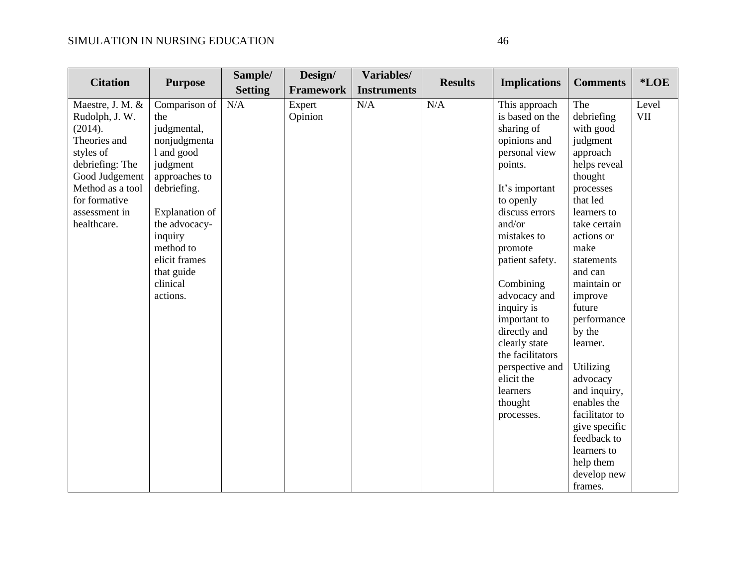| Citation | Purpose | Sample/ Setting | Design/ Framework | Variables/ Instruments | Results | Implications | Comments | *LOE |
|---|---|---|---|---|---|---|---|---|
| Maestre, J. M. & Rudolph, J. W. (2014). Theories and styles of debriefing: The Good Judgement Method as a tool for formative assessment in healthcare. | Comparison of the judgmental, nonjudgmental and good judgment approaches to debriefing. <br><br> Explanation of the advocacy-inquiry method to elicit frames that guide clinical actions. | N/A | Expert Opinion | N/A | N/A | This approach is based on the sharing of opinions and personal view points. <br><br> It's important to openly discuss errors and/or mistakes to promote patient safety. <br><br> Combining advocacy and inquiry is important to directly and clearly state the facilitators perspective and elicit the learners thought processes. | The debriefing with good judgment approach helps reveal thought processes that led learners to take certain actions or make statements and can maintain or improve future performance by the learner. <br><br> Utilizing advocacy and inquiry, enables the facilitator to give specific feedback to learners to help them develop new frames. | Level VII |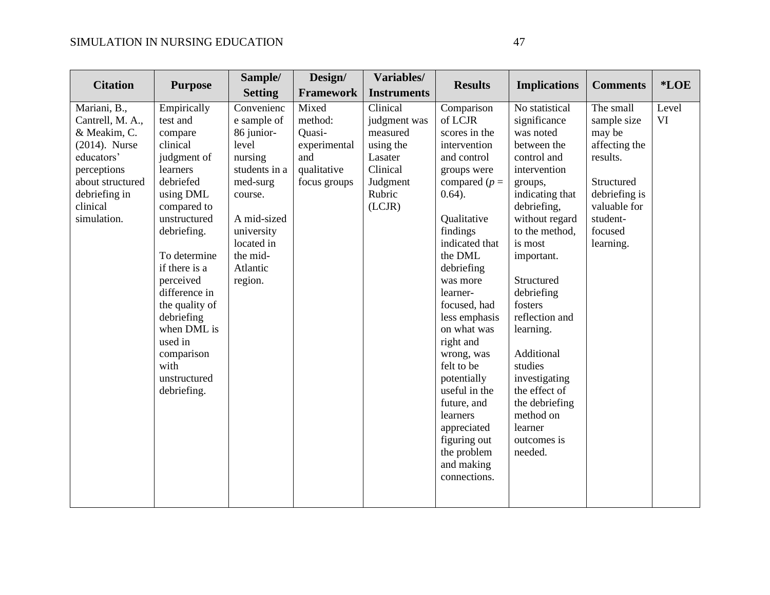| Citation | Purpose | Sample/ Setting | Design/ Framework | Variables/ Instruments | Results | Implications | Comments | *LOE |
|---|---|---|---|---|---|---|---|---|
| Mariani, B., Cantrell, M. A., & Meakim, C. (2014). Nurse educators' perceptions about structured debriefing in clinical simulation. | Empirically test and compare clinical judgment of learners debriefed using DML compared to unstructured debriefing.<br><br>To determine if there is a perceived difference in the quality of debriefing when DML is used in comparison with unstructured debriefing. | Convenience sample of 86 junior-level nursing students in a med-surg course.<br><br>A mid-sized university located in the mid-Atlantic region. | Mixed method: Quasi-experimental and qualitative focus groups | Clinical judgment was measured using the Lasater Clinical Judgment Rubric (LCJR) | Comparison of LCJR scores in the intervention and control groups were compared ($p = 0.64$).<br><br>Qualitative findings indicated that the DML debriefing was more learner-focused, had less emphasis on what was right and wrong, was felt to be potentially useful in the future, and learners appreciated figuring out the problem and making connections. | No statistical significance was noted between the control and intervention groups, indicating that debriefing, without regard to the method, is most important.<br><br>Structured debriefing fosters reflection and learning.<br><br>Additional studies investigating the effect of the debriefing method on learner outcomes is needed. | The small sample size may be affecting the results.<br><br>Structured debriefing is valuable for student-focused learning. | Level VI |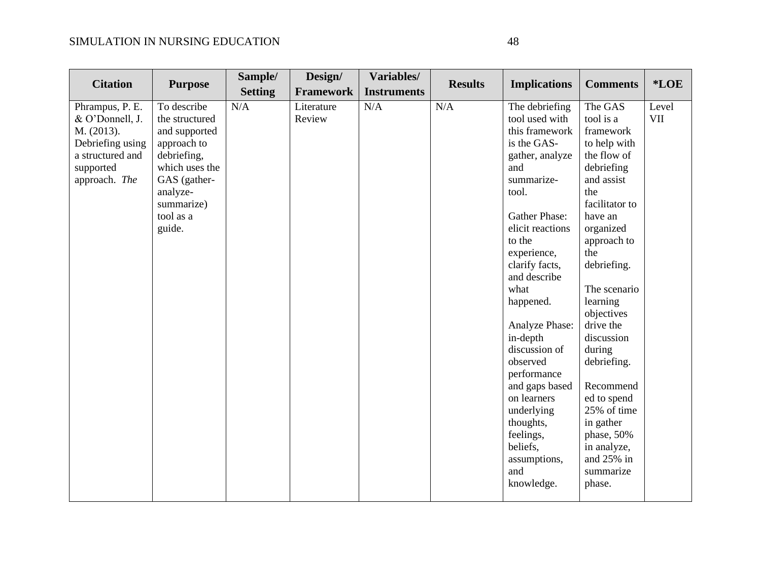| Citation | Purpose | Sample/ Setting | Design/ Framework | Variables/ Instruments | Results | Implications | Comments | *LOE |
|---|---|---|---|---|---|---|---|---|
| Phrampus, P. E. & O'Donnell, J. M. (2013). Debriefing using a structured and supported approach. *The* | To describe the structured and supported approach to debriefing, which uses the GAS (gather-analyze-summarize) tool as a guide. | N/A | Literature Review | N/A | N/A | The debriefing tool used with this framework is the GAS-gather, analyze and summarize-tool.<br><br>Gather Phase: elicit reactions to the experience, clarify facts, and describe what happened.<br><br>Analyze Phase: in-depth discussion of observed performance and gaps based on learners underlying thoughts, feelings, beliefs, assumptions, and knowledge. | The GAS tool is a framework to help with the flow of debriefing and assist the facilitator to have an organized approach to the debriefing.<br><br>The scenario learning objectives drive the discussion during debriefing.<br><br>Recommended to spend 25% of time in gather phase, 50% in analyze, and 25% in summarize phase. | Level VII |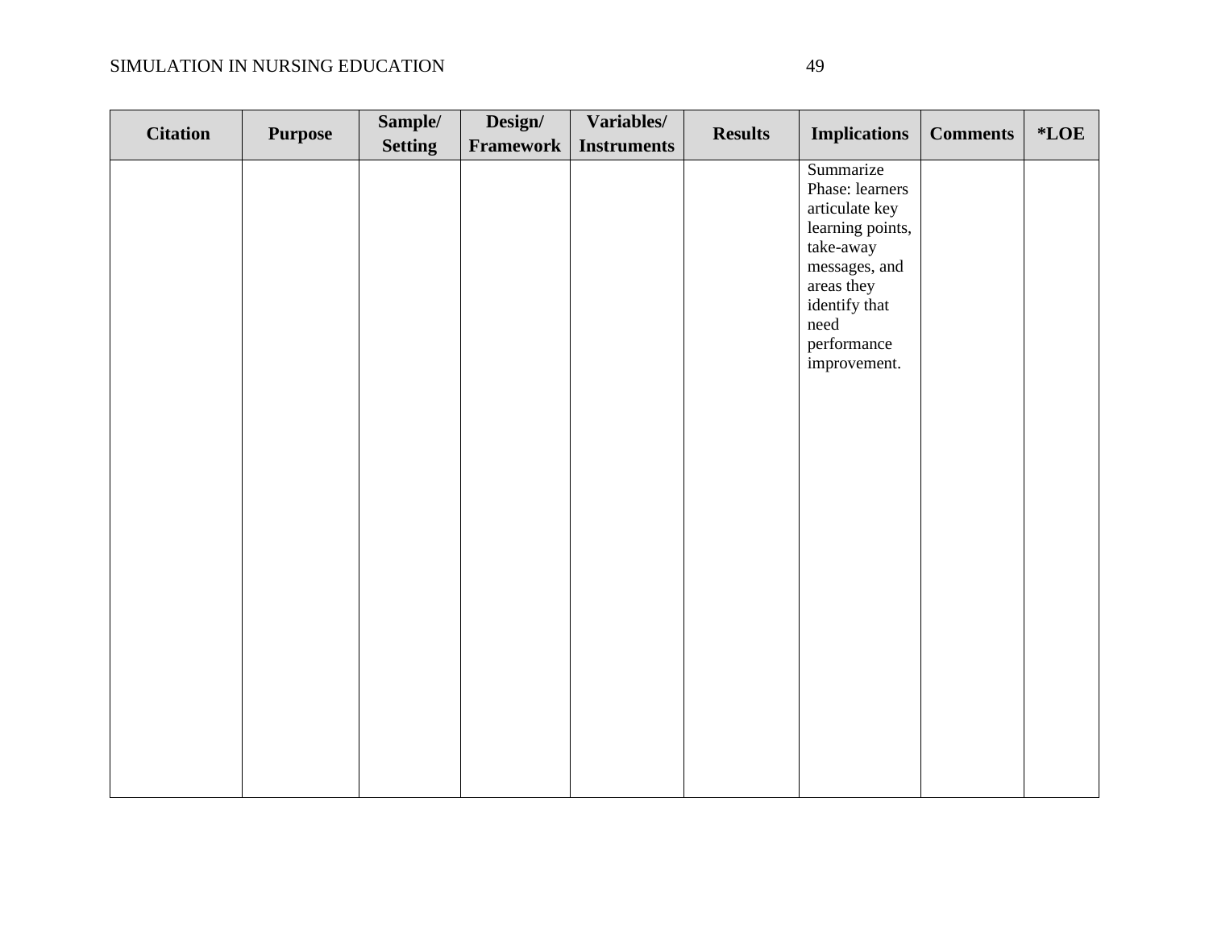| Citation | Purpose | Sample/ Setting | Design/ Framework | Variables/ Instruments | Results | Implications | Comments | *LOE |
|---|---|---|---|---|---|---|---|---|
| | | | | | | Summarize Phase: learners articulate key learning points, take-away messages, and areas they identify that need performance improvement. | | |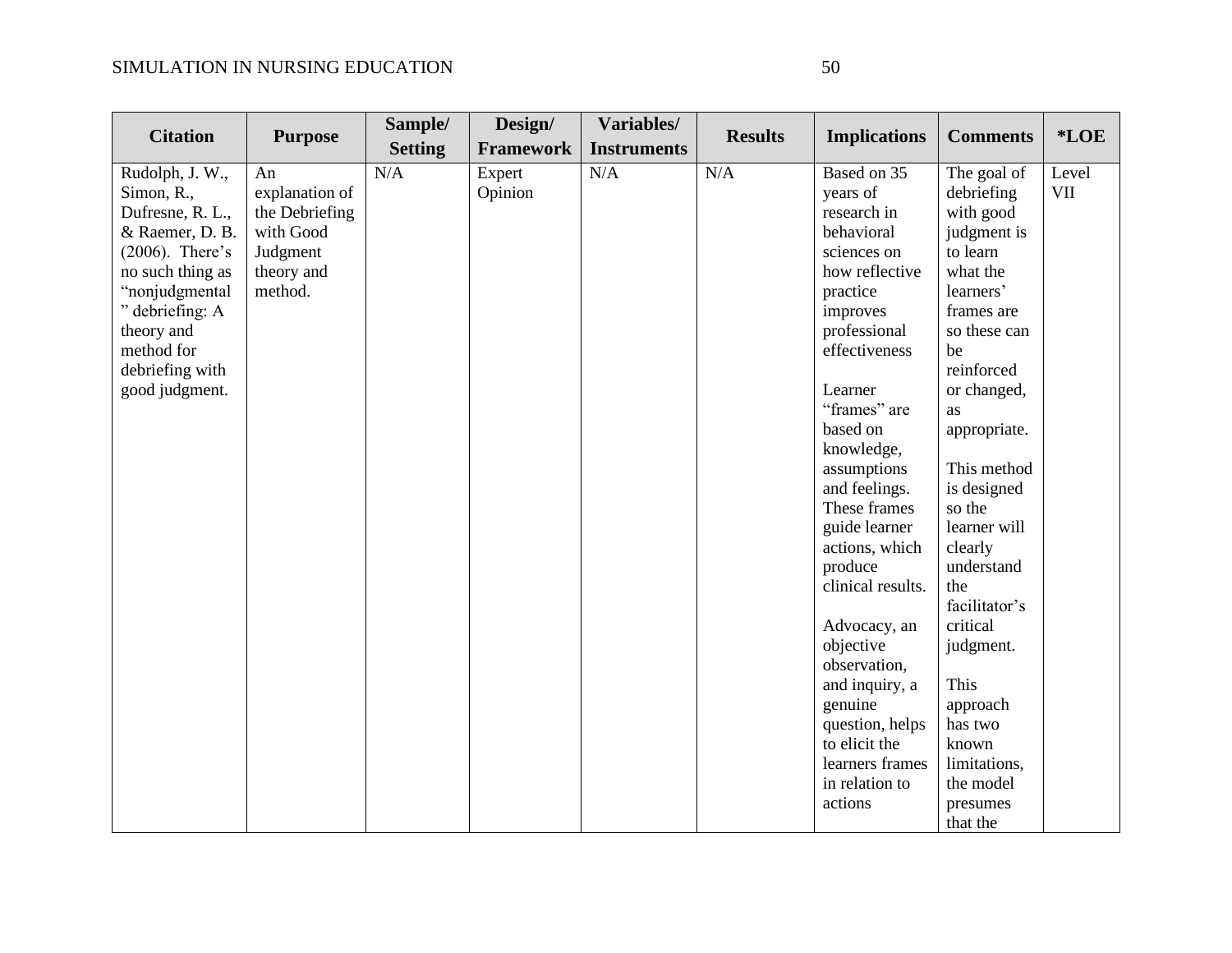| Citation | Purpose | Sample/ Setting | Design/ Framework | Variables/ Instruments | Results | Implications | Comments | *LOE |
|---|---|---|---|---|---|---|---|---|
| Rudolph, J. W., Simon, R., Dufresne, R. L., & Raemer, D. B. (2006). There's no such thing as "nonjudgmental" debriefing: A theory and method for debriefing with good judgment. | An explanation of the Debriefing with Good Judgment theory and method. | N/A | Expert Opinion | N/A | N/A | Based on 35 years of research in behavioral sciences on how reflective practice improves professional effectiveness<br><br>Learner "frames" are based on knowledge, assumptions and feelings. These frames guide learner actions, which produce clinical results.<br><br>Advocacy, an objective observation, and inquiry, a genuine question, helps to elicit the learners frames in relation to actions | The goal of debriefing with good judgment is to learn what the learners' frames are so these can be reinforced or changed, as appropriate.<br><br>This method is designed so the learner will clearly understand the facilitator's critical judgment.<br><br>This approach has two known limitations, the model presumes that the | Level VII |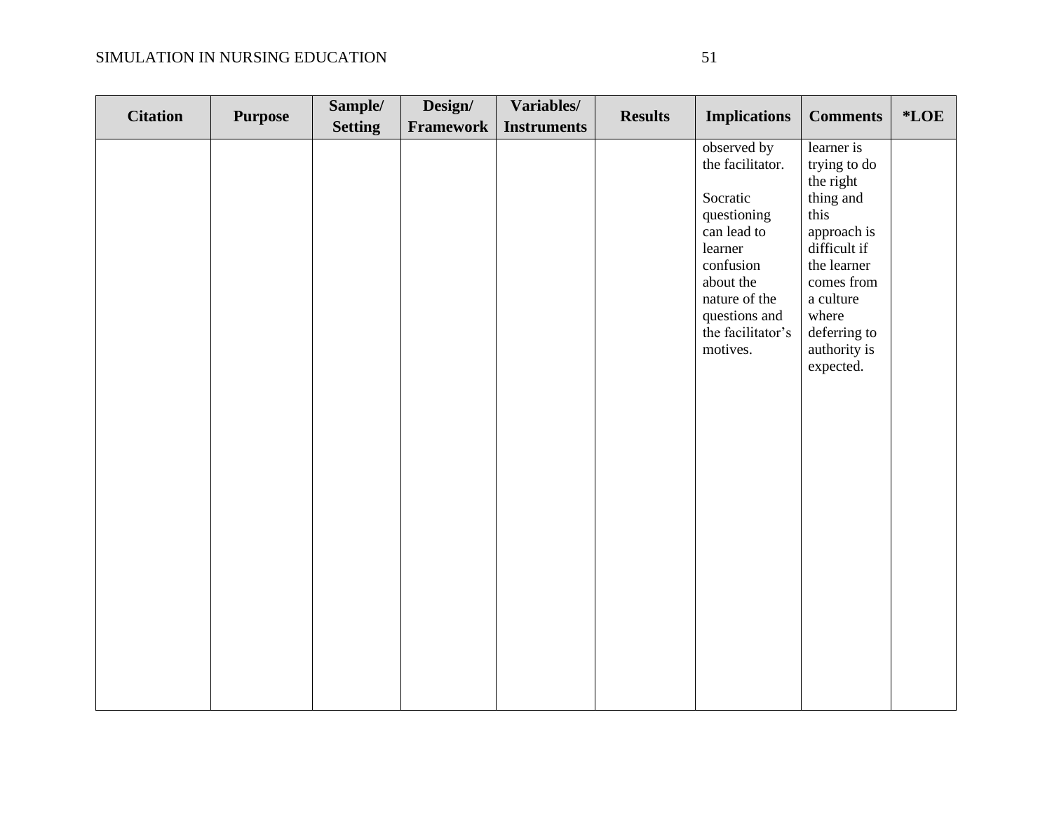| Citation | Purpose | Sample/ Setting | Design/ Framework | Variables/ Instruments | Results | Implications | Comments | *LOE |
|---|---|---|---|---|---|---|---|---|
| | | | | | | observed by the facilitator.<br><br>Socratic questioning can lead to learner confusion about the nature of the questions and the facilitator's motives. | learner is trying to do the right thing and this approach is difficult if the learner comes from a culture where deferring to authority is expected. | |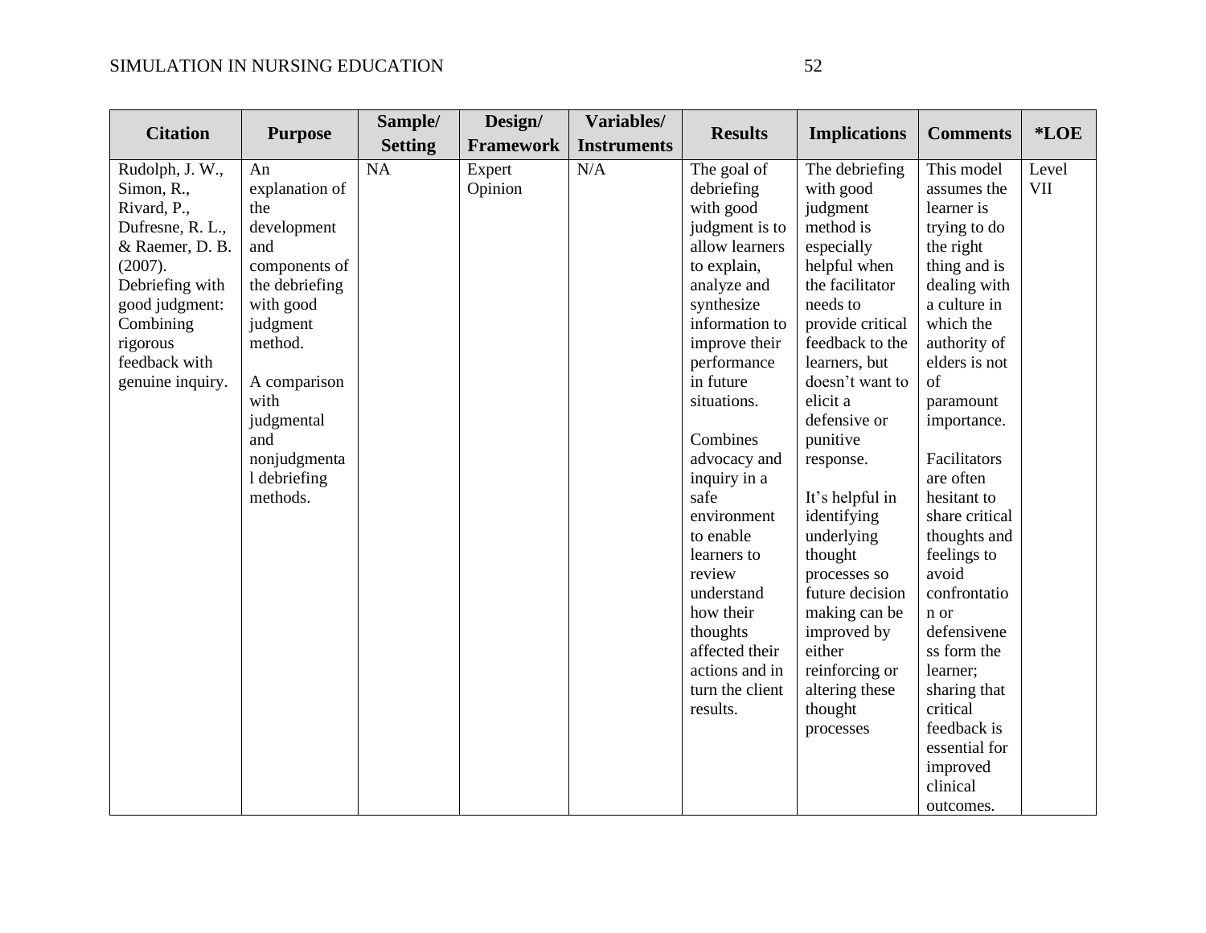| Citation | Purpose | Sample/ Setting | Design/ Framework | Variables/ Instruments | Results | Implications | Comments | *LOE |
|---|---|---|---|---|---|---|---|---|
| Rudolph, J. W., Simon, R., Rivard, P., Dufresne, R. L., & Raemer, D. B. (2007). Debriefing with good judgment: Combining rigorous feedback with genuine inquiry. | An explanation of the development and components of the debriefing with good judgment method.<br><br>A comparison with judgmental and nonjudgmental debriefing methods. | NA | Expert Opinion | N/A | The goal of debriefing with good judgment is to allow learners to explain, analyze and synthesize information to improve their performance in future situations.<br><br>Combines advocacy and inquiry in a safe environment to enable learners to review understand how their thoughts affected their actions and in turn the client results. | The debriefing with good judgment method is especially helpful when the facilitator needs to provide critical feedback to the learners, but doesn't want to elicit a defensive or punitive response.<br><br>It's helpful in identifying underlying thought processes so future decision making can be improved by either reinforcing or altering these thought processes | This model assumes the learner is trying to do the right thing and is dealing with a culture in which the authority of elders is not of paramount importance.<br><br>Facilitators are often hesitant to share critical thoughts and feelings to avoid confrontation or defensiveness form the learner; sharing that critical feedback is essential for improved clinical outcomes. | Level VII |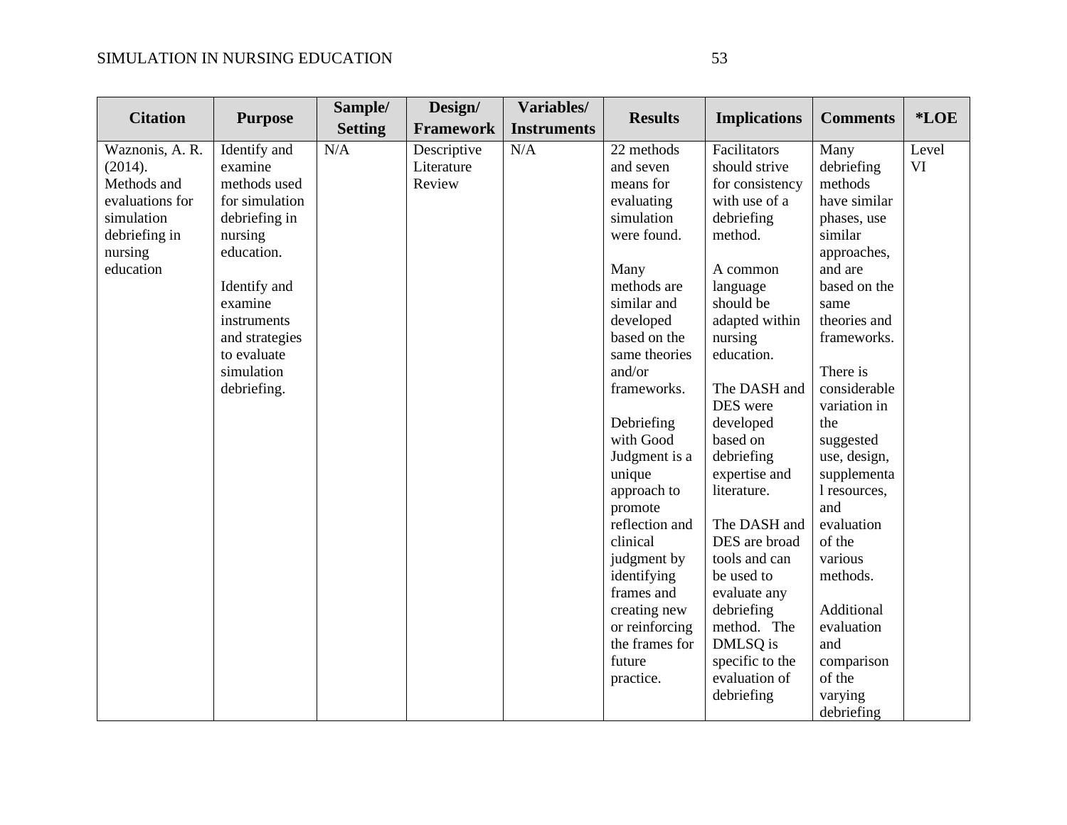| Citation | Purpose | Sample/ Setting | Design/ Framework | Variables/ Instruments | Results | Implications | Comments | *LOE |
|---|---|---|---|---|---|---|---|---|
| Waznonis, A. R. (2014). Methods and evaluations for simulation debriefing in nursing education | Identify and examine methods used for simulation debriefing in nursing education.<br><br>Identify and examine instruments and strategies to evaluate simulation debriefing. | N/A | Descriptive Literature Review | N/A | 22 methods and seven means for evaluating simulation were found.<br><br>Many methods are similar and developed based on the same theories and/or frameworks.<br><br>Debriefing with Good Judgment is a unique approach to promote reflection and clinical judgment by identifying frames and creating new or reinforcing the frames for future practice. | Facilitators should strive for consistency with use of a debriefing method.<br><br>A common language should be adapted within nursing education.<br><br>The DASH and DES were developed based on debriefing expertise and literature.<br><br>The DASH and DES are broad tools and can be used to evaluate any debriefing method. The DMLSQ is specific to the evaluation of debriefing | Many debriefing methods have similar phases, use similar approaches, and are based on the same theories and frameworks.<br><br>There is considerable variation in the suggested use, design, supplemental resources, and evaluation of the various methods.<br><br>Additional evaluation and comparison of the varying debriefing | Level VI |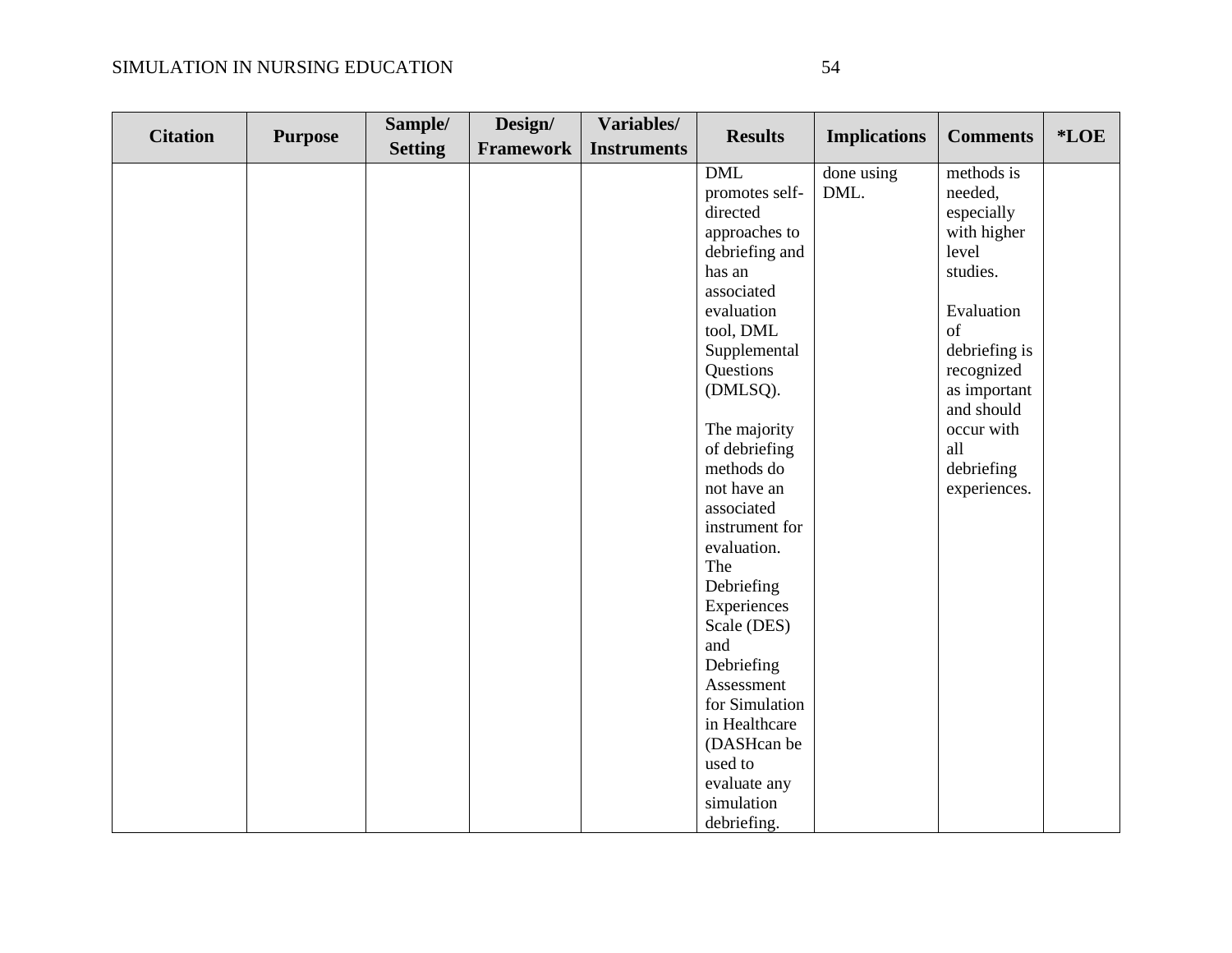| Citation | Purpose | Sample/ Setting | Design/ Framework | Variables/ Instruments | Results | Implications | Comments | *LOE |
|---|---|---|---|---|---|---|---|---|
| | | | | | DML promotes self-directed approaches to debriefing and has an associated evaluation tool, DML Supplemental Questions (DMLSQ). The majority of debriefing methods do not have an associated instrument for evaluation. The Debriefing Experiences Scale (DES) and Debriefing Assessment for Simulation in Healthcare (DASHcan be used to evaluate any simulation debriefing. | done using DML. | methods is needed, especially with higher level studies. Evaluation of debriefing is recognized as important and should occur with all debriefing experiences. | |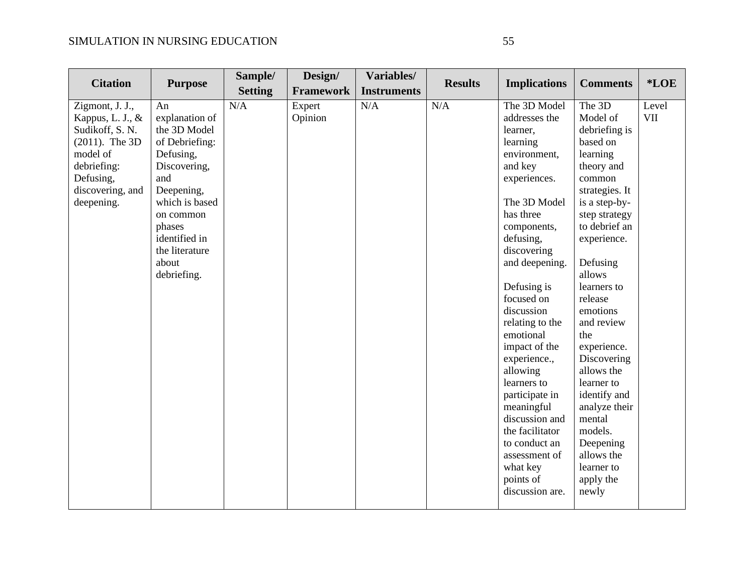| Citation | Purpose | Sample/ Setting | Design/ Framework | Variables/ Instruments | Results | Implications | Comments | *LOE |
|---|---|---|---|---|---|---|---|---|
| Zigmont, J. J., Kappus, L. J., & Sudikoff, S. N. (2011). The 3D model of debriefing: Defusing, discovering, and deepening. | An explanation of the 3D Model of Debriefing: Defusing, Discovering, and Deepening, which is based on common phases identified in the literature about debriefing. | N/A | Expert Opinion | N/A | N/A | The 3D Model addresses the learner, learning environment, and key experiences. The 3D Model has three components, defusing, discovering and deepening. Defusing is focused on discussion relating to the emotional impact of the experience., allowing learners to participate in meaningful discussion and the facilitator to conduct an assessment of what key points of discussion are. | The 3D Model of debriefing is based on learning theory and common strategies. It is a step-by-step strategy to debrief an experience. Defusing allows learners to release emotions and review the experience. Discovering allows the learner to identify and analyze their mental models. Deepening allows the learner to apply the newly | Level VII |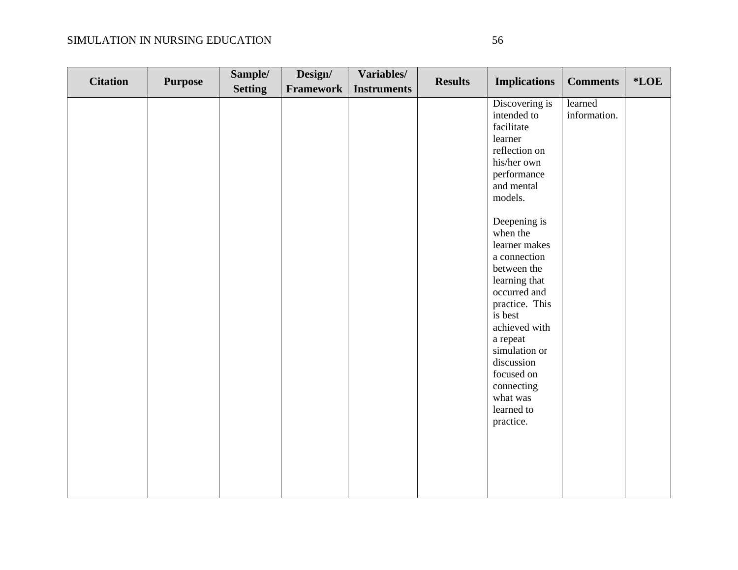| Citation | Purpose | Sample/ Setting | Design/ Framework | Variables/ Instruments | Results | Implications | Comments | *LOE |
|---|---|---|---|---|---|---|---|---|
| | | | | | | Discovering is intended to facilitate learner reflection on his/her own performance and mental models.<br><br>Deepening is when the learner makes a connection between the learning that occurred and practice. This is best achieved with a repeat simulation or discussion focused on connecting what was learned to practice. | learned information. | |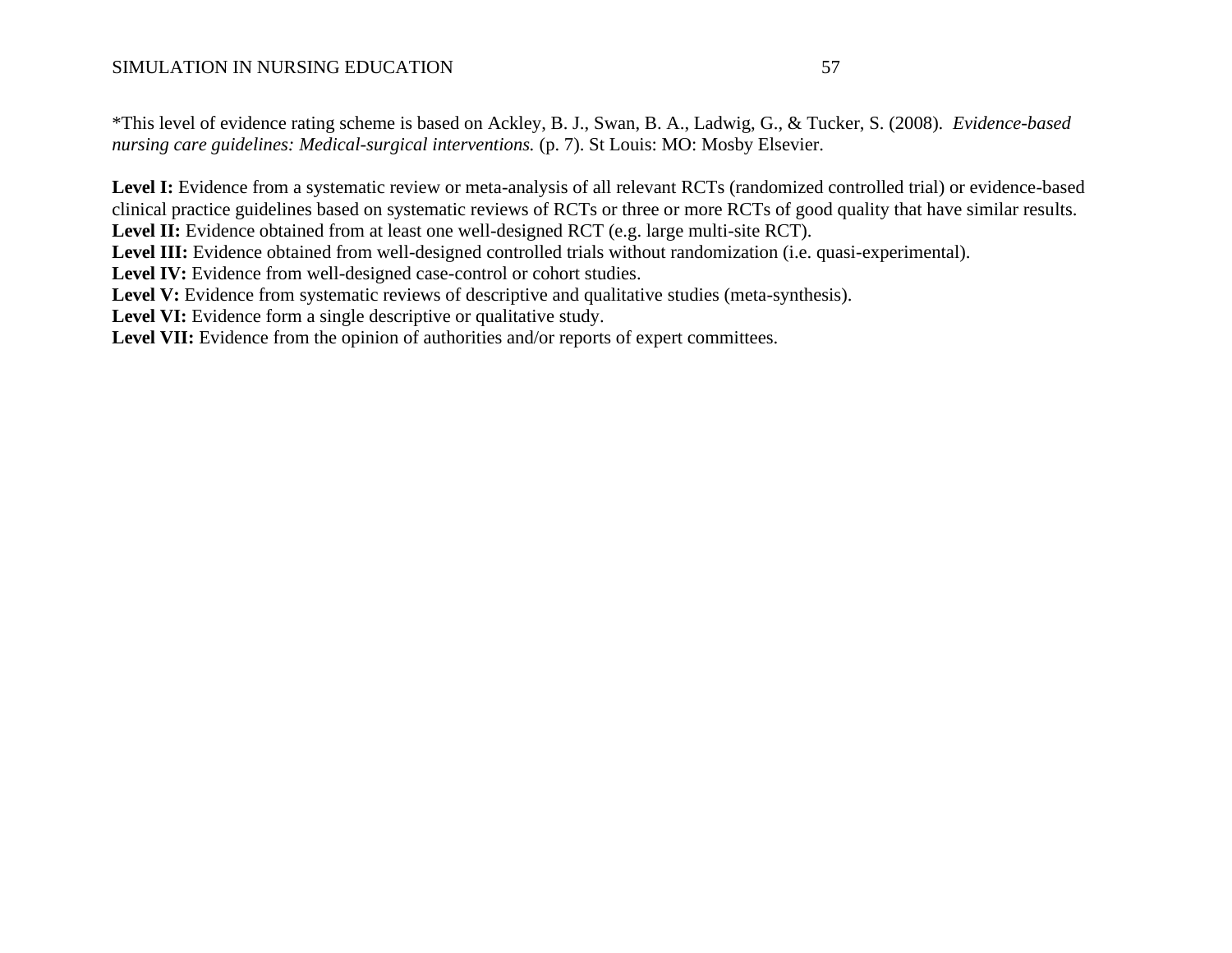*This level of evidence rating scheme is based on Ackley, B. J., Swan, B. A., Ladwig, G., & Tucker, S. (2008). *Evidence-based nursing care guidelines: Medical-surgical interventions.* (p. 7). St Louis: MO: Mosby Elsevier.

**Level I:** Evidence from a systematic review or meta-analysis of all relevant RCTs (randomized controlled trial) or evidence-based clinical practice guidelines based on systematic reviews of RCTs or three or more RCTs of good quality that have similar results.
**Level II:** Evidence obtained from at least one well-designed RCT (e.g. large multi-site RCT).
**Level III:** Evidence obtained from well-designed controlled trials without randomization (i.e. quasi-experimental).
**Level IV:** Evidence from well-designed case-control or cohort studies.
**Level V:** Evidence from systematic reviews of descriptive and qualitative studies (meta-synthesis).
**Level VI:** Evidence form a single descriptive or qualitative study.
**Level VII:** Evidence from the opinion of authorities and/or reports of expert committees.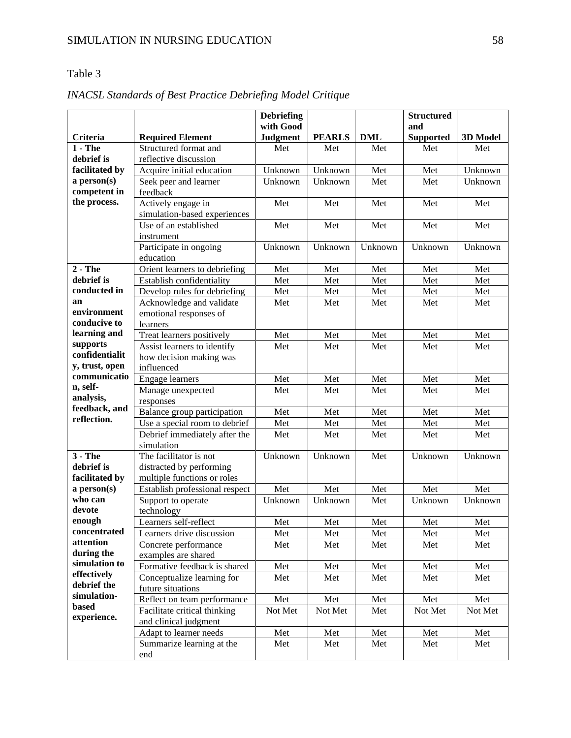Table 3

*INACSL Standards of Best Practice Debriefing Model Critique*

| Criteria | Required Element | Debriefing with Good Judgment | PEARLS | DML | Structured and Supported | 3D Model |
|---|---|---|---|---|---|---|
| **1 - The debrief is facilitated by a person(s) competent in the process.** | Structured format and reflective discussion | Met | Met | Met | Met | Met |
| | Acquire initial education | Unknown | Unknown | Met | Met | Unknown |
| | Seek peer and learner feedback | Unknown | Unknown | Met | Met | Unknown |
| | Actively engage in simulation-based experiences | Met | Met | Met | Met | Met |
| | Use of an established instrument | Met | Met | Met | Met | Met |
| | Participate in ongoing education | Unknown | Unknown | Unknown | Unknown | Unknown |
| **2 - The debrief is conducted in an environment conducive to learning and supports confidentiality, trust, open communication, self-analysis, feedback, and reflection.** | Orient learners to debriefing | Met | Met | Met | Met | Met |
| | Establish confidentiality | Met | Met | Met | Met | Met |
| | Develop rules for debriefing | Met | Met | Met | Met | Met |
| | Acknowledge and validate emotional responses of learners | Met | Met | Met | Met | Met |
| | Treat learners positively | Met | Met | Met | Met | Met |
| | Assist learners to identify how decision making was influenced | Met | Met | Met | Met | Met |
| | Engage learners | Met | Met | Met | Met | Met |
| | Manage unexpected responses | Met | Met | Met | Met | Met |
| | Balance group participation | Met | Met | Met | Met | Met |
| | Use a special room to debrief | Met | Met | Met | Met | Met |
| | Debrief immediately after the simulation | Met | Met | Met | Met | Met |
| **3 - The debrief is facilitated by a person(s) who can devote enough concentrated attention during the simulation to effectively debrief the simulation-based experience.** | The facilitator is not distracted by performing multiple functions or roles | Unknown | Unknown | Met | Unknown | Unknown |
| | Establish professional respect | Met | Met | Met | Met | Met |
| | Support to operate technology | Unknown | Unknown | Met | Unknown | Unknown |
| | Learners self-reflect | Met | Met | Met | Met | Met |
| | Learners drive discussion | Met | Met | Met | Met | Met |
| | Concrete performance examples are shared | Met | Met | Met | Met | Met |
| | Formative feedback is shared | Met | Met | Met | Met | Met |
| | Conceptualize learning for future situations | Met | Met | Met | Met | Met |
| | Reflect on team performance | Met | Met | Met | Met | Met |
| | Facilitate critical thinking and clinical judgment | Not Met | Not Met | Met | Not Met | Not Met |
| | Adapt to learner needs | Met | Met | Met | Met | Met |
| | Summarize learning at the end | Met | Met | Met | Met | Met |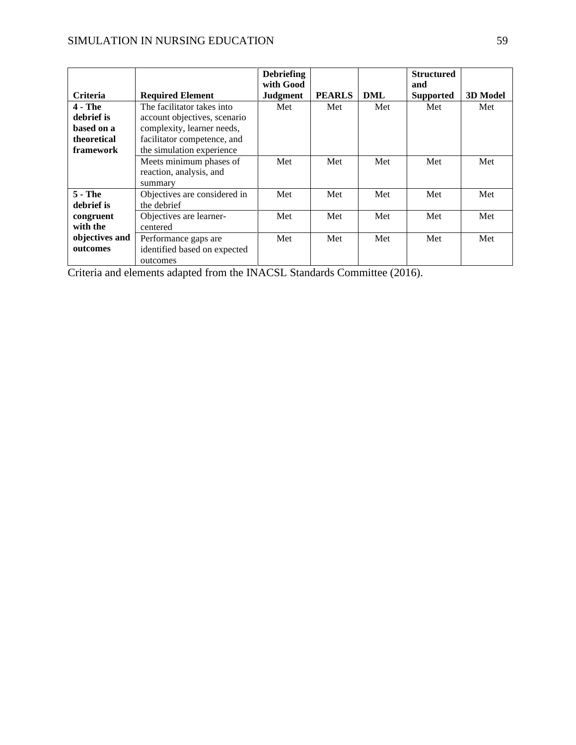| Criteria | Required Element | Debriefing with Good Judgment | PEARLS | DML | Structured and Supported | 3D Model |
|---|---|---|---|---|---|---|
| **4 - The debrief is based on a theoretical framework** | The facilitator takes into account objectives, scenario complexity, learner needs, facilitator competence, and the simulation experience | Met | Met | Met | Met | Met |
| | Meets minimum phases of reaction, analysis, and summary | Met | Met | Met | Met | Met |
| **5 - The debrief is congruent with the objectives and outcomes** | Objectives are considered in the debrief | Met | Met | Met | Met | Met |
| | Objectives are learner-centered | Met | Met | Met | Met | Met |
| | Performance gaps are identified based on expected outcomes | Met | Met | Met | Met | Met |

Criteria and elements adapted from the INACSL Standards Committee (2016).